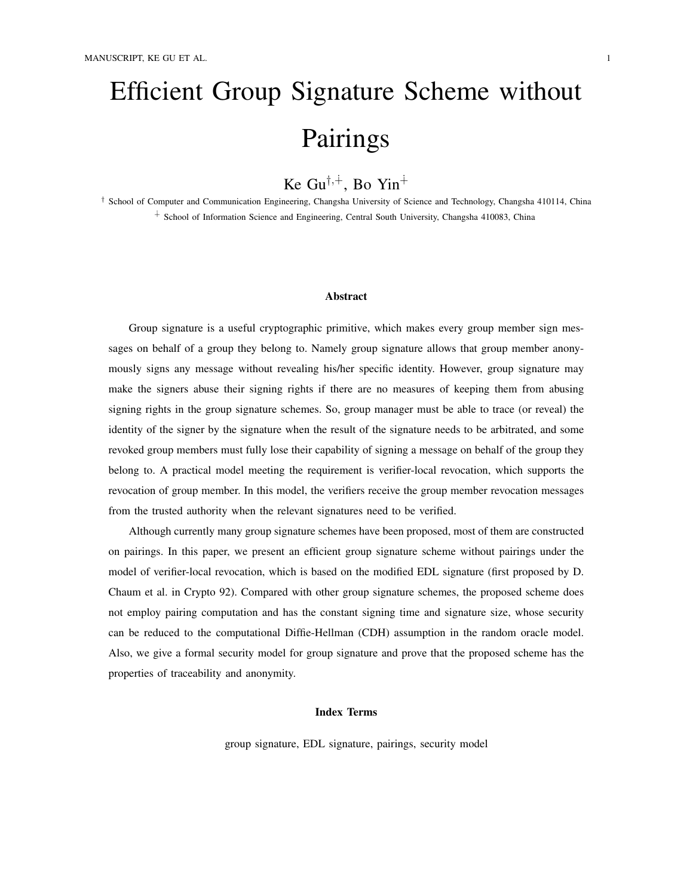# Efficient Group Signature Scheme without Pairings

Ke Gu[†,‡], Bo Yin[‡]

[†] School of Computer and Communication Engineering, Changsha University of Science and Technology, Changsha 410114, China

[‡] School of Information Science and Engineering, Central South University, Changsha 410083, China

## Abstract

Group signature is a useful cryptographic primitive, which makes every group member sign messages on behalf of a group they belong to. Namely group signature allows that group member anonymously signs any message without revealing his/her specific identity. However, group signature may make the signers abuse their signing rights if there are no measures of keeping them from abusing signing rights in the group signature schemes. So, group manager must be able to trace (or reveal) the identity of the signer by the signature when the result of the signature needs to be arbitrated, and some revoked group members must fully lose their capability of signing a message on behalf of the group they belong to. A practical model meeting the requirement is verifier-local revocation, which supports the revocation of group member. In this model, the verifiers receive the group member revocation messages from the trusted authority when the relevant signatures need to be verified.

Although currently many group signature schemes have been proposed, most of them are constructed on pairings. In this paper, we present an efficient group signature scheme without pairings under the model of verifier-local revocation, which is based on the modified EDL signature (first proposed by D. Chaum et al. in Crypto 92). Compared with other group signature schemes, the proposed scheme does not employ pairing computation and has the constant signing time and signature size, whose security can be reduced to the computational Diffie-Hellman (CDH) assumption in the random oracle model. Also, we give a formal security model for group signature and prove that the proposed scheme has the properties of traceability and anonymity.

## Index Terms

group signature, EDL signature, pairings, security model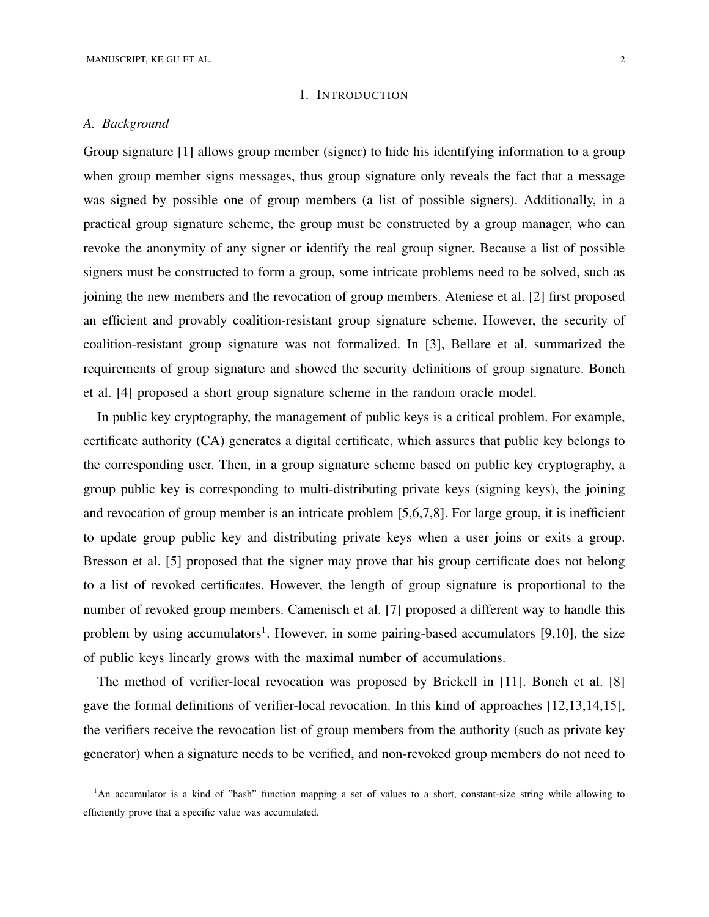# I. Introduction

## A. Background

Group signature [1] allows group member (signer) to hide his identifying information to a group when group member signs messages, thus group signature only reveals the fact that a message was signed by possible one of group members (a list of possible signers). Additionally, in a practical group signature scheme, the group must be constructed by a group manager, who can revoke the anonymity of any signer or identify the real group signer. Because a list of possible signers must be constructed to form a group, some intricate problems need to be solved, such as joining the new members and the revocation of group members. Ateniese et al. [2] first proposed an efficient and provably coalition-resistant group signature scheme. However, the security of coalition-resistant group signature was not formalized. In [3], Bellare et al. summarized the requirements of group signature and showed the security definitions of group signature. Boneh et al. [4] proposed a short group signature scheme in the random oracle model.

In public key cryptography, the management of public keys is a critical problem. For example, certificate authority (CA) generates a digital certificate, which assures that public key belongs to the corresponding user. Then, in a group signature scheme based on public key cryptography, a group public key is corresponding to multi-distributing private keys (signing keys), the joining and revocation of group member is an intricate problem [5,6,7,8]. For large group, it is inefficient to update group public key and distributing private keys when a user joins or exits a group. Bresson et al. [5] proposed that the signer may prove that his group certificate does not belong to a list of revoked certificates. However, the length of group signature is proportional to the number of revoked group members. Camenisch et al. [7] proposed a different way to handle this problem by using accumulators[1]. However, in some pairing-based accumulators [9,10], the size of public keys linearly grows with the maximal number of accumulations.

The method of verifier-local revocation was proposed by Brickell in [11]. Boneh et al. [8] gave the formal definitions of verifier-local revocation. In this kind of approaches [12,13,14,15], the verifiers receive the revocation list of group members from the authority (such as private key generator) when a signature needs to be verified, and non-revoked group members do not need to

[1] An accumulator is a kind of "hash" function mapping a set of values to a short, constant-size string while allowing to efficiently prove that a specific value was accumulated.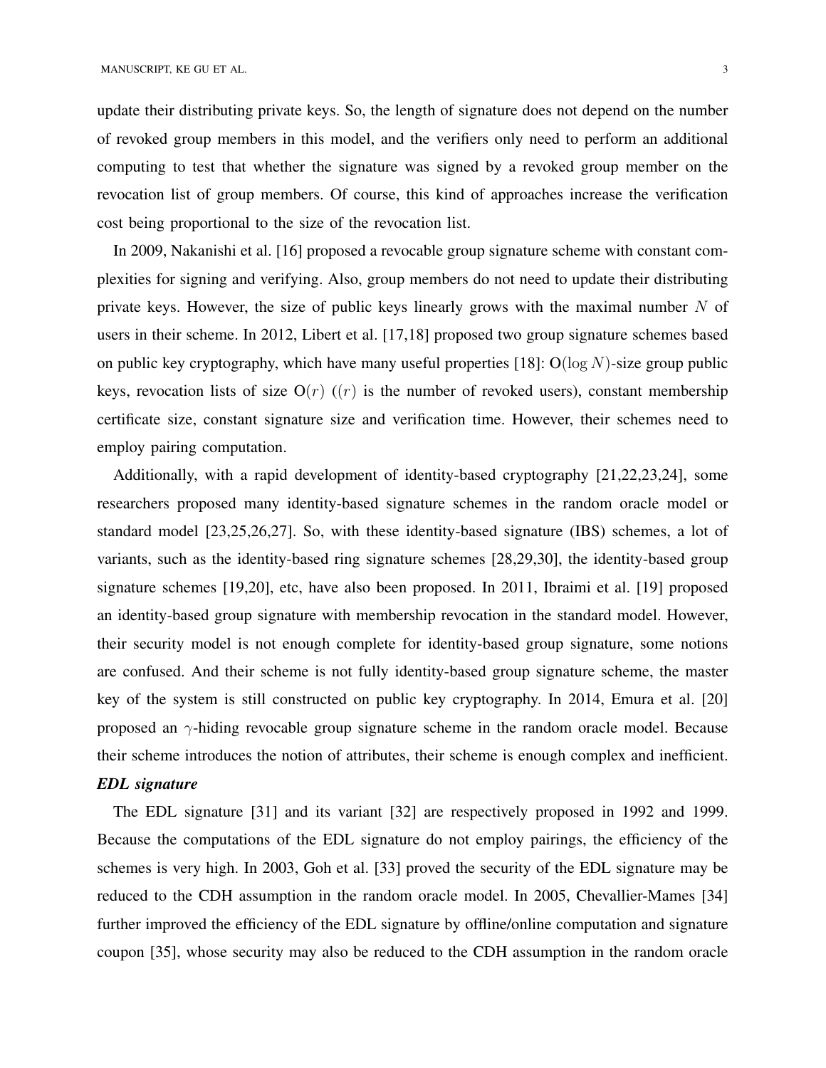update their distributing private keys. So, the length of signature does not depend on the number of revoked group members in this model, and the verifiers only need to perform an additional computing to test that whether the signature was signed by a revoked group member on the revocation list of group members. Of course, this kind of approaches increase the verification cost being proportional to the size of the revocation list.

In 2009, Nakanishi et al. [16] proposed a revocable group signature scheme with constant complexities for signing and verifying. Also, group members do not need to update their distributing private keys. However, the size of public keys linearly grows with the maximal number $N$ of users in their scheme. In 2012, Libert et al. [17,18] proposed two group signature schemes based on public key cryptography, which have many useful properties [18]: $\mathrm{O}(\log N)$-size group public keys, revocation lists of size $\mathrm{O}(r)$ ($(r)$ is the number of revoked users), constant membership certificate size, constant signature size and verification time. However, their schemes need to employ pairing computation.

Additionally, with a rapid development of identity-based cryptography [21,22,23,24], some researchers proposed many identity-based signature schemes in the random oracle model or standard model [23,25,26,27]. So, with these identity-based signature (IBS) schemes, a lot of variants, such as the identity-based ring signature schemes [28,29,30], the identity-based group signature schemes [19,20], etc, have also been proposed. In 2011, Ibraimi et al. [19] proposed an identity-based group signature with membership revocation in the standard model. However, their security model is not enough complete for identity-based group signature, some notions are confused. And their scheme is not fully identity-based group signature scheme, the master key of the system is still constructed on public key cryptography. In 2014, Emura et al. [20] proposed an $\gamma$-hiding revocable group signature scheme in the random oracle model. Because their scheme introduces the notion of attributes, their scheme is enough complex and inefficient.

***EDL signature***

The EDL signature [31] and its variant [32] are respectively proposed in 1992 and 1999. Because the computations of the EDL signature do not employ pairings, the efficiency of the schemes is very high. In 2003, Goh et al. [33] proved the security of the EDL signature may be reduced to the CDH assumption in the random oracle model. In 2005, Chevallier-Mames [34] further improved the efficiency of the EDL signature by offline/online computation and signature coupon [35], whose security may also be reduced to the CDH assumption in the random oracle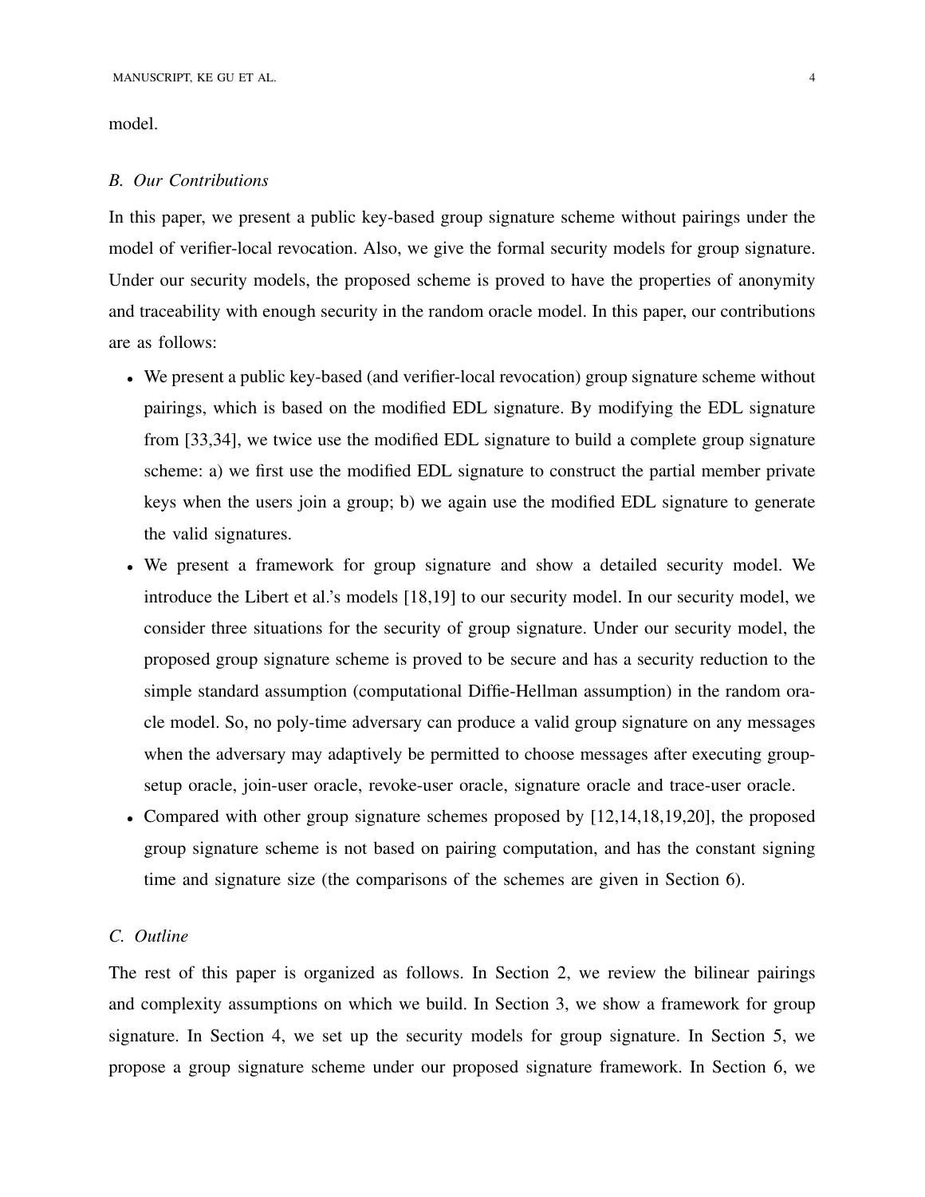model.

### B. Our Contributions

In this paper, we present a public key-based group signature scheme without pairings under the model of verifier-local revocation. Also, we give the formal security models for group signature. Under our security models, the proposed scheme is proved to have the properties of anonymity and traceability with enough security in the random oracle model. In this paper, our contributions are as follows:

- We present a public key-based (and verifier-local revocation) group signature scheme without pairings, which is based on the modified EDL signature. By modifying the EDL signature from [33,34], we twice use the modified EDL signature to build a complete group signature scheme: a) we first use the modified EDL signature to construct the partial member private keys when the users join a group; b) we again use the modified EDL signature to generate the valid signatures.
- We present a framework for group signature and show a detailed security model. We introduce the Libert et al.'s models [18,19] to our security model. In our security model, we consider three situations for the security of group signature. Under our security model, the proposed group signature scheme is proved to be secure and has a security reduction to the simple standard assumption (computational Diffie-Hellman assumption) in the random oracle model. So, no poly-time adversary can produce a valid group signature on any messages when the adversary may adaptively be permitted to choose messages after executing group-setup oracle, join-user oracle, revoke-user oracle, signature oracle and trace-user oracle.
- Compared with other group signature schemes proposed by [12,14,18,19,20], the proposed group signature scheme is not based on pairing computation, and has the constant signing time and signature size (the comparisons of the schemes are given in Section 6).

### C. Outline

The rest of this paper is organized as follows. In Section 2, we review the bilinear pairings and complexity assumptions on which we build. In Section 3, we show a framework for group signature. In Section 4, we set up the security models for group signature. In Section 5, we propose a group signature scheme under our proposed signature framework. In Section 6, we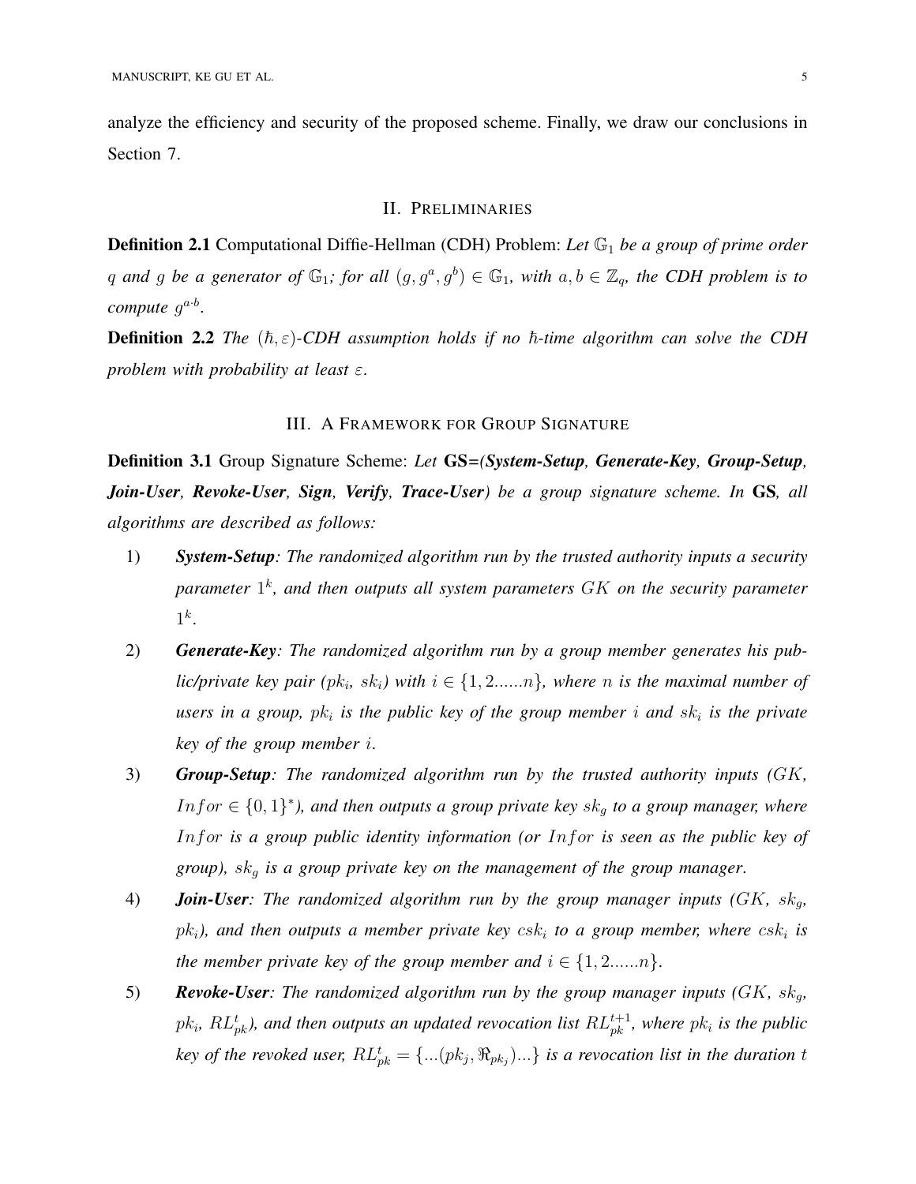analyze the efficiency and security of the proposed scheme. Finally, we draw our conclusions in Section 7.

## II. Preliminaries

**Definition 2.1** Computational Diffie-Hellman (CDH) Problem: *Let $\mathbb{G}_1$ be a group of prime order $q$ and $g$ be a generator of $\mathbb{G}_1$; for all $(g, g^a, g^b) \in \mathbb{G}_1$, with $a, b \in \mathbb{Z}_q$, the CDH problem is to compute $g^{a \cdot b}$.*

**Definition 2.2** *The $(\hbar, \varepsilon)$-CDH assumption holds if no $\hbar$-time algorithm can solve the CDH problem with probability at least $\varepsilon$.*

## III. A Framework for Group Signature

**Definition 3.1** Group Signature Scheme: *Let* **GS***=(**System-Setup**, **Generate-Key**, **Group-Setup**, **Join-User**, **Revoke-User**, **Sign**, **Verify**, **Trace-User**) be a group signature scheme. In* **GS***, all algorithms are described as follows:*

1) ***System-Setup**: The randomized algorithm run by the trusted authority inputs a security parameter $1^k$, and then outputs all system parameters $GK$ on the security parameter $1^k$.*
2) ***Generate-Key**: The randomized algorithm run by a group member generates his public/private key pair ($pk_i$, $sk_i$) with $i \in \{1, 2......n\}$, where $n$ is the maximal number of users in a group, $pk_i$ is the public key of the group member $i$ and $sk_i$ is the private key of the group member $i$.*
3) ***Group-Setup**: The randomized algorithm run by the trusted authority inputs ($GK$, $Infor \in \{0, 1\}^*$), and then outputs a group private key $sk_g$ to a group manager, where $Infor$ is a group public identity information (or $Infor$ is seen as the public key of group), $sk_g$ is a group private key on the management of the group manager.*
4) ***Join-User**: The randomized algorithm run by the group manager inputs ($GK$, $sk_g$, $pk_i$), and then outputs a member private key $csk_i$ to a group member, where $csk_i$ is the member private key of the group member and $i \in \{1, 2......n\}$.*
5) ***Revoke-User**: The randomized algorithm run by the group manager inputs ($GK$, $sk_g$, $pk_i$, $RL_{pk}^t$), and then outputs an updated revocation list $RL_{pk}^{t+1}$, where $pk_i$ is the public key of the revoked user, $RL_{pk}^t = \{...(pk_j, \Re_{pk_j})...\}$ is a revocation list in the duration $t$*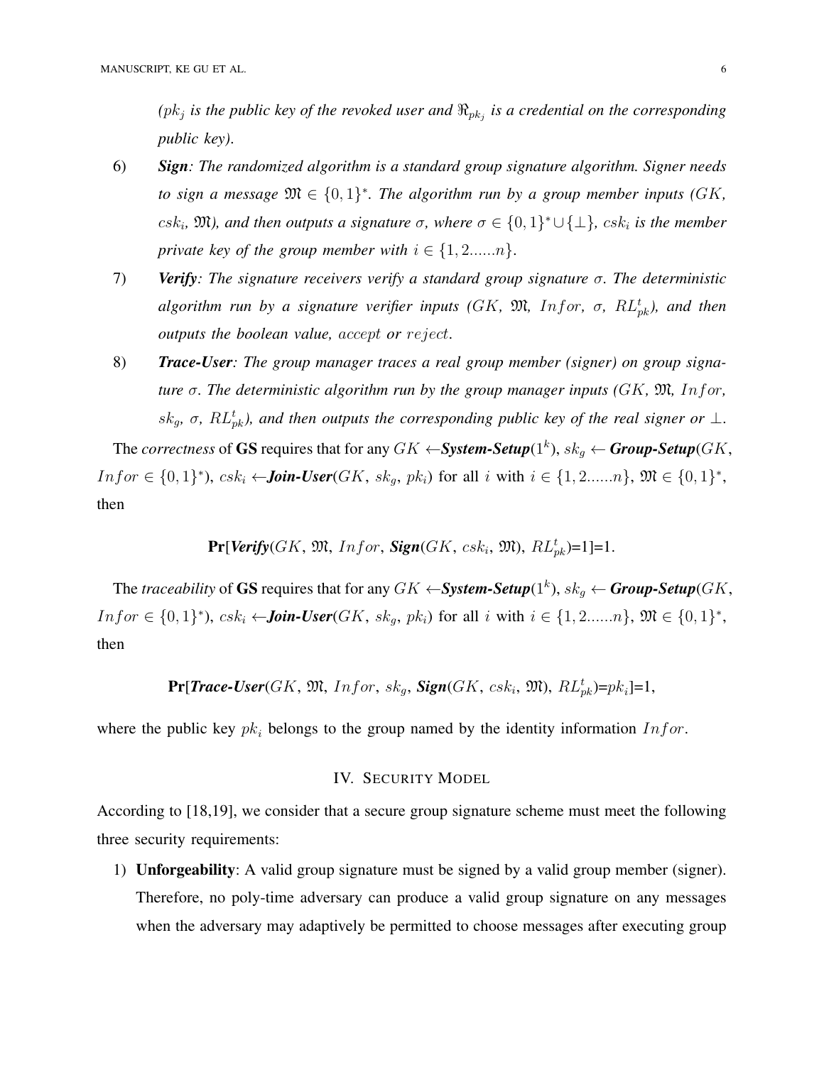*($pk_j$ is the public key of the revoked user and $\Re_{pk_j}$ is a credential on the corresponding public key).*

6) ***Sign**: The randomized algorithm is a standard group signature algorithm. Signer needs to sign a message $\mathfrak{M} \in \{0,1\}^*$. The algorithm run by a group member inputs ($GK$, $csk_i$, $\mathfrak{M}$), and then outputs a signature $\sigma$, where $\sigma \in \{0,1\}^* \cup \{\perp\}$, $csk_i$ is the member private key of the group member with $i \in \{1, 2......n\}$.*

7) ***Verify**: The signature receivers verify a standard group signature $\sigma$. The deterministic algorithm run by a signature verifier inputs ($GK$, $\mathfrak{M}$, $Infor$, $\sigma$, $RL^t_{pk}$), and then outputs the boolean value, $accept$ or $reject$.*

8) ***Trace-User**: The group manager traces a real group member (signer) on group signature $\sigma$. The deterministic algorithm run by the group manager inputs ($GK$, $\mathfrak{M}$, $Infor$, $sk_g$, $\sigma$, $RL^t_{pk}$), and then outputs the corresponding public key of the real signer or $\perp$.*

The *correctness* of **GS** requires that for any $GK \leftarrow$***System-Setup***$(1^k)$, $sk_g \leftarrow$ ***Group-Setup***($GK$, $Infor \in \{0,1\}^*$), $csk_i \leftarrow$***Join-User***($GK$, $sk_g$, $pk_i$) for all $i$ with $i \in \{1, 2......n\}$, $\mathfrak{M} \in \{0,1\}^*$, then

$$\mathbf{Pr}[\textbf{\textit{Verify}}(GK,\ \mathfrak{M},\ Infor,\ \textbf{\textit{Sign}}(GK,\ csk_i,\ \mathfrak{M}),\ RL^t_{pk})=1]=1.$$

The *traceability* of **GS** requires that for any $GK \leftarrow$***System-Setup***$(1^k)$, $sk_g \leftarrow$ ***Group-Setup***($GK$, $Infor \in \{0,1\}^*$), $csk_i \leftarrow$***Join-User***($GK$, $sk_g$, $pk_i$) for all $i$ with $i \in \{1, 2......n\}$, $\mathfrak{M} \in \{0,1\}^*$, then

$$\mathbf{Pr}[\textbf{\textit{Trace-User}}(GK,\ \mathfrak{M},\ Infor,\ sk_g,\ \textbf{\textit{Sign}}(GK,\ csk_i,\ \mathfrak{M}),\ RL^t_{pk})=pk_i]=1,$$

where the public key $pk_i$ belongs to the group named by the identity information $Infor$.

## IV. Security Model

According to [18,19], we consider that a secure group signature scheme must meet the following three security requirements:

1) **Unforgeability**: A valid group signature must be signed by a valid group member (signer). Therefore, no poly-time adversary can produce a valid group signature on any messages when the adversary may adaptively be permitted to choose messages after executing group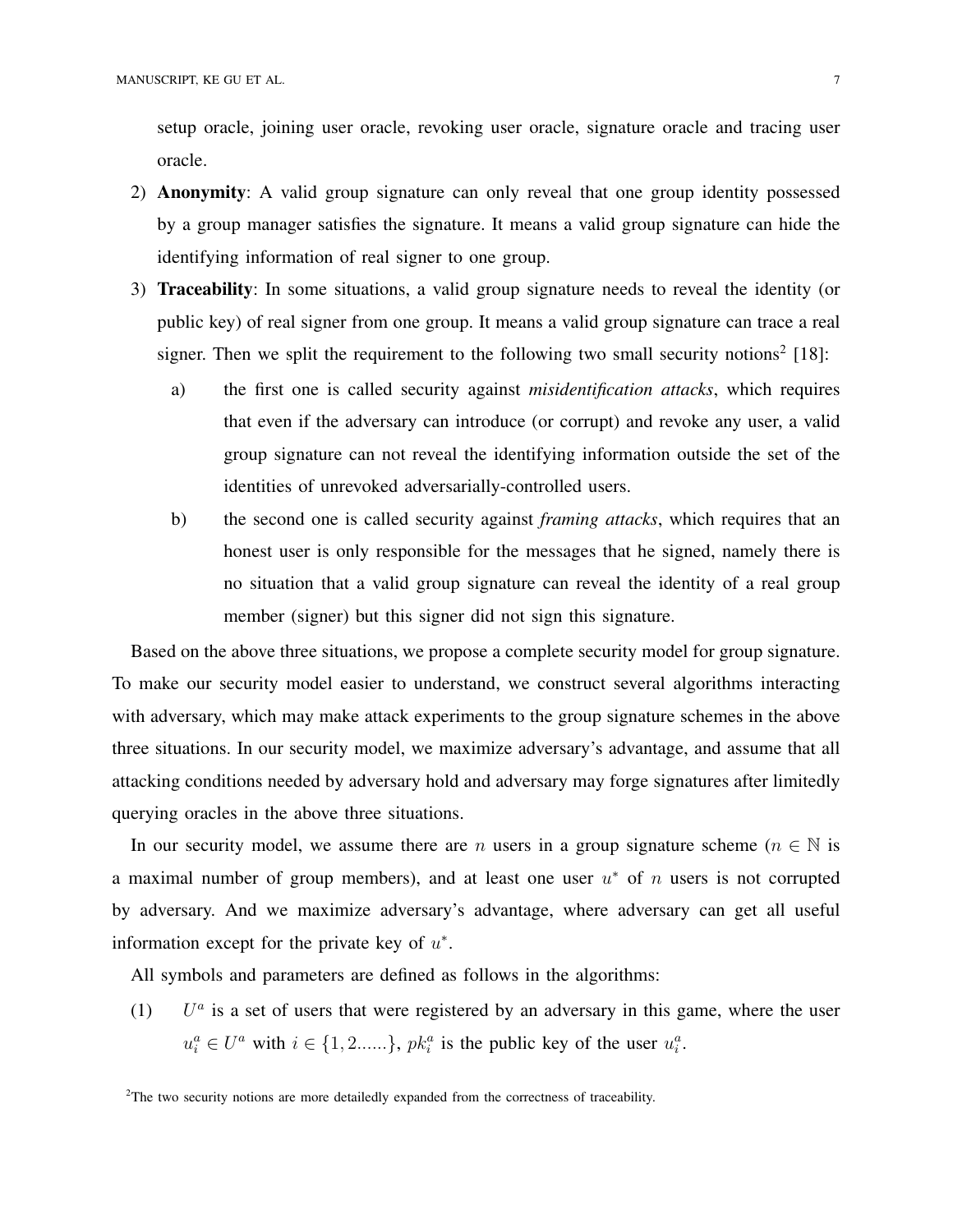setup oracle, joining user oracle, revoking user oracle, signature oracle and tracing user oracle.

2) **Anonymity**: A valid group signature can only reveal that one group identity possessed by a group manager satisfies the signature. It means a valid group signature can hide the identifying information of real signer to one group.

3) **Traceability**: In some situations, a valid group signature needs to reveal the identity (or public key) of real signer from one group. It means a valid group signature can trace a real signer. Then we split the requirement to the following two small security notions[2] [18]:

   a) the first one is called security against *misidentification attacks*, which requires that even if the adversary can introduce (or corrupt) and revoke any user, a valid group signature can not reveal the identifying information outside the set of the identities of unrevoked adversarially-controlled users.

   b) the second one is called security against *framing attacks*, which requires that an honest user is only responsible for the messages that he signed, namely there is no situation that a valid group signature can reveal the identity of a real group member (signer) but this signer did not sign this signature.

Based on the above three situations, we propose a complete security model for group signature. To make our security model easier to understand, we construct several algorithms interacting with adversary, which may make attack experiments to the group signature schemes in the above three situations. In our security model, we maximize adversary's advantage, and assume that all attacking conditions needed by adversary hold and adversary may forge signatures after limitedly querying oracles in the above three situations.

In our security model, we assume there are $n$ users in a group signature scheme ($n \in \mathbb{N}$ is a maximal number of group members), and at least one user $u^*$ of $n$ users is not corrupted by adversary. And we maximize adversary's advantage, where adversary can get all useful information except for the private key of $u^*$.

All symbols and parameters are defined as follows in the algorithms:

(1) $U^a$ is a set of users that were registered by an adversary in this game, where the user $u_i^a \in U^a$ with $i \in \{1, 2......\}$, $pk_i^a$ is the public key of the user $u_i^a$.

[2] The two security notions are more detailedly expanded from the correctness of traceability.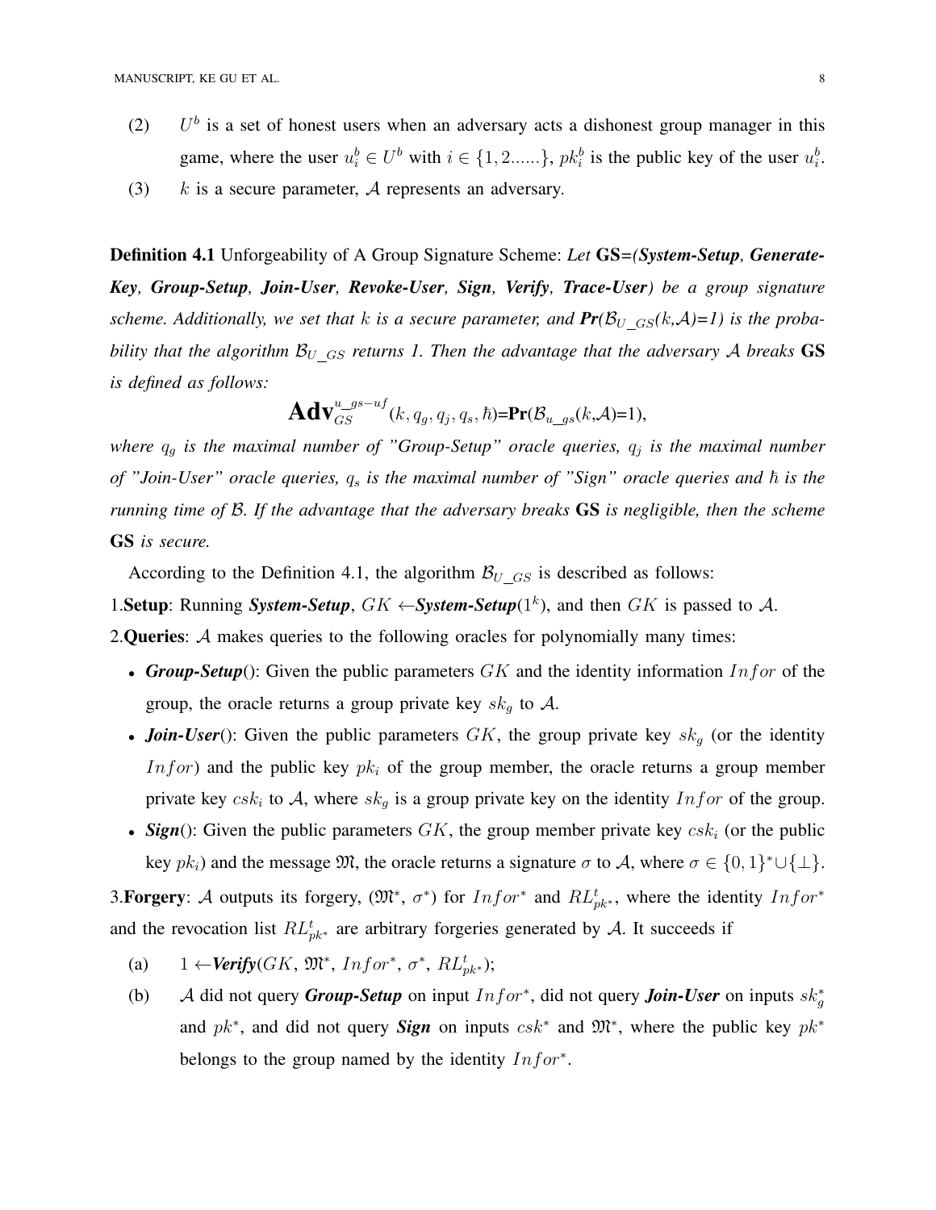(2) $U^b$ is a set of honest users when an adversary acts a dishonest group manager in this game, where the user $u_i^b \in U^b$ with $i \in \{1, 2......\}$, $pk_i^b$ is the public key of the user $u_i^b$.

(3) $k$ is a secure parameter, $\mathcal{A}$ represents an adversary.

**Definition 4.1** Unforgeability of A Group Signature Scheme: *Let* **GS**=(***System-Setup***, ***Generate-Key***, ***Group-Setup***, ***Join-User***, ***Revoke-User***, ***Sign***, ***Verify***, ***Trace-User***) *be a group signature scheme. Additionally, we set that $k$ is a secure parameter, and* ***Pr***($\mathcal{B}_{U\_GS}(k,\mathcal{A})=1$) *is the probability that the algorithm $\mathcal{B}_{U\_GS}$ returns 1. Then the advantage that the adversary $\mathcal{A}$ breaks* **GS** *is defined as follows:*

$$\mathbf{Adv}_{GS}^{u\_gs-uf}(k, q_g, q_j, q_s, \hbar) = \mathbf{Pr}(\mathcal{B}_{u\_gs}(k,\mathcal{A})=1),$$

*where $q_g$ is the maximal number of "Group-Setup" oracle queries, $q_j$ is the maximal number of "Join-User" oracle queries, $q_s$ is the maximal number of "Sign" oracle queries and $\hbar$ is the running time of $\mathcal{B}$. If the advantage that the adversary breaks* **GS** *is negligible, then the scheme* **GS** *is secure.*

According to the Definition 4.1, the algorithm $\mathcal{B}_{U\_GS}$ is described as follows:

1.**Setup**: Running ***System-Setup***, $GK \leftarrow$***System-Setup***$(1^k)$, and then $GK$ is passed to $\mathcal{A}$.

2.**Queries**: $\mathcal{A}$ makes queries to the following oracles for polynomially many times:

- ***Group-Setup***(): Given the public parameters $GK$ and the identity information $Infor$ of the group, the oracle returns a group private key $sk_g$ to $\mathcal{A}$.
- ***Join-User***(): Given the public parameters $GK$, the group private key $sk_g$ (or the identity $Infor$) and the public key $pk_i$ of the group member, the oracle returns a group member private key $csk_i$ to $\mathcal{A}$, where $sk_g$ is a group private key on the identity $Infor$ of the group.
- ***Sign***(): Given the public parameters $GK$, the group member private key $csk_i$ (or the public key $pk_i$) and the message $\mathfrak{M}$, the oracle returns a signature $\sigma$ to $\mathcal{A}$, where $\sigma \in \{0,1\}^* \cup \{\perp\}$.

3.**Forgery**: $\mathcal{A}$ outputs its forgery, ($\mathfrak{M}^*$, $\sigma^*$) for $Infor^*$ and $RL_{pk^*}^t$, where the identity $Infor^*$ and the revocation list $RL_{pk^*}^t$ are arbitrary forgeries generated by $\mathcal{A}$. It succeeds if

(a) $1 \leftarrow$***Verify***($GK$, $\mathfrak{M}^*$, $Infor^*$, $\sigma^*$, $RL_{pk^*}^t$);

(b) $\mathcal{A}$ did not query ***Group-Setup*** on input $Infor^*$, did not query ***Join-User*** on inputs $sk_g^*$ and $pk^*$, and did not query ***Sign*** on inputs $csk^*$ and $\mathfrak{M}^*$, where the public key $pk^*$ belongs to the group named by the identity $Infor^*$.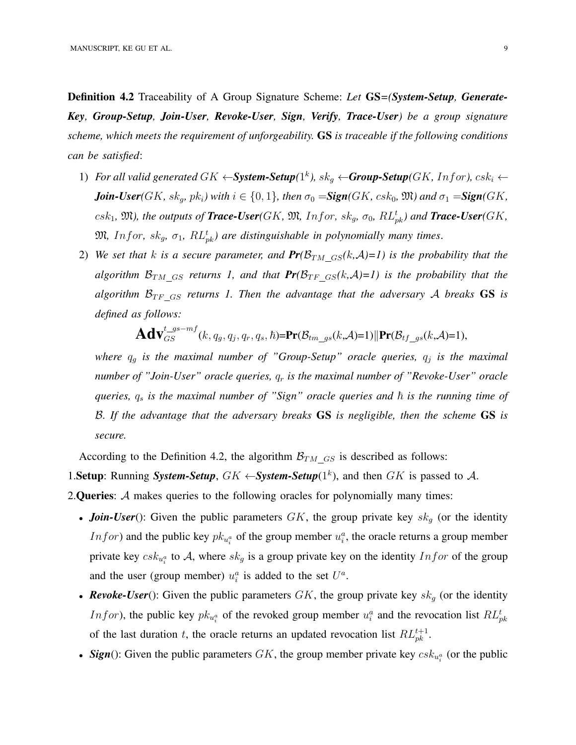**Definition 4.2** Traceability of A Group Signature Scheme: *Let* **GS***=(**System-Setup**, **Generate-Key**, **Group-Setup**, **Join-User**, **Revoke-User**, **Sign**, **Verify**, **Trace-User**) be a group signature scheme, which meets the requirement of unforgeability.* **GS** *is traceable if the following conditions can be satisfied*:

1) *For all valid generated $GK$ ←**System-Setup**($1^k$), $sk_g$ ←**Group-Setup**($GK$, $Infor$), $csk_i$ ← **Join-User**($GK$, $sk_g$, $pk_i$) with $i \in \{0,1\}$, then $\sigma_0$ =**Sign**($GK$, $csk_0$, $\mathfrak{M}$) and $\sigma_1$ =**Sign**($GK$, $csk_1$, $\mathfrak{M}$), the outputs of **Trace-User**($GK$, $\mathfrak{M}$, $Infor$, $sk_g$, $\sigma_0$, $RL^t_{pk}$) and **Trace-User**($GK$, $\mathfrak{M}$, $Infor$, $sk_g$, $\sigma_1$, $RL^t_{pk}$) are distinguishable in polynomially many times.*
2) *We set that $k$ is a secure parameter, and **Pr**($\mathcal{B}_{TM\_GS}$($k$,$\mathcal{A}$)=1) is the probability that the algorithm $\mathcal{B}_{TM\_GS}$ returns 1, and that **Pr**($\mathcal{B}_{TF\_GS}$($k$,$\mathcal{A}$)=1) is the probability that the algorithm $\mathcal{B}_{TF\_GS}$ returns 1. Then the advantage that the adversary $\mathcal{A}$ breaks* **GS** *is defined as follows:*

$$\mathbf{Adv}^{t\_gs-mf}_{GS}(k, q_g, q_j, q_r, q_s, \hbar)=\mathbf{Pr}(\mathcal{B}_{tm\_gs}(k,\mathcal{A})=1)\|\mathbf{Pr}(\mathcal{B}_{tf\_gs}(k,\mathcal{A})=1),$$

*where $q_g$ is the maximal number of "Group-Setup" oracle queries, $q_j$ is the maximal number of "Join-User" oracle queries, $q_r$ is the maximal number of "Revoke-User" oracle queries, $q_s$ is the maximal number of "Sign" oracle queries and $\hbar$ is the running time of $\mathcal{B}$. If the advantage that the adversary breaks* **GS** *is negligible, then the scheme* **GS** *is secure.*

According to the Definition 4.2, the algorithm $\mathcal{B}_{TM\_GS}$ is described as follows:

1.**Setup**: Running ***System-Setup***, $GK$ ←***System-Setup***($1^k$), and then $GK$ is passed to $\mathcal{A}$.

2.**Queries**: $\mathcal{A}$ makes queries to the following oracles for polynomially many times:

- ***Join-User***(): Given the public parameters $GK$, the group private key $sk_g$ (or the identity $Infor$) and the public key $pk_{u^a_i}$ of the group member $u^a_i$, the oracle returns a group member private key $csk_{u^a_i}$ to $\mathcal{A}$, where $sk_g$ is a group private key on the identity $Infor$ of the group and the user (group member) $u^a_i$ is added to the set $U^a$.
- ***Revoke-User***(): Given the public parameters $GK$, the group private key $sk_g$ (or the identity $Infor$), the public key $pk_{u^a_i}$ of the revoked group member $u^a_i$ and the revocation list $RL^t_{pk}$ of the last duration $t$, the oracle returns an updated revocation list $RL^{t+1}_{pk}$.
- ***Sign***(): Given the public parameters $GK$, the group member private key $csk_{u^a_i}$ (or the public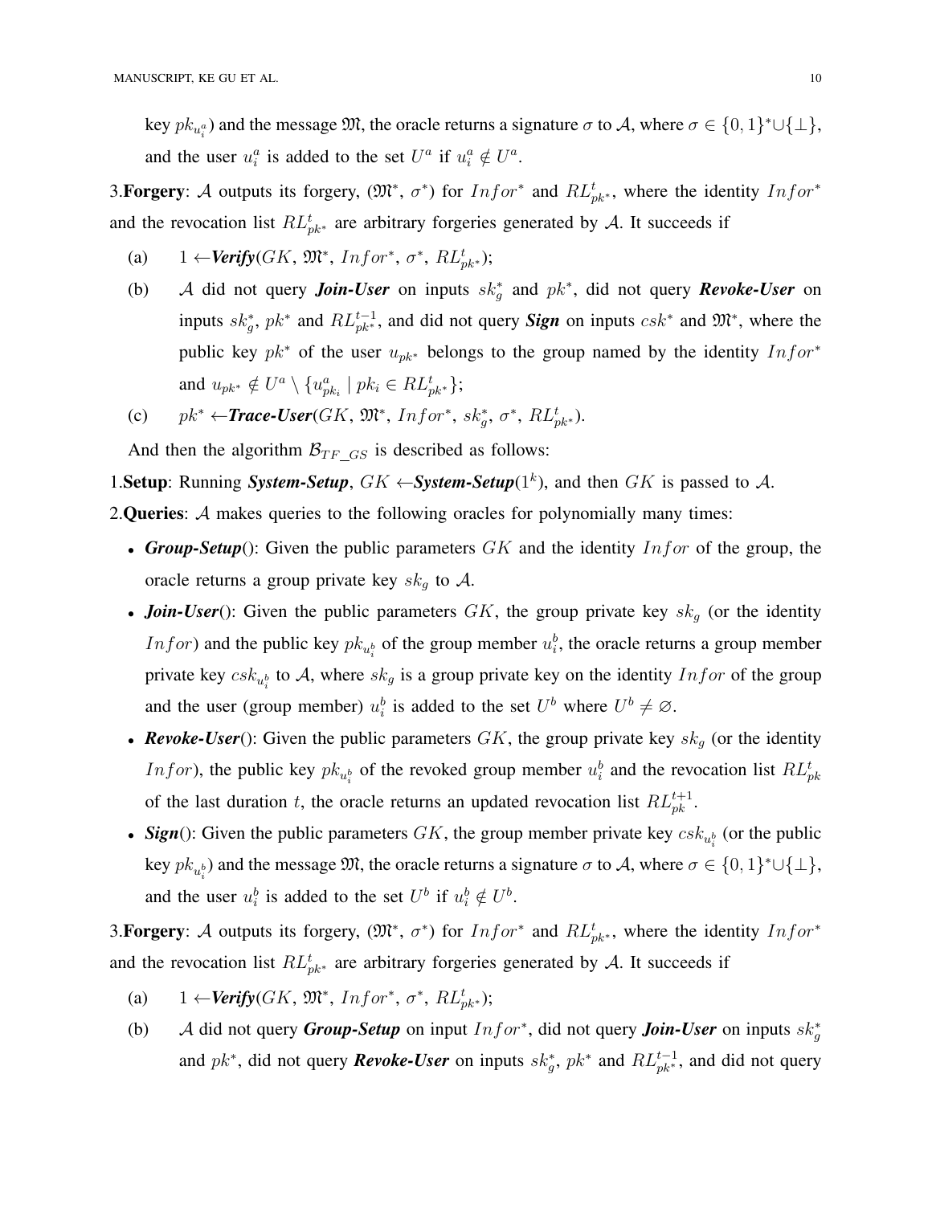key $pk_{u_i^a}$) and the message $\mathfrak{M}$, the oracle returns a signature $\sigma$ to $\mathcal{A}$, where $\sigma \in \{0,1\}^* \cup \{\perp\}$, and the user $u_i^a$ is added to the set $U^a$ if $u_i^a \notin U^a$.

3.**Forgery**: $\mathcal{A}$ outputs its forgery, ($\mathfrak{M}^*$, $\sigma^*$) for $Infor^*$ and $RL_{pk^*}^t$, where the identity $Infor^*$ and the revocation list $RL_{pk^*}^t$ are arbitrary forgeries generated by $\mathcal{A}$. It succeeds if

(a) $1 \leftarrow$***Verify***($GK$, $\mathfrak{M}^*$, $Infor^*$, $\sigma^*$, $RL_{pk^*}^t$);

(b) $\mathcal{A}$ did not query ***Join-User*** on inputs $sk_g^*$ and $pk^*$, did not query ***Revoke-User*** on inputs $sk_g^*$, $pk^*$ and $RL_{pk^*}^{t-1}$, and did not query ***Sign*** on inputs $csk^*$ and $\mathfrak{M}^*$, where the public key $pk^*$ of the user $u_{pk^*}$ belongs to the group named by the identity $Infor^*$ and $u_{pk^*} \notin U^a \setminus \{u_{pk_i}^a \mid pk_i \in RL_{pk^*}^t\}$;

(c) $pk^* \leftarrow$***Trace-User***($GK$, $\mathfrak{M}^*$, $Infor^*$, $sk_g^*$, $\sigma^*$, $RL_{pk^*}^t$).

And then the algorithm $\mathcal{B}_{TF\_GS}$ is described as follows:

1.**Setup**: Running ***System-Setup***, $GK \leftarrow$***System-Setup***($1^k$), and then $GK$ is passed to $\mathcal{A}$.

2.**Queries**: $\mathcal{A}$ makes queries to the following oracles for polynomially many times:

- ***Group-Setup***(): Given the public parameters $GK$ and the identity $Infor$ of the group, the oracle returns a group private key $sk_g$ to $\mathcal{A}$.
- ***Join-User***(): Given the public parameters $GK$, the group private key $sk_g$ (or the identity $Infor$) and the public key $pk_{u_i^b}$ of the group member $u_i^b$, the oracle returns a group member private key $csk_{u_i^b}$ to $\mathcal{A}$, where $sk_g$ is a group private key on the identity $Infor$ of the group and the user (group member) $u_i^b$ is added to the set $U^b$ where $U^b \neq \varnothing$.
- ***Revoke-User***(): Given the public parameters $GK$, the group private key $sk_g$ (or the identity $Infor$), the public key $pk_{u_i^b}$ of the revoked group member $u_i^b$ and the revocation list $RL_{pk}^t$ of the last duration $t$, the oracle returns an updated revocation list $RL_{pk}^{t+1}$.
- ***Sign***(): Given the public parameters $GK$, the group member private key $csk_{u_i^b}$ (or the public key $pk_{u_i^b}$) and the message $\mathfrak{M}$, the oracle returns a signature $\sigma$ to $\mathcal{A}$, where $\sigma \in \{0,1\}^* \cup \{\perp\}$, and the user $u_i^b$ is added to the set $U^b$ if $u_i^b \notin U^b$.

3.**Forgery**: $\mathcal{A}$ outputs its forgery, ($\mathfrak{M}^*$, $\sigma^*$) for $Infor^*$ and $RL_{pk^*}^t$, where the identity $Infor^*$ and the revocation list $RL_{pk^*}^t$ are arbitrary forgeries generated by $\mathcal{A}$. It succeeds if

(a) $1 \leftarrow$***Verify***($GK$, $\mathfrak{M}^*$, $Infor^*$, $\sigma^*$, $RL_{pk^*}^t$);

(b) $\mathcal{A}$ did not query ***Group-Setup*** on input $Infor^*$, did not query ***Join-User*** on inputs $sk_g^*$ and $pk^*$, did not query ***Revoke-User*** on inputs $sk_g^*$, $pk^*$ and $RL_{pk^*}^{t-1}$, and did not query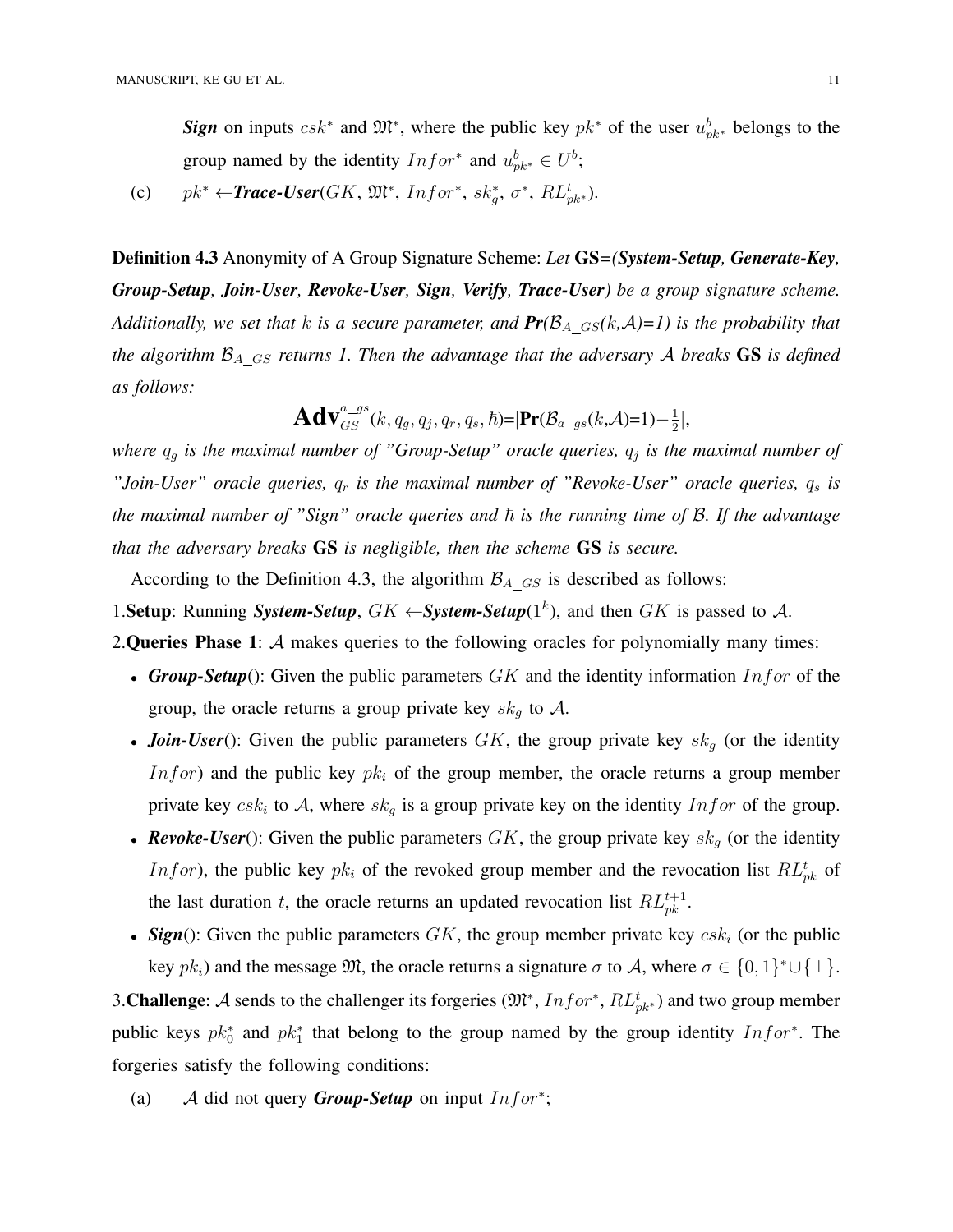***Sign*** on inputs $csk^*$ and $\mathfrak{M}^*$, where the public key $pk^*$ of the user $u^b_{pk^*}$ belongs to the group named by the identity $Infor^*$ and $u^b_{pk^*} \in U^b$;

(c) $pk^* \leftarrow$***Trace-User***($GK$, $\mathfrak{M}^*$, $Infor^*$, $sk^*_g$, $\sigma^*$, $RL^t_{pk^*}$).

**Definition 4.3** Anonymity of A Group Signature Scheme: *Let* **GS**=*(**System-Setup**, **Generate-Key**, **Group-Setup**, **Join-User**, **Revoke-User**, **Sign**, **Verify**, **Trace-User**) be a group signature scheme. Additionally, we set that $k$ is a secure parameter, and* ***Pr**($\mathcal{B}_{A\_GS}$(k,$\mathcal{A}$)=1)* *is the probability that the algorithm $\mathcal{B}_{A\_GS}$ returns 1. Then the advantage that the adversary $\mathcal{A}$ breaks* **GS** *is defined as follows:*

$$\mathbf{Adv}^{a\_gs}_{GS}(k, q_g, q_j, q_r, q_s, \hbar)=|\mathbf{Pr}(\mathcal{B}_{a\_gs}(k,\mathcal{A})=1)-\tfrac{1}{2}|,$$

*where $q_g$ is the maximal number of "Group-Setup" oracle queries, $q_j$ is the maximal number of "Join-User" oracle queries, $q_r$ is the maximal number of "Revoke-User" oracle queries, $q_s$ is the maximal number of "Sign" oracle queries and $\hbar$ is the running time of $\mathcal{B}$. If the advantage that the adversary breaks* **GS** *is negligible, then the scheme* **GS** *is secure.*

According to the Definition 4.3, the algorithm $\mathcal{B}_{A\_GS}$ is described as follows:

1.**Setup**: Running ***System-Setup***, $GK \leftarrow$***System-Setup***($1^k$), and then $GK$ is passed to $\mathcal{A}$.

2.**Queries Phase 1**: $\mathcal{A}$ makes queries to the following oracles for polynomially many times:

- ***Group-Setup***(): Given the public parameters $GK$ and the identity information $Infor$ of the group, the oracle returns a group private key $sk_g$ to $\mathcal{A}$.
- ***Join-User***(): Given the public parameters $GK$, the group private key $sk_g$ (or the identity $Infor$) and the public key $pk_i$ of the group member, the oracle returns a group member private key $csk_i$ to $\mathcal{A}$, where $sk_g$ is a group private key on the identity $Infor$ of the group.
- ***Revoke-User***(): Given the public parameters $GK$, the group private key $sk_g$ (or the identity $Infor$), the public key $pk_i$ of the revoked group member and the revocation list $RL^t_{pk}$ of the last duration $t$, the oracle returns an updated revocation list $RL^{t+1}_{pk}$.
- ***Sign***(): Given the public parameters $GK$, the group member private key $csk_i$ (or the public key $pk_i$) and the message $\mathfrak{M}$, the oracle returns a signature $\sigma$ to $\mathcal{A}$, where $\sigma \in \{0,1\}^* \cup \{\perp\}$.

3.**Challenge**: $\mathcal{A}$ sends to the challenger its forgeries ($\mathfrak{M}^*$, $Infor^*$, $RL^t_{pk^*}$) and two group member public keys $pk^*_0$ and $pk^*_1$ that belong to the group named by the group identity $Infor^*$. The forgeries satisfy the following conditions:

(a) $\mathcal{A}$ did not query ***Group-Setup*** on input $Infor^*$;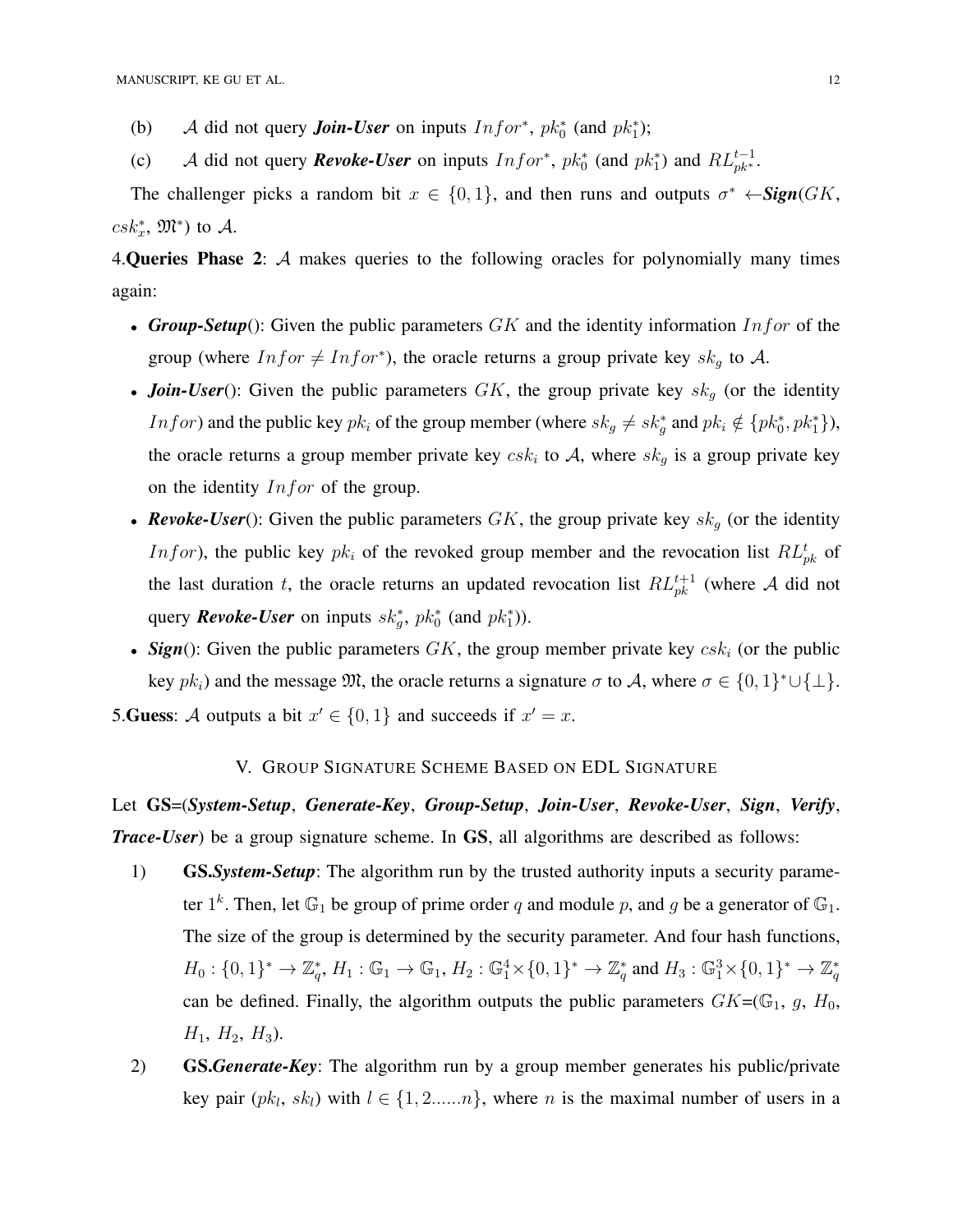(b) $\mathcal{A}$ did not query ***Join-User*** on inputs $Infor^*$, $pk_0^*$ (and $pk_1^*$);

(c) $\mathcal{A}$ did not query ***Revoke-User*** on inputs $Infor^*$, $pk_0^*$ (and $pk_1^*$) and $RL_{pk^*}^{t-1}$.

The challenger picks a random bit $x \in \{0,1\}$, and then runs and outputs $\sigma^* \leftarrow$***Sign***($GK$, $csk_x^*$, $\mathfrak{M}^*$) to $\mathcal{A}$.

4.**Queries Phase 2**: $\mathcal{A}$ makes queries to the following oracles for polynomially many times again:

- ***Group-Setup***(): Given the public parameters $GK$ and the identity information $Infor$ of the group (where $Infor \neq Infor^*$), the oracle returns a group private key $sk_g$ to $\mathcal{A}$.
- ***Join-User***(): Given the public parameters $GK$, the group private key $sk_g$ (or the identity $Infor$) and the public key $pk_i$ of the group member (where $sk_g \neq sk_g^*$ and $pk_i \notin \{pk_0^*, pk_1^*\}$), the oracle returns a group member private key $csk_i$ to $\mathcal{A}$, where $sk_g$ is a group private key on the identity $Infor$ of the group.
- ***Revoke-User***(): Given the public parameters $GK$, the group private key $sk_g$ (or the identity $Infor$), the public key $pk_i$ of the revoked group member and the revocation list $RL_{pk}^t$ of the last duration $t$, the oracle returns an updated revocation list $RL_{pk}^{t+1}$ (where $\mathcal{A}$ did not query ***Revoke-User*** on inputs $sk_g^*$, $pk_0^*$ (and $pk_1^*$)).
- ***Sign***(): Given the public parameters $GK$, the group member private key $csk_i$ (or the public key $pk_i$) and the message $\mathfrak{M}$, the oracle returns a signature $\sigma$ to $\mathcal{A}$, where $\sigma \in \{0,1\}^* \cup \{\perp\}$.

5.**Guess**: $\mathcal{A}$ outputs a bit $x' \in \{0,1\}$ and succeeds if $x' = x$.

## V. Group Signature Scheme Based on EDL Signature

Let **GS**=(***System-Setup***, ***Generate-Key***, ***Group-Setup***, ***Join-User***, ***Revoke-User***, ***Sign***, ***Verify***, ***Trace-User***) be a group signature scheme. In **GS**, all algorithms are described as follows:

1) **GS.*System-Setup***: The algorithm run by the trusted authority inputs a security parameter $1^k$. Then, let $\mathbb{G}_1$ be group of prime order $q$ and module $p$, and $g$ be a generator of $\mathbb{G}_1$. The size of the group is determined by the security parameter. And four hash functions, $H_0 : \{0,1\}^* \to \mathbb{Z}_q^*$, $H_1 : \mathbb{G}_1 \to \mathbb{G}_1$, $H_2 : \mathbb{G}_1^4 \times \{0,1\}^* \to \mathbb{Z}_q^*$ and $H_3 : \mathbb{G}_1^3 \times \{0,1\}^* \to \mathbb{Z}_q^*$ can be defined. Finally, the algorithm outputs the public parameters $GK$=($\mathbb{G}_1$, $g$, $H_0$, $H_1$, $H_2$, $H_3$).

2) **GS.*Generate-Key***: The algorithm run by a group member generates his public/private key pair ($pk_l$, $sk_l$) with $l \in \{1, 2......n\}$, where $n$ is the maximal number of users in a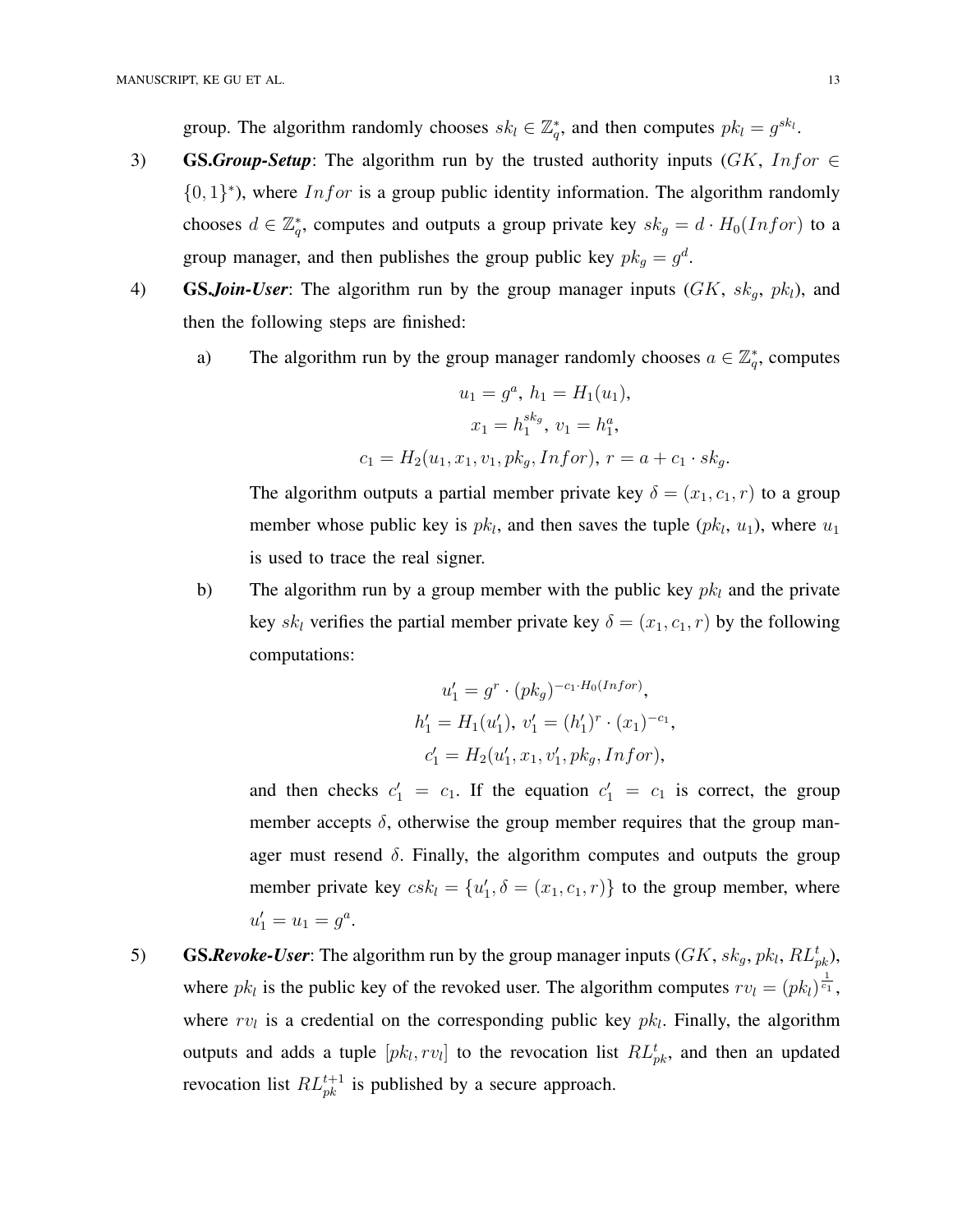group. The algorithm randomly chooses $sk_l \in \mathbb{Z}_q^*$, and then computes $pk_l = g^{sk_l}$.

3) **GS.*Group-Setup***: The algorithm run by the trusted authority inputs ($GK$, $Infor \in \{0,1\}^*$), where $Infor$ is a group public identity information. The algorithm randomly chooses $d \in \mathbb{Z}_q^*$, computes and outputs a group private key $sk_g = d \cdot H_0(Infor)$ to a group manager, and then publishes the group public key $pk_g = g^d$.

4) **GS.*Join-User***: The algorithm run by the group manager inputs ($GK$, $sk_g$, $pk_l$), and then the following steps are finished:

   a) The algorithm run by the group manager randomly chooses $a \in \mathbb{Z}_q^*$, computes

   $$u_1 = g^a,\ h_1 = H_1(u_1),$$
   $$x_1 = h_1^{sk_g},\ v_1 = h_1^a,$$
   $$c_1 = H_2(u_1, x_1, v_1, pk_g, Infor),\ r = a + c_1 \cdot sk_g.$$

   The algorithm outputs a partial member private key $\delta = (x_1, c_1, r)$ to a group member whose public key is $pk_l$, and then saves the tuple ($pk_l$, $u_1$), where $u_1$ is used to trace the real signer.

   b) The algorithm run by a group member with the public key $pk_l$ and the private key $sk_l$ verifies the partial member private key $\delta = (x_1, c_1, r)$ by the following computations:

   $$u_1' = g^r \cdot (pk_g)^{-c_1 \cdot H_0(Infor)},$$
   $$h_1' = H_1(u_1'),\ v_1' = (h_1')^r \cdot (x_1)^{-c_1},$$
   $$c_1' = H_2(u_1', x_1, v_1', pk_g, Infor),$$

   and then checks $c_1' = c_1$. If the equation $c_1' = c_1$ is correct, the group member accepts $\delta$, otherwise the group member requires that the group manager must resend $\delta$. Finally, the algorithm computes and outputs the group member private key $csk_l = \{u_1', \delta = (x_1, c_1, r)\}$ to the group member, where $u_1' = u_1 = g^a$.

5) **GS.*Revoke-User***: The algorithm run by the group manager inputs ($GK$, $sk_g$, $pk_l$, $RL_{pk}^t$), where $pk_l$ is the public key of the revoked user. The algorithm computes $rv_l = (pk_l)^{\frac{1}{c_1}}$, where $rv_l$ is a credential on the corresponding public key $pk_l$. Finally, the algorithm outputs and adds a tuple $[pk_l, rv_l]$ to the revocation list $RL_{pk}^t$, and then an updated revocation list $RL_{pk}^{t+1}$ is published by a secure approach.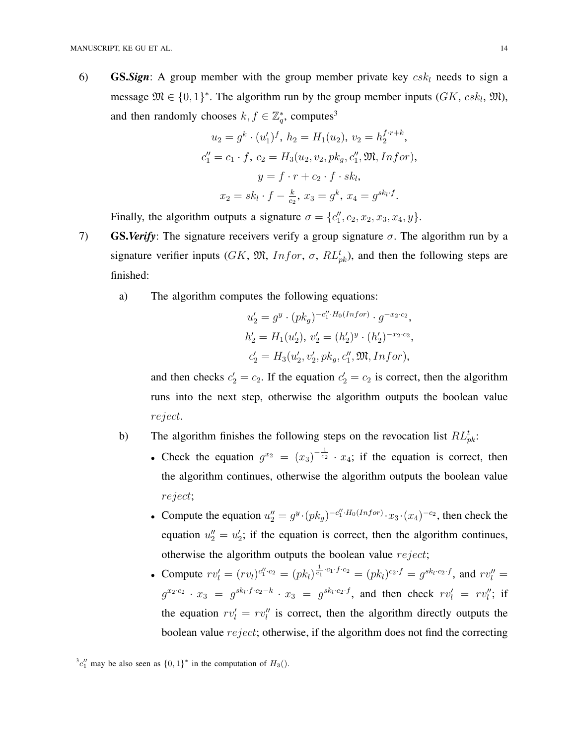6) **GS.*Sign***: A group member with the group member private key $csk_l$ needs to sign a message $\mathfrak{M} \in \{0,1\}^*$. The algorithm run by the group member inputs ($GK$, $csk_l$, $\mathfrak{M}$), and then randomly chooses $k, f \in \mathbb{Z}_q^*$, computes[3]

$$u_2 = g^k \cdot (u_1')^f,\ h_2 = H_1(u_2),\ v_2 = h_2^{f \cdot r + k},$$

$$c_1'' = c_1 \cdot f,\ c_2 = H_3(u_2, v_2, pk_g, c_1'', \mathfrak{M}, Infor),$$

$$y = f \cdot r + c_2 \cdot f \cdot sk_l,$$

$$x_2 = sk_l \cdot f - \frac{k}{c_2},\ x_3 = g^k,\ x_4 = g^{sk_l \cdot f}.$$

Finally, the algorithm outputs a signature $\sigma = \{c_1'', c_2, x_2, x_3, x_4, y\}$.

7) **GS.*Verify***: The signature receivers verify a group signature $\sigma$. The algorithm run by a signature verifier inputs ($GK$, $\mathfrak{M}$, $Infor$, $\sigma$, $RL_{pk}^t$), and then the following steps are finished:

   a) The algorithm computes the following equations:

$$u_2' = g^y \cdot (pk_g)^{-c_1'' \cdot H_0(Infor)} \cdot g^{-x_2 \cdot c_2},$$

$$h_2' = H_1(u_2'),\ v_2' = (h_2')^y \cdot (h_2')^{-x_2 \cdot c_2},$$

$$c_2' = H_3(u_2', v_2', pk_g, c_1'', \mathfrak{M}, Infor),$$

   and then checks $c_2' = c_2$. If the equation $c_2' = c_2$ is correct, then the algorithm runs into the next step, otherwise the algorithm outputs the boolean value $reject$.

   b) The algorithm finishes the following steps on the revocation list $RL_{pk}^t$:

   - Check the equation $g^{x_2} = (x_3)^{-\frac{1}{c_2}} \cdot x_4$; if the equation is correct, then the algorithm continues, otherwise the algorithm outputs the boolean value $reject$;
   - Compute the equation $u_2'' = g^y \cdot (pk_g)^{-c_1'' \cdot H_0(Infor)} \cdot x_3 \cdot (x_4)^{-c_2}$, then check the equation $u_2'' = u_2'$; if the equation is correct, then the algorithm continues, otherwise the algorithm outputs the boolean value $reject$;
   - Compute $rv_l' = (rv_l)^{c_1'' \cdot c_2} = (pk_l)^{\frac{1}{c_1} \cdot c_1 \cdot f \cdot c_2} = (pk_l)^{c_2 \cdot f} = g^{sk_l \cdot c_2 \cdot f}$, and $rv_l'' = g^{x_2 \cdot c_2} \cdot x_3 = g^{sk_l \cdot f \cdot c_2 - k} \cdot x_3 = g^{sk_l \cdot c_2 \cdot f}$, and then check $rv_l' = rv_l''$; if the equation $rv_l' = rv_l''$ is correct, then the algorithm directly outputs the boolean value $reject$; otherwise, if the algorithm does not find the correcting

[3] $c_1''$ may be also seen as $\{0,1\}^*$ in the computation of $H_3()$.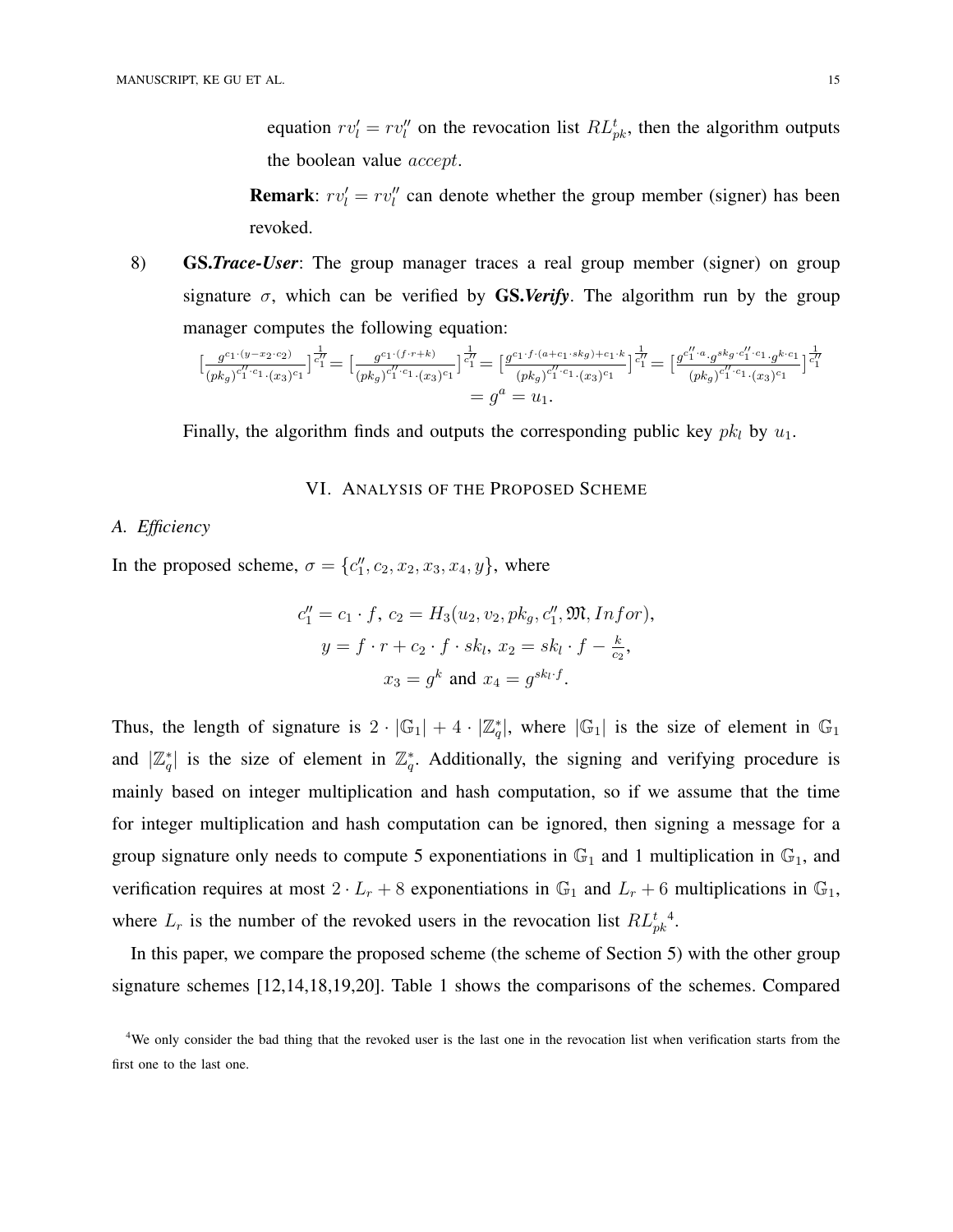equation $rv'_l = rv''_l$ on the revocation list $RL^t_{pk}$, then the algorithm outputs the boolean value $accept$.

**Remark**: $rv'_l = rv''_l$ can denote whether the group member (signer) has been revoked.

8) **GS.*Trace-User***: The group manager traces a real group member (signer) on group signature $\sigma$, which can be verified by **GS.*Verify***. The algorithm run by the group manager computes the following equation:

$$[\frac{g^{c_1\cdot(y-x_2\cdot c_2)}}{(pk_g)^{c''_1\cdot c_1}\cdot(x_3)^{c_1}}]^{\frac{1}{c''_1}} = [\frac{g^{c_1\cdot(f\cdot r+k)}}{(pk_g)^{c''_1\cdot c_1}\cdot(x_3)^{c_1}}]^{\frac{1}{c''_1}} = [\frac{g^{c_1\cdot f\cdot(a+c_1\cdot sk_g)+c_1\cdot k}}{(pk_g)^{c''_1\cdot c_1}\cdot(x_3)^{c_1}}]^{\frac{1}{c''_1}} = [\frac{g^{c''_1\cdot a}\cdot g^{sk_g\cdot c''_1\cdot c_1}\cdot g^{k\cdot c_1}}{(pk_g)^{c''_1\cdot c_1}\cdot(x_3)^{c_1}}]^{\frac{1}{c''_1}}$$
$$= g^a = u_1.$$

Finally, the algorithm finds and outputs the corresponding public key $pk_l$ by $u_1$.

## VI. Analysis of the Proposed Scheme

### A. Efficiency

In the proposed scheme, $\sigma = \{c''_1, c_2, x_2, x_3, x_4, y\}$, where

$$c''_1 = c_1 \cdot f,\; c_2 = H_3(u_2, v_2, pk_g, c''_1, \mathfrak{M}, Infor),$$
$$y = f\cdot r + c_2\cdot f\cdot sk_l,\; x_2 = sk_l\cdot f - \frac{k}{c_2},$$
$$x_3 = g^k \text{ and } x_4 = g^{sk_l\cdot f}.$$

Thus, the length of signature is $2\cdot|\mathbb{G}_1| + 4\cdot|\mathbb{Z}^*_q|$, where $|\mathbb{G}_1|$ is the size of element in $\mathbb{G}_1$ and $|\mathbb{Z}^*_q|$ is the size of element in $\mathbb{Z}^*_q$. Additionally, the signing and verifying procedure is mainly based on integer multiplication and hash computation, so if we assume that the time for integer multiplication and hash computation can be ignored, then signing a message for a group signature only needs to compute 5 exponentiations in $\mathbb{G}_1$ and 1 multiplication in $\mathbb{G}_1$, and verification requires at most $2\cdot L_r + 8$ exponentiations in $\mathbb{G}_1$ and $L_r + 6$ multiplications in $\mathbb{G}_1$, where $L_r$ is the number of the revoked users in the revocation list $RL^t_{pk}$[4].

In this paper, we compare the proposed scheme (the scheme of Section 5) with the other group signature schemes [12,14,18,19,20]. Table 1 shows the comparisons of the schemes. Compared

[4] We only consider the bad thing that the revoked user is the last one in the revocation list when verification starts from the first one to the last one.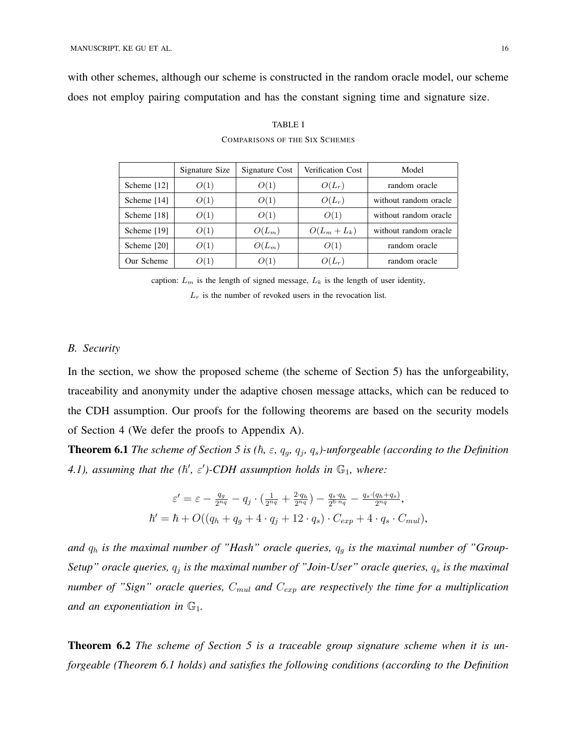with other schemes, although our scheme is constructed in the random oracle model, our scheme does not employ pairing computation and has the constant signing time and signature size.

TABLE I

COMPARISONS OF THE SIX SCHEMES

| | Signature Size | Signature Cost | Verification Cost | Model |
|---|---|---|---|---|
| Scheme [12] | $O(1)$ | $O(1)$ | $O(L_r)$ | random oracle |
| Scheme [14] | $O(1)$ | $O(1)$ | $O(L_r)$ | without random oracle |
| Scheme [18] | $O(1)$ | $O(1)$ | $O(1)$ | without random oracle |
| Scheme [19] | $O(1)$ | $O(L_m)$ | $O(L_m + L_k)$ | without random oracle |
| Scheme [20] | $O(1)$ | $O(L_m)$ | $O(1)$ | random oracle |
| Our Scheme | $O(1)$ | $O(1)$ | $O(L_r)$ | random oracle |

caption: $L_m$ is the length of signed message, $L_k$ is the length of user identity, $L_r$ is the number of revoked users in the revocation list.

### B. Security

In the section, we show the proposed scheme (the scheme of Section 5) has the unforgeability, traceability and anonymity under the adaptive chosen message attacks, which can be reduced to the CDH assumption. Our proofs for the following theorems are based on the security models of Section 4 (We defer the proofs to Appendix A).

**Theorem 6.1** *The scheme of Section 5 is ($\hbar$, $\varepsilon$, $q_g$, $q_j$, $q_s$)-unforgeable (according to the Definition 4.1), assuming that the ($\hbar'$, $\varepsilon'$)-CDH assumption holds in $\mathbb{G}_1$, where:*

$$\varepsilon' = \varepsilon - \frac{q_g}{2^{nq}} - q_j \cdot \left(\frac{1}{2^{nq}} + \frac{2 \cdot q_h}{2^{nq}}\right) - \frac{q_s \cdot q_h}{2^{6 \cdot nq}} - \frac{q_s \cdot (q_h + q_s)}{2^{nq}},$$

$$\hbar' = \hbar + O((q_h + q_g + 4 \cdot q_j + 12 \cdot q_s) \cdot C_{exp} + 4 \cdot q_s \cdot C_{mul}),$$

*and $q_h$ is the maximal number of "Hash" oracle queries, $q_g$ is the maximal number of "Group-Setup" oracle queries, $q_j$ is the maximal number of "Join-User" oracle queries, $q_s$ is the maximal number of "Sign" oracle queries, $C_{mul}$ and $C_{exp}$ are respectively the time for a multiplication and an exponentiation in $\mathbb{G}_1$.*

**Theorem 6.2** *The scheme of Section 5 is a traceable group signature scheme when it is unforgeable (Theorem 6.1 holds) and satisfies the following conditions (according to the Definition*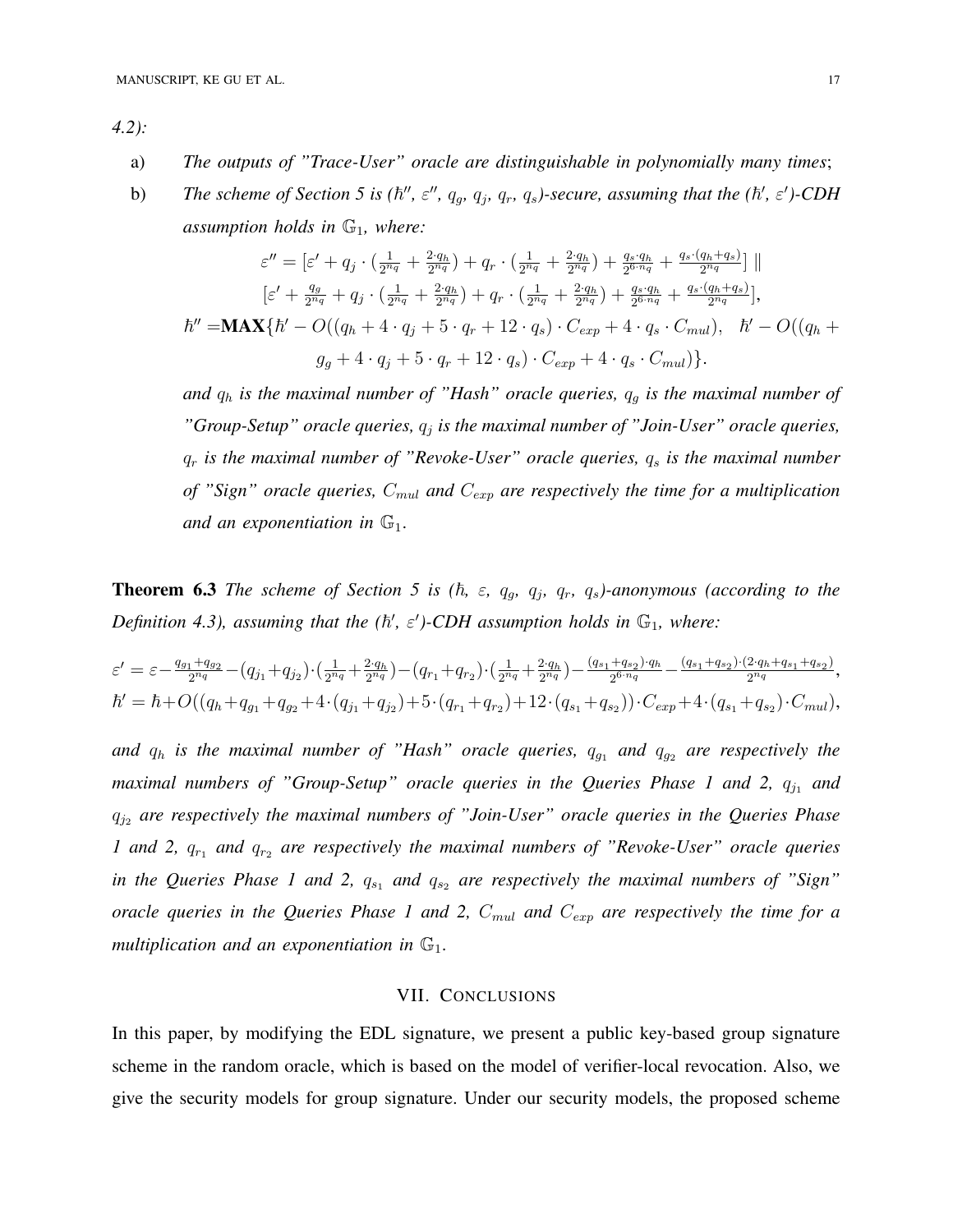*4.2):*

a) *The outputs of "Trace-User" oracle are distinguishable in polynomially many times*;

b) *The scheme of Section 5 is ($\hbar''$, $\varepsilon''$, $q_g$, $q_j$, $q_r$, $q_s$)-secure, assuming that the ($\hbar'$, $\varepsilon'$)-CDH assumption holds in $\mathbb{G}_1$, where:*

$$\varepsilon'' = [\varepsilon' + q_j \cdot (\frac{1}{2^{n_q}} + \frac{2 \cdot q_h}{2^{n_q}}) + q_r \cdot (\frac{1}{2^{n_q}} + \frac{2 \cdot q_h}{2^{n_q}}) + \frac{q_s \cdot q_h}{2^{6 \cdot n_q}} + \frac{q_s \cdot (q_h + q_s)}{2^{n_q}}] \parallel$$
$$[\varepsilon' + \frac{q_g}{2^{n_q}} + q_j \cdot (\frac{1}{2^{n_q}} + \frac{2 \cdot q_h}{2^{n_q}}) + q_r \cdot (\frac{1}{2^{n_q}} + \frac{2 \cdot q_h}{2^{n_q}}) + \frac{q_s \cdot q_h}{2^{6 \cdot n_q}} + \frac{q_s \cdot (q_h + q_s)}{2^{n_q}}],$$
$$\hbar'' = \mathbf{MAX}\{\hbar' - O((q_h + 4 \cdot q_j + 5 \cdot q_r + 12 \cdot q_s) \cdot C_{exp} + 4 \cdot q_s \cdot C_{mul}), \quad \hbar' - O((q_h + g_g + 4 \cdot q_j + 5 \cdot q_r + 12 \cdot q_s) \cdot C_{exp} + 4 \cdot q_s \cdot C_{mul})\}.$$

*and $q_h$ is the maximal number of "Hash" oracle queries, $q_g$ is the maximal number of "Group-Setup" oracle queries, $q_j$ is the maximal number of "Join-User" oracle queries, $q_r$ is the maximal number of "Revoke-User" oracle queries, $q_s$ is the maximal number of "Sign" oracle queries, $C_{mul}$ and $C_{exp}$ are respectively the time for a multiplication and an exponentiation in $\mathbb{G}_1$.*

**Theorem 6.3** *The scheme of Section 5 is ($\hbar$, $\varepsilon$, $q_g$, $q_j$, $q_r$, $q_s$)-anonymous (according to the Definition 4.3), assuming that the ($\hbar'$, $\varepsilon'$)-CDH assumption holds in $\mathbb{G}_1$, where:*

$$\varepsilon' = \varepsilon - \frac{q_{g_1} + q_{g_2}}{2^{n_q}} - (q_{j_1} + q_{j_2}) \cdot (\frac{1}{2^{n_q}} + \frac{2 \cdot q_h}{2^{n_q}}) - (q_{r_1} + q_{r_2}) \cdot (\frac{1}{2^{n_q}} + \frac{2 \cdot q_h}{2^{n_q}}) - \frac{(q_{s_1} + q_{s_2}) \cdot q_h}{2^{6 \cdot n_q}} - \frac{(q_{s_1} + q_{s_2}) \cdot (2 \cdot q_h + q_{s_1} + q_{s_2})}{2^{n_q}},$$
$$\hbar' = \hbar + O((q_h + q_{g_1} + q_{g_2} + 4 \cdot (q_{j_1} + q_{j_2}) + 5 \cdot (q_{r_1} + q_{r_2}) + 12 \cdot (q_{s_1} + q_{s_2})) \cdot C_{exp} + 4 \cdot (q_{s_1} + q_{s_2}) \cdot C_{mul}),$$

*and $q_h$ is the maximal number of "Hash" oracle queries, $q_{g_1}$ and $q_{g_2}$ are respectively the maximal numbers of "Group-Setup" oracle queries in the Queries Phase 1 and 2, $q_{j_1}$ and $q_{j_2}$ are respectively the maximal numbers of "Join-User" oracle queries in the Queries Phase 1 and 2, $q_{r_1}$ and $q_{r_2}$ are respectively the maximal numbers of "Revoke-User" oracle queries in the Queries Phase 1 and 2, $q_{s_1}$ and $q_{s_2}$ are respectively the maximal numbers of "Sign" oracle queries in the Queries Phase 1 and 2, $C_{mul}$ and $C_{exp}$ are respectively the time for a multiplication and an exponentiation in $\mathbb{G}_1$.*

## VII. Conclusions

In this paper, by modifying the EDL signature, we present a public key-based group signature scheme in the random oracle, which is based on the model of verifier-local revocation. Also, we give the security models for group signature. Under our security models, the proposed scheme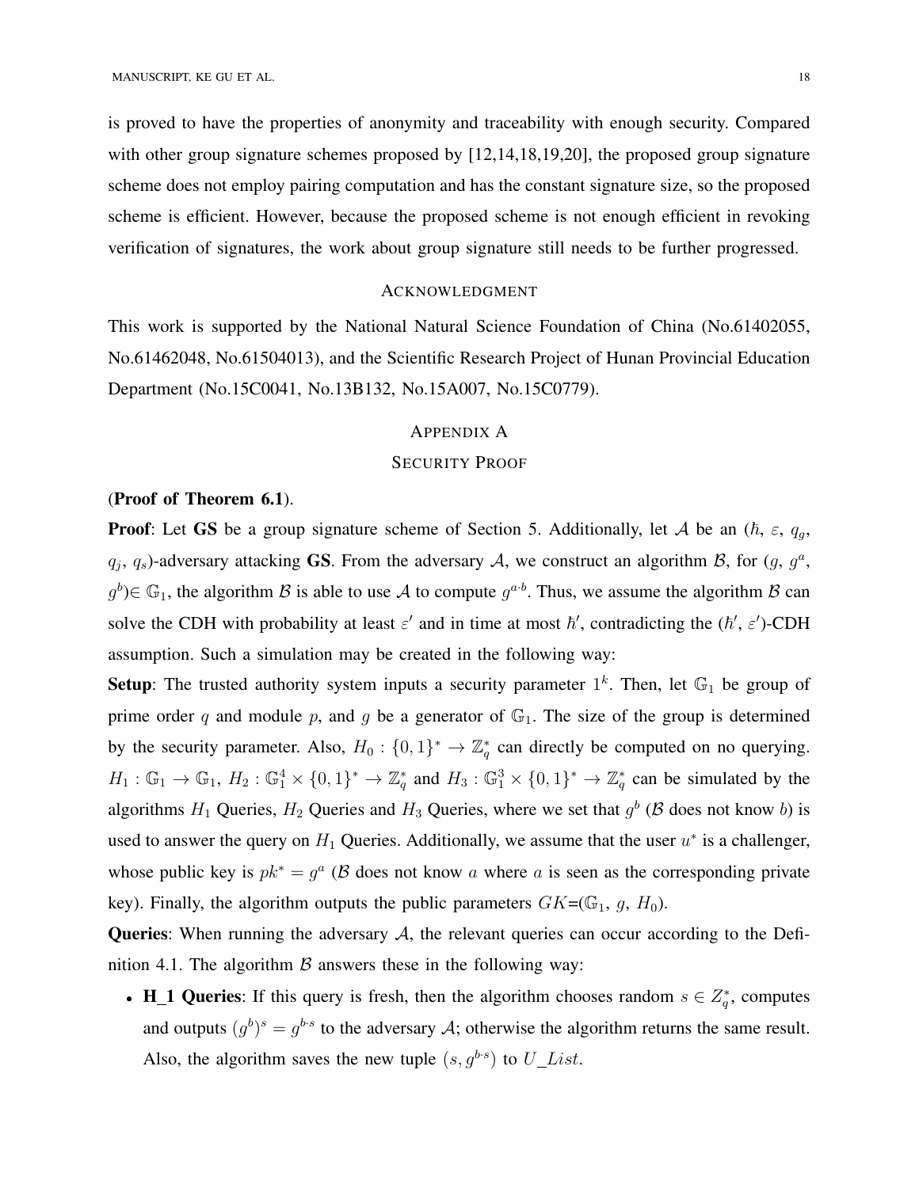is proved to have the properties of anonymity and traceability with enough security. Compared with other group signature schemes proposed by [12,14,18,19,20], the proposed group signature scheme does not employ pairing computation and has the constant signature size, so the proposed scheme is efficient. However, because the proposed scheme is not enough efficient in revoking verification of signatures, the work about group signature still needs to be further progressed.

## ACKNOWLEDGMENT

This work is supported by the National Natural Science Foundation of China (No.61402055, No.61462048, No.61504013), and the Scientific Research Project of Hunan Provincial Education Department (No.15C0041, No.13B132, No.15A007, No.15C0779).

## APPENDIX A
## SECURITY PROOF

(**Proof of Theorem 6.1**).

**Proof**: Let **GS** be a group signature scheme of Section 5. Additionally, let $\mathcal{A}$ be an ($\hbar$, $\varepsilon$, $q_g$, $q_j$, $q_s$)-adversary attacking **GS**. From the adversary $\mathcal{A}$, we construct an algorithm $\mathcal{B}$, for ($g$, $g^a$, $g^b$)$\in \mathbb{G}_1$, the algorithm $\mathcal{B}$ is able to use $\mathcal{A}$ to compute $g^{a \cdot b}$. Thus, we assume the algorithm $\mathcal{B}$ can solve the CDH with probability at least $\varepsilon'$ and in time at most $\hbar'$, contradicting the ($\hbar'$, $\varepsilon'$)-CDH assumption. Such a simulation may be created in the following way:

**Setup**: The trusted authority system inputs a security parameter $1^k$. Then, let $\mathbb{G}_1$ be group of prime order $q$ and module $p$, and $g$ be a generator of $\mathbb{G}_1$. The size of the group is determined by the security parameter. Also, $H_0 : \{0,1\}^* \rightarrow \mathbb{Z}_q^*$ can directly be computed on no querying. $H_1 : \mathbb{G}_1 \rightarrow \mathbb{G}_1$, $H_2 : \mathbb{G}_1^4 \times \{0,1\}^* \rightarrow \mathbb{Z}_q^*$ and $H_3 : \mathbb{G}_1^3 \times \{0,1\}^* \rightarrow \mathbb{Z}_q^*$ can be simulated by the algorithms $H_1$ Queries, $H_2$ Queries and $H_3$ Queries, where we set that $g^b$ ($\mathcal{B}$ does not know $b$) is used to answer the query on $H_1$ Queries. Additionally, we assume that the user $u^*$ is a challenger, whose public key is $pk^* = g^a$ ($\mathcal{B}$ does not know $a$ where $a$ is seen as the corresponding private key). Finally, the algorithm outputs the public parameters $GK$=($\mathbb{G}_1$, $g$, $H_0$).

**Queries**: When running the adversary $\mathcal{A}$, the relevant queries can occur according to the Definition 4.1. The algorithm $\mathcal{B}$ answers these in the following way:

- **H_1 Queries**: If this query is fresh, then the algorithm chooses random $s \in Z_q^*$, computes and outputs $(g^b)^s = g^{b \cdot s}$ to the adversary $\mathcal{A}$; otherwise the algorithm returns the same result. Also, the algorithm saves the new tuple $(s, g^{b \cdot s})$ to $U\_List$.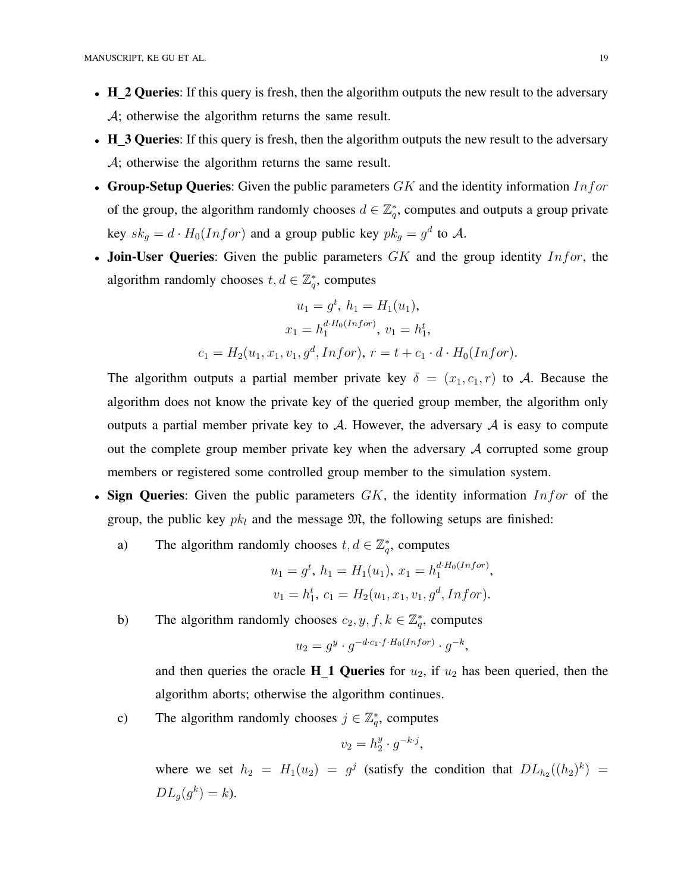- **H_2 Queries**: If this query is fresh, then the algorithm outputs the new result to the adversary $\mathcal{A}$; otherwise the algorithm returns the same result.
- **H_3 Queries**: If this query is fresh, then the algorithm outputs the new result to the adversary $\mathcal{A}$; otherwise the algorithm returns the same result.
- **Group-Setup Queries**: Given the public parameters $GK$ and the identity information $Infor$ of the group, the algorithm randomly chooses $d \in \mathbb{Z}_q^*$, computes and outputs a group private key $sk_g = d \cdot H_0(Infor)$ and a group public key $pk_g = g^d$ to $\mathcal{A}$.
- **Join-User Queries**: Given the public parameters $GK$ and the group identity $Infor$, the algorithm randomly chooses $t, d \in \mathbb{Z}_q^*$, computes

$$u_1 = g^t,\ h_1 = H_1(u_1),$$
$$x_1 = h_1^{d \cdot H_0(Infor)},\ v_1 = h_1^t,$$
$$c_1 = H_2(u_1, x_1, v_1, g^d, Infor),\ r = t + c_1 \cdot d \cdot H_0(Infor).$$

  The algorithm outputs a partial member private key $\delta = (x_1, c_1, r)$ to $\mathcal{A}$. Because the algorithm does not know the private key of the queried group member, the algorithm only outputs a partial member private key to $\mathcal{A}$. However, the adversary $\mathcal{A}$ is easy to compute out the complete group member private key when the adversary $\mathcal{A}$ corrupted some group members or registered some controlled group member to the simulation system.
- **Sign Queries**: Given the public parameters $GK$, the identity information $Infor$ of the group, the public key $pk_l$ and the message $\mathfrak{M}$, the following setups are finished:

  a) The algorithm randomly chooses $t, d \in \mathbb{Z}_q^*$, computes

$$u_1 = g^t,\ h_1 = H_1(u_1),\ x_1 = h_1^{d \cdot H_0(Infor)},$$
$$v_1 = h_1^t,\ c_1 = H_2(u_1, x_1, v_1, g^d, Infor).$$

  b) The algorithm randomly chooses $c_2, y, f, k \in \mathbb{Z}_q^*$, computes

$$u_2 = g^y \cdot g^{-d \cdot c_1 \cdot f \cdot H_0(Infor)} \cdot g^{-k},$$

  and then queries the oracle **H_1 Queries** for $u_2$, if $u_2$ has been queried, then the algorithm aborts; otherwise the algorithm continues.

  c) The algorithm randomly chooses $j \in \mathbb{Z}_q^*$, computes

$$v_2 = h_2^y \cdot g^{-k \cdot j},$$

  where we set $h_2 = H_1(u_2) = g^j$ (satisfy the condition that $DL_{h_2}((h_2)^k) = DL_g(g^k) = k$).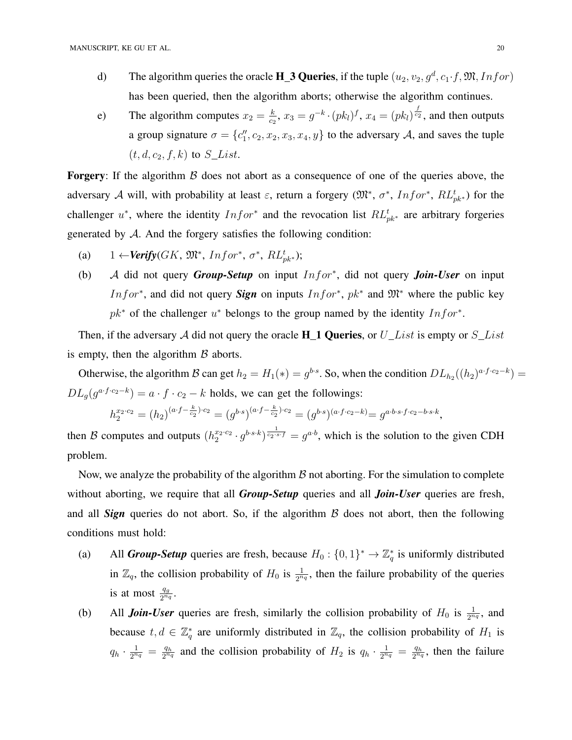d) The algorithm queries the oracle **H_3 Queries**, if the tuple $(u_2, v_2, g^d, c_1 \cdot f, \mathfrak{M}, Infor)$ has been queried, then the algorithm aborts; otherwise the algorithm continues.

e) The algorithm computes $x_2 = \frac{k}{c_2}$, $x_3 = g^{-k} \cdot (pk_l)^f$, $x_4 = (pk_l)^{\frac{f}{c_2}}$, and then outputs a group signature $\sigma = \{c_1'', c_2, x_2, x_3, x_4, y\}$ to the adversary $\mathcal{A}$, and saves the tuple $(t, d, c_2, f, k)$ to $S\_List$.

**Forgery**: If the algorithm $\mathcal{B}$ does not abort as a consequence of one of the queries above, the adversary $\mathcal{A}$ will, with probability at least $\varepsilon$, return a forgery ($\mathfrak{M}^*$, $\sigma^*$, $Infor^*$, $RL^t_{pk^*}$) for the challenger $u^*$, where the identity $Infor^*$ and the revocation list $RL^t_{pk^*}$ are arbitrary forgeries generated by $\mathcal{A}$. And the forgery satisfies the following condition:

(a) $1 \leftarrow$***Verify***($GK$, $\mathfrak{M}^*$, $Infor^*$, $\sigma^*$, $RL^t_{pk^*}$);

(b) $\mathcal{A}$ did not query ***Group-Setup*** on input $Infor^*$, did not query ***Join-User*** on input $Infor^*$, and did not query ***Sign*** on inputs $Infor^*$, $pk^*$ and $\mathfrak{M}^*$ where the public key $pk^*$ of the challenger $u^*$ belongs to the group named by the identity $Infor^*$.

Then, if the adversary $\mathcal{A}$ did not query the oracle **H_1 Queries**, or $U\_List$ is empty or $S\_List$ is empty, then the algorithm $\mathcal{B}$ aborts.

Otherwise, the algorithm $\mathcal{B}$ can get $h_2 = H_1(*) = g^{b \cdot s}$. So, when the condition $DL_{h_2}((h_2)^{a \cdot f \cdot c_2 - k}) = DL_g(g^{a \cdot f \cdot c_2 - k}) = a \cdot f \cdot c_2 - k$ holds, we can get the followings:

$$h_2^{x_2 \cdot c_2} = (h_2)^{(a \cdot f - \frac{k}{c_2}) \cdot c_2} = (g^{b \cdot s})^{(a \cdot f - \frac{k}{c_2}) \cdot c_2} = (g^{b \cdot s})^{(a \cdot f \cdot c_2 - k)} = g^{a \cdot b \cdot s \cdot f \cdot c_2 - b \cdot s \cdot k},$$

then $\mathcal{B}$ computes and outputs $(h_2^{x_2 \cdot c_2} \cdot g^{b \cdot s \cdot k})^{\frac{1}{c_2 \cdot s \cdot f}} = g^{a \cdot b}$, which is the solution to the given CDH problem.

Now, we analyze the probability of the algorithm $\mathcal{B}$ not aborting. For the simulation to complete without aborting, we require that all ***Group-Setup*** queries and all ***Join-User*** queries are fresh, and all ***Sign*** queries do not abort. So, if the algorithm $\mathcal{B}$ does not abort, then the following conditions must hold:

(a) All ***Group-Setup*** queries are fresh, because $H_0 : \{0,1\}^* \to \mathbb{Z}_q^*$ is uniformly distributed in $\mathbb{Z}_q$, the collision probability of $H_0$ is $\frac{1}{2^{n_q}}$, then the failure probability of the queries is at most $\frac{q_g}{2^{n_q}}$.

(b) All ***Join-User*** queries are fresh, similarly the collision probability of $H_0$ is $\frac{1}{2^{n_q}}$, and because $t, d \in \mathbb{Z}_q^*$ are uniformly distributed in $\mathbb{Z}_q$, the collision probability of $H_1$ is $q_h \cdot \frac{1}{2^{n_q}} = \frac{q_h}{2^{n_q}}$ and the collision probability of $H_2$ is $q_h \cdot \frac{1}{2^{n_q}} = \frac{q_h}{2^{n_q}}$, then the failure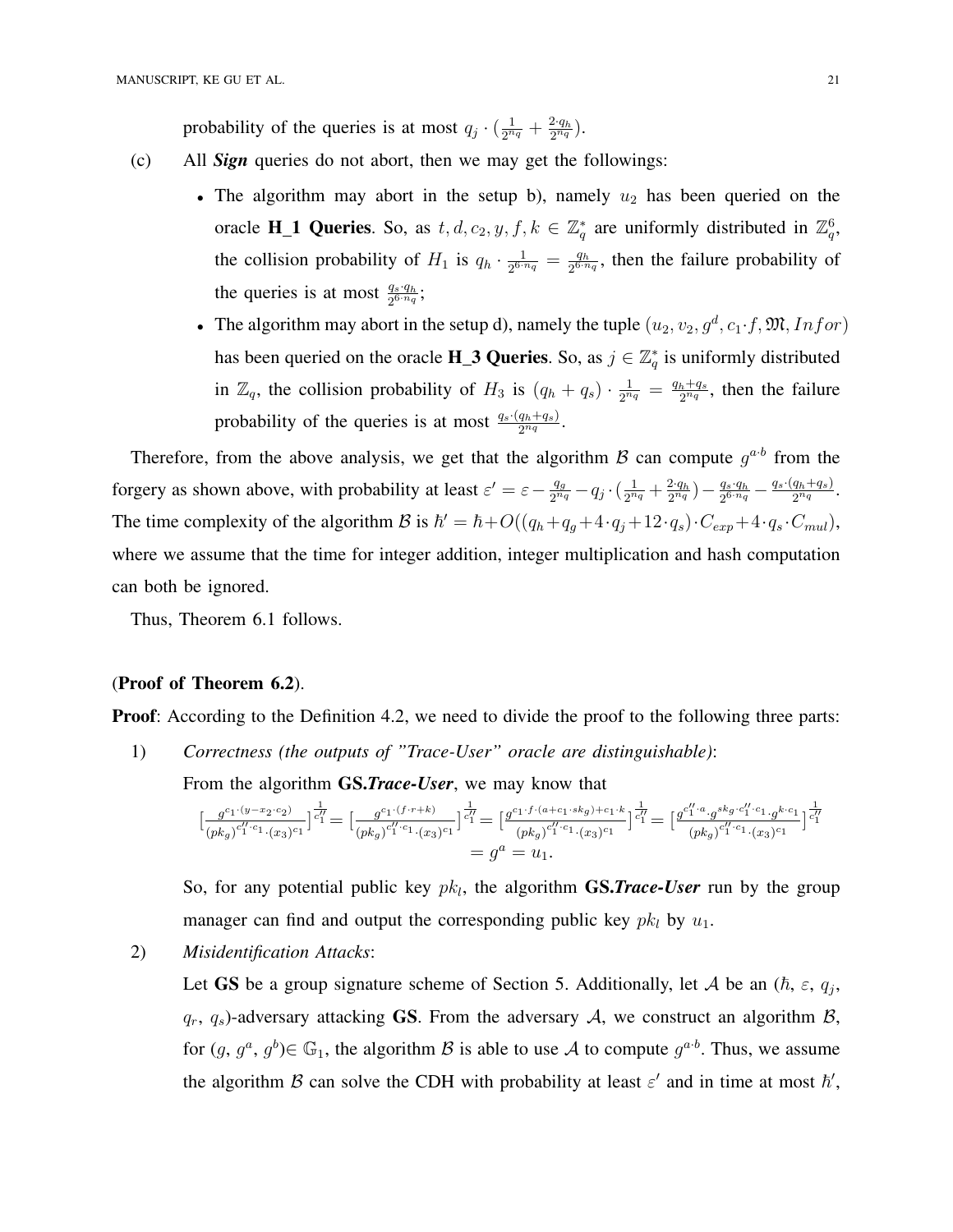probability of the queries is at most $q_j \cdot (\frac{1}{2^{n_q}} + \frac{2 \cdot q_h}{2^{n_q}})$.

(c) All ***Sign*** queries do not abort, then we may get the followings:

- The algorithm may abort in the setup b), namely $u_2$ has been queried on the oracle **H_1 Queries**. So, as $t, d, c_2, y, f, k \in \mathbb{Z}_q^*$ are uniformly distributed in $\mathbb{Z}_q^6$, the collision probability of $H_1$ is $q_h \cdot \frac{1}{2^{6 \cdot n_q}} = \frac{q_h}{2^{6 \cdot n_q}}$, then the failure probability of the queries is at most $\frac{q_s \cdot q_h}{2^{6 \cdot n_q}}$;
- The algorithm may abort in the setup d), namely the tuple $(u_2, v_2, g^d, c_1 \cdot f, \mathfrak{M}, Infor)$ has been queried on the oracle **H_3 Queries**. So, as $j \in \mathbb{Z}_q^*$ is uniformly distributed in $\mathbb{Z}_q$, the collision probability of $H_3$ is $(q_h + q_s) \cdot \frac{1}{2^{n_q}} = \frac{q_h + q_s}{2^{n_q}}$, then the failure probability of the queries is at most $\frac{q_s \cdot (q_h + q_s)}{2^{n_q}}$.

Therefore, from the above analysis, we get that the algorithm $\mathcal{B}$ can compute $g^{a \cdot b}$ from the forgery as shown above, with probability at least $\varepsilon' = \varepsilon - \frac{q_g}{2^{n_q}} - q_j \cdot (\frac{1}{2^{n_q}} + \frac{2 \cdot q_h}{2^{n_q}}) - \frac{q_s \cdot q_h}{2^{6 \cdot n_q}} - \frac{q_s \cdot (q_h + q_s)}{2^{n_q}}$. The time complexity of the algorithm $\mathcal{B}$ is $\hbar' = \hbar + O((q_h + q_g + 4 \cdot q_j + 12 \cdot q_s) \cdot C_{exp} + 4 \cdot q_s \cdot C_{mul})$, where we assume that the time for integer addition, integer multiplication and hash computation can both be ignored.

Thus, Theorem 6.1 follows.

(**Proof of Theorem 6.2**).

**Proof**: According to the Definition 4.2, we need to divide the proof to the following three parts:

1) *Correctness (the outputs of "Trace-User" oracle are distinguishable)*:

From the algorithm **GS.*Trace-User***, we may know that

$$[\frac{g^{c_1 \cdot (y - x_2 \cdot c_2)}}{(pk_g)^{c_1'' \cdot c_1} \cdot (x_3)^{c_1}}]^{\frac{1}{c_1''}} = [\frac{g^{c_1 \cdot (f \cdot r + k)}}{(pk_g)^{c_1'' \cdot c_1} \cdot (x_3)^{c_1}}]^{\frac{1}{c_1''}} = [\frac{g^{c_1 \cdot f \cdot (a + c_1 \cdot sk_g) + c_1 \cdot k}}{(pk_g)^{c_1'' \cdot c_1} \cdot (x_3)^{c_1}}]^{\frac{1}{c_1''}} = [\frac{g^{c_1'' \cdot a} \cdot g^{sk_g \cdot c_1'' \cdot c_1} \cdot g^{k \cdot c_1}}{(pk_g)^{c_1'' \cdot c_1} \cdot (x_3)^{c_1}}]^{\frac{1}{c_1''}}$$
$$= g^a = u_1.$$

So, for any potential public key $pk_l$, the algorithm **GS.*Trace-User*** run by the group manager can find and output the corresponding public key $pk_l$ by $u_1$.

2) *Misidentification Attacks*:

Let **GS** be a group signature scheme of Section 5. Additionally, let $\mathcal{A}$ be an $(\hbar, \varepsilon, q_j, q_r, q_s)$-adversary attacking **GS**. From the adversary $\mathcal{A}$, we construct an algorithm $\mathcal{B}$, for $(g, g^a, g^b) \in \mathbb{G}_1$, the algorithm $\mathcal{B}$ is able to use $\mathcal{A}$ to compute $g^{a \cdot b}$. Thus, we assume the algorithm $\mathcal{B}$ can solve the CDH with probability at least $\varepsilon'$ and in time at most $\hbar'$,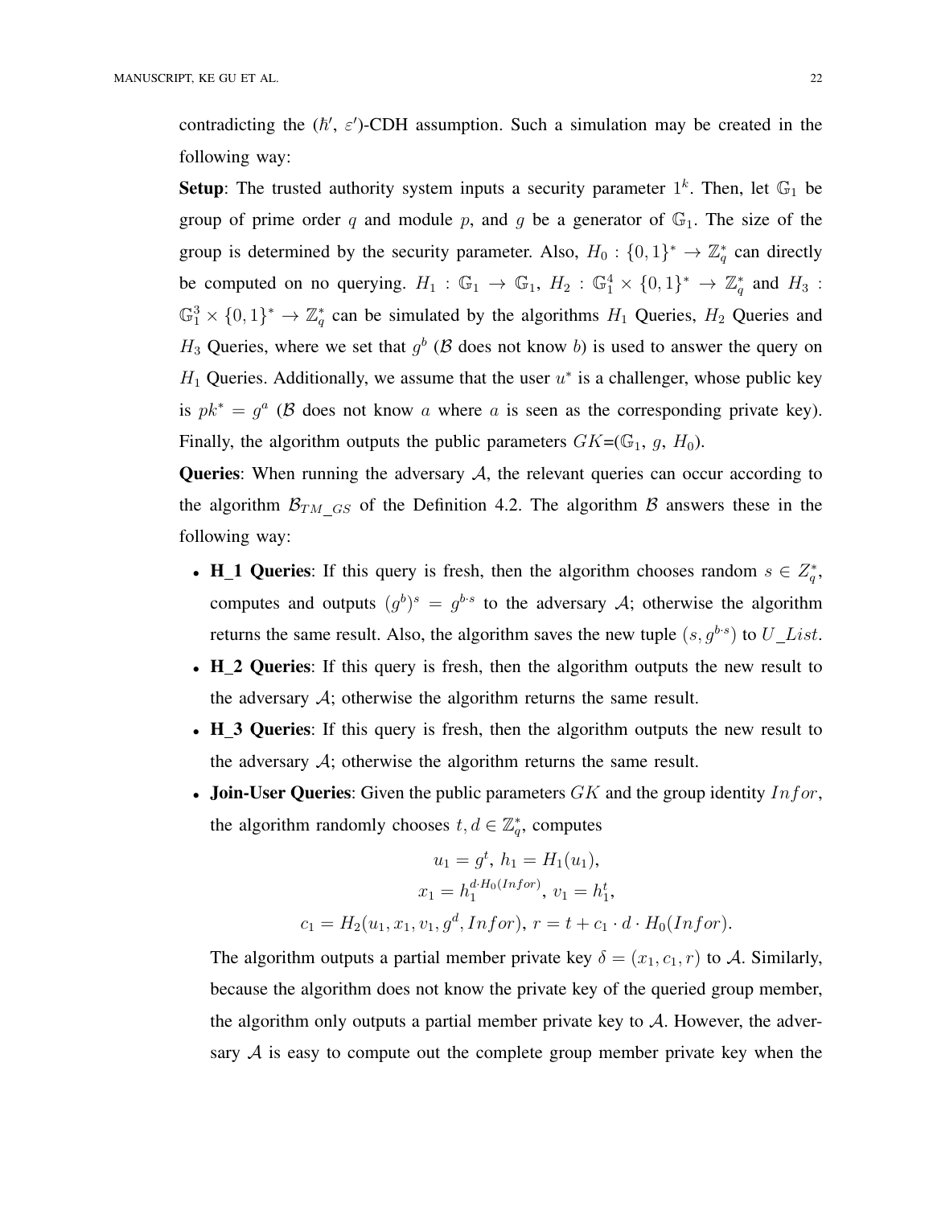contradicting the ($\hbar'$, $\varepsilon'$)-CDH assumption. Such a simulation may be created in the following way:

**Setup**: The trusted authority system inputs a security parameter $1^k$. Then, let $\mathbb{G}_1$ be group of prime order $q$ and module $p$, and $g$ be a generator of $\mathbb{G}_1$. The size of the group is determined by the security parameter. Also, $H_0 : \{0,1\}^* \rightarrow \mathbb{Z}_q^*$ can directly be computed on no querying. $H_1 : \mathbb{G}_1 \rightarrow \mathbb{G}_1$, $H_2 : \mathbb{G}_1^4 \times \{0,1\}^* \rightarrow \mathbb{Z}_q^*$ and $H_3 : \mathbb{G}_1^3 \times \{0,1\}^* \rightarrow \mathbb{Z}_q^*$ can be simulated by the algorithms $H_1$ Queries, $H_2$ Queries and $H_3$ Queries, where we set that $g^b$ ($\mathcal{B}$ does not know $b$) is used to answer the query on $H_1$ Queries. Additionally, we assume that the user $u^*$ is a challenger, whose public key is $pk^* = g^a$ ($\mathcal{B}$ does not know $a$ where $a$ is seen as the corresponding private key). Finally, the algorithm outputs the public parameters $GK$=($\mathbb{G}_1$, $g$, $H_0$).

**Queries**: When running the adversary $\mathcal{A}$, the relevant queries can occur according to the algorithm $\mathcal{B}_{TM\_GS}$ of the Definition 4.2. The algorithm $\mathcal{B}$ answers these in the following way:

- **H_1 Queries**: If this query is fresh, then the algorithm chooses random $s \in Z_q^*$, computes and outputs $(g^b)^s = g^{b \cdot s}$ to the adversary $\mathcal{A}$; otherwise the algorithm returns the same result. Also, the algorithm saves the new tuple $(s, g^{b \cdot s})$ to $U\_List$.
- **H_2 Queries**: If this query is fresh, then the algorithm outputs the new result to the adversary $\mathcal{A}$; otherwise the algorithm returns the same result.
- **H_3 Queries**: If this query is fresh, then the algorithm outputs the new result to the adversary $\mathcal{A}$; otherwise the algorithm returns the same result.
- **Join-User Queries**: Given the public parameters $GK$ and the group identity $Infor$, the algorithm randomly chooses $t, d \in \mathbb{Z}_q^*$, computes

$$u_1 = g^t,\ h_1 = H_1(u_1),$$
$$x_1 = h_1^{d \cdot H_0(Infor)},\ v_1 = h_1^t,$$
$$c_1 = H_2(u_1, x_1, v_1, g^d, Infor),\ r = t + c_1 \cdot d \cdot H_0(Infor).$$

  The algorithm outputs a partial member private key $\delta = (x_1, c_1, r)$ to $\mathcal{A}$. Similarly, because the algorithm does not know the private key of the queried group member, the algorithm only outputs a partial member private key to $\mathcal{A}$. However, the adversary $\mathcal{A}$ is easy to compute out the complete group member private key when the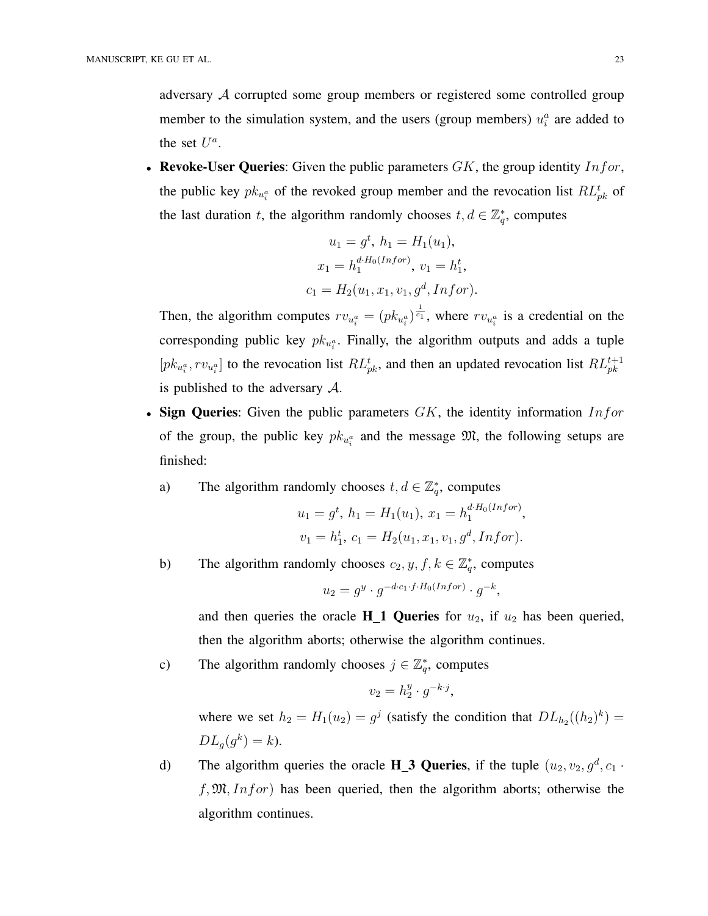adversary $\mathcal{A}$ corrupted some group members or registered some controlled group member to the simulation system, and the users (group members) $u_i^a$ are added to the set $U^a$.

- **Revoke-User Queries**: Given the public parameters $GK$, the group identity $Infor$, the public key $pk_{u_i^a}$ of the revoked group member and the revocation list $RL_{pk}^t$ of the last duration $t$, the algorithm randomly chooses $t, d \in \mathbb{Z}_q^*$, computes

$$u_1 = g^t,\ h_1 = H_1(u_1),$$
$$x_1 = h_1^{d \cdot H_0(Infor)},\ v_1 = h_1^t,$$
$$c_1 = H_2(u_1, x_1, v_1, g^d, Infor).$$

  Then, the algorithm computes $rv_{u_i^a} = (pk_{u_i^a})^{\frac{1}{c_1}}$, where $rv_{u_i^a}$ is a credential on the corresponding public key $pk_{u_i^a}$. Finally, the algorithm outputs and adds a tuple $[pk_{u_i^a}, rv_{u_i^a}]$ to the revocation list $RL_{pk}^t$, and then an updated revocation list $RL_{pk}^{t+1}$ is published to the adversary $\mathcal{A}$.

- **Sign Queries**: Given the public parameters $GK$, the identity information $Infor$ of the group, the public key $pk_{u_i^a}$ and the message $\mathfrak{M}$, the following setups are finished:

  a) The algorithm randomly chooses $t, d \in \mathbb{Z}_q^*$, computes

$$u_1 = g^t,\ h_1 = H_1(u_1),\ x_1 = h_1^{d \cdot H_0(Infor)},$$
$$v_1 = h_1^t,\ c_1 = H_2(u_1, x_1, v_1, g^d, Infor).$$

  b) The algorithm randomly chooses $c_2, y, f, k \in \mathbb{Z}_q^*$, computes

$$u_2 = g^y \cdot g^{-d \cdot c_1 \cdot f \cdot H_0(Infor)} \cdot g^{-k},$$

  and then queries the oracle **H_1 Queries** for $u_2$, if $u_2$ has been queried, then the algorithm aborts; otherwise the algorithm continues.

  c) The algorithm randomly chooses $j \in \mathbb{Z}_q^*$, computes

$$v_2 = h_2^y \cdot g^{-k \cdot j},$$

  where we set $h_2 = H_1(u_2) = g^j$ (satisfy the condition that $DL_{h_2}((h_2)^k) = DL_g(g^k) = k$).

  d) The algorithm queries the oracle **H_3 Queries**, if the tuple $(u_2, v_2, g^d, c_1 \cdot f, \mathfrak{M}, Infor)$ has been queried, then the algorithm aborts; otherwise the algorithm continues.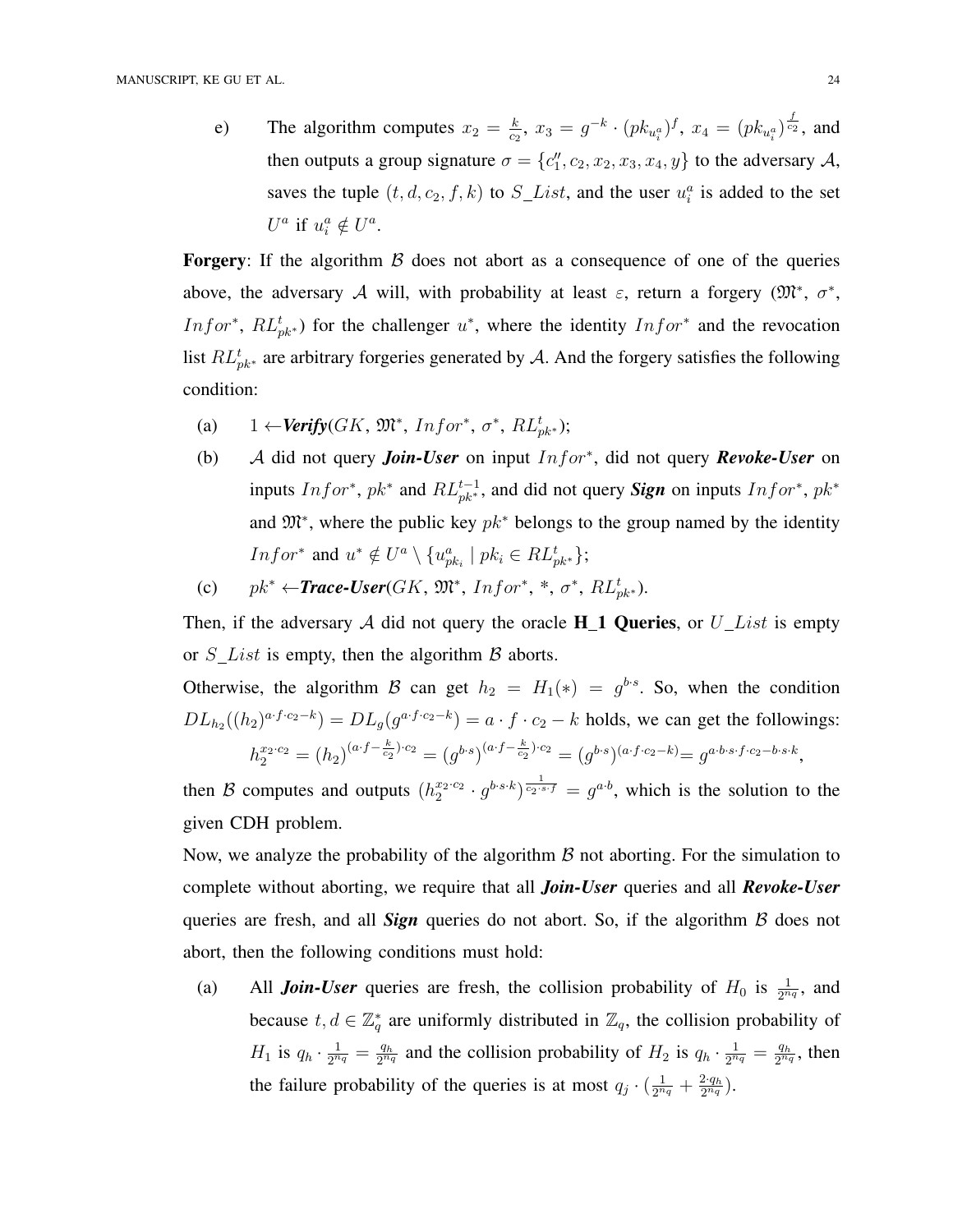e) The algorithm computes $x_2 = \frac{k}{c_2}$, $x_3 = g^{-k} \cdot (pk_{u_i^a})^f$, $x_4 = (pk_{u_i^a})^{\frac{f}{c_2}}$, and then outputs a group signature $\sigma = \{c_1'', c_2, x_2, x_3, x_4, y\}$ to the adversary $\mathcal{A}$, saves the tuple $(t, d, c_2, f, k)$ to $S\_List$, and the user $u_i^a$ is added to the set $U^a$ if $u_i^a \notin U^a$.

**Forgery**: If the algorithm $\mathcal{B}$ does not abort as a consequence of one of the queries above, the adversary $\mathcal{A}$ will, with probability at least $\varepsilon$, return a forgery ($\mathfrak{M}^*$, $\sigma^*$, $Infor^*$, $RL^t_{pk^*}$) for the challenger $u^*$, where the identity $Infor^*$ and the revocation list $RL^t_{pk^*}$ are arbitrary forgeries generated by $\mathcal{A}$. And the forgery satisfies the following condition:

(a) $1 \leftarrow$***Verify***($GK$, $\mathfrak{M}^*$, $Infor^*$, $\sigma^*$, $RL^t_{pk^*}$);

(b) $\mathcal{A}$ did not query ***Join-User*** on input $Infor^*$, did not query ***Revoke-User*** on inputs $Infor^*$, $pk^*$ and $RL^{t-1}_{pk^*}$, and did not query ***Sign*** on inputs $Infor^*$, $pk^*$ and $\mathfrak{M}^*$, where the public key $pk^*$ belongs to the group named by the identity $Infor^*$ and $u^* \notin U^a \setminus \{u^a_{pk_i} \mid pk_i \in RL^t_{pk^*}\}$;

(c) $pk^* \leftarrow$***Trace-User***($GK$, $\mathfrak{M}^*$, $Infor^*$, $*$, $\sigma^*$, $RL^t_{pk^*}$).

Then, if the adversary $\mathcal{A}$ did not query the oracle **H_1 Queries**, or $U\_List$ is empty or $S\_List$ is empty, then the algorithm $\mathcal{B}$ aborts.

Otherwise, the algorithm $\mathcal{B}$ can get $h_2 = H_1(*) = g^{b \cdot s}$. So, when the condition $DL_{h_2}((h_2)^{a \cdot f \cdot c_2 - k}) = DL_g(g^{a \cdot f \cdot c_2 - k}) = a \cdot f \cdot c_2 - k$ holds, we can get the followings:

$$h_2^{x_2 \cdot c_2} = (h_2)^{(a \cdot f - \frac{k}{c_2}) \cdot c_2} = (g^{b \cdot s})^{(a \cdot f - \frac{k}{c_2}) \cdot c_2} = (g^{b \cdot s})^{(a \cdot f \cdot c_2 - k)} = g^{a \cdot b \cdot s \cdot f \cdot c_2 - b \cdot s \cdot k},$$

then $\mathcal{B}$ computes and outputs $(h_2^{x_2 \cdot c_2} \cdot g^{b \cdot s \cdot k})^{\frac{1}{c_2 \cdot s \cdot f}} = g^{a \cdot b}$, which is the solution to the given CDH problem.

Now, we analyze the probability of the algorithm $\mathcal{B}$ not aborting. For the simulation to complete without aborting, we require that all ***Join-User*** queries and all ***Revoke-User*** queries are fresh, and all ***Sign*** queries do not abort. So, if the algorithm $\mathcal{B}$ does not abort, then the following conditions must hold:

(a) All ***Join-User*** queries are fresh, the collision probability of $H_0$ is $\frac{1}{2^{n_q}}$, and because $t, d \in \mathbb{Z}_q^*$ are uniformly distributed in $\mathbb{Z}_q$, the collision probability of $H_1$ is $q_h \cdot \frac{1}{2^{n_q}} = \frac{q_h}{2^{n_q}}$ and the collision probability of $H_2$ is $q_h \cdot \frac{1}{2^{n_q}} = \frac{q_h}{2^{n_q}}$, then the failure probability of the queries is at most $q_j \cdot (\frac{1}{2^{n_q}} + \frac{2 \cdot q_h}{2^{n_q}})$.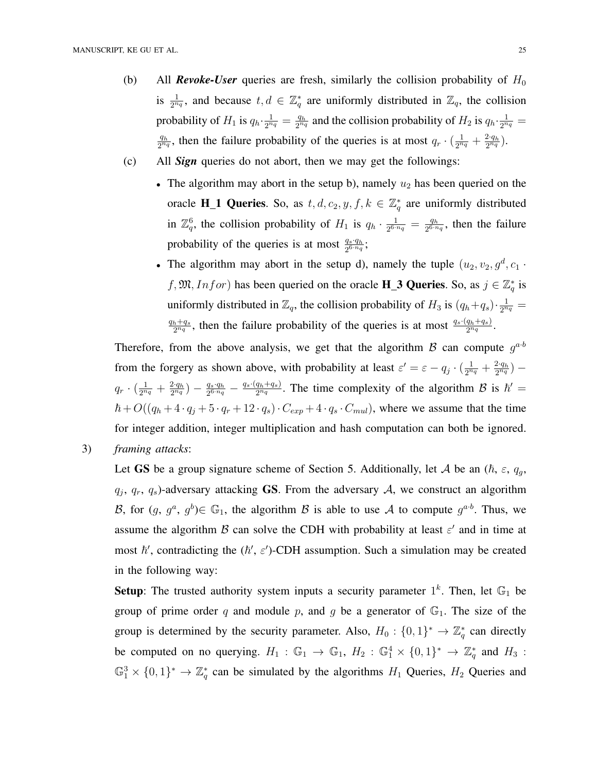(b) All ***Revoke-User*** queries are fresh, similarly the collision probability of $H_0$ is $\frac{1}{2^{n_q}}$, and because $t, d \in \mathbb{Z}_q^*$ are uniformly distributed in $\mathbb{Z}_q$, the collision probability of $H_1$ is $q_h \cdot \frac{1}{2^{n_q}} = \frac{q_h}{2^{n_q}}$ and the collision probability of $H_2$ is $q_h \cdot \frac{1}{2^{n_q}} = \frac{q_h}{2^{n_q}}$, then the failure probability of the queries is at most $q_r \cdot (\frac{1}{2^{n_q}} + \frac{2 \cdot q_h}{2^{n_q}})$.

(c) All ***Sign*** queries do not abort, then we may get the followings:

- The algorithm may abort in the setup b), namely $u_2$ has been queried on the oracle **H_1 Queries**. So, as $t, d, c_2, y, f, k \in \mathbb{Z}_q^*$ are uniformly distributed in $\mathbb{Z}_q^6$, the collision probability of $H_1$ is $q_h \cdot \frac{1}{2^{6 \cdot n_q}} = \frac{q_h}{2^{6 \cdot n_q}}$, then the failure probability of the queries is at most $\frac{q_s \cdot q_h}{2^{6 \cdot n_q}}$;
- The algorithm may abort in the setup d), namely the tuple $(u_2, v_2, g^d, c_1 \cdot f, \mathfrak{M}, Infor)$ has been queried on the oracle **H_3 Queries**. So, as $j \in \mathbb{Z}_q^*$ is uniformly distributed in $\mathbb{Z}_q$, the collision probability of $H_3$ is $(q_h + q_s) \cdot \frac{1}{2^{n_q}} = \frac{q_h + q_s}{2^{n_q}}$, then the failure probability of the queries is at most $\frac{q_s \cdot (q_h + q_s)}{2^{n_q}}$.

Therefore, from the above analysis, we get that the algorithm $\mathcal{B}$ can compute $g^{a \cdot b}$ from the forgery as shown above, with probability at least $\varepsilon' = \varepsilon - q_j \cdot (\frac{1}{2^{n_q}} + \frac{2 \cdot q_h}{2^{n_q}}) - q_r \cdot (\frac{1}{2^{n_q}} + \frac{2 \cdot q_h}{2^{n_q}}) - \frac{q_s \cdot q_h}{2^{6 \cdot n_q}} - \frac{q_s \cdot (q_h + q_s)}{2^{n_q}}$. The time complexity of the algorithm $\mathcal{B}$ is $\hbar' = \hbar + O((q_h + 4 \cdot q_j + 5 \cdot q_r + 12 \cdot q_s) \cdot C_{exp} + 4 \cdot q_s \cdot C_{mul})$, where we assume that the time for integer addition, integer multiplication and hash computation can both be ignored.

3) *framing attacks*:

Let **GS** be a group signature scheme of Section 5. Additionally, let $\mathcal{A}$ be an ($\hbar$, $\varepsilon$, $q_g$, $q_j$, $q_r$, $q_s$)-adversary attacking **GS**. From the adversary $\mathcal{A}$, we construct an algorithm $\mathcal{B}$, for ($g$, $g^a$, $g^b$)$\in \mathbb{G}_1$, the algorithm $\mathcal{B}$ is able to use $\mathcal{A}$ to compute $g^{a \cdot b}$. Thus, we assume the algorithm $\mathcal{B}$ can solve the CDH with probability at least $\varepsilon'$ and in time at most $\hbar'$, contradicting the ($\hbar'$, $\varepsilon'$)-CDH assumption. Such a simulation may be created in the following way:

**Setup**: The trusted authority system inputs a security parameter $1^k$. Then, let $\mathbb{G}_1$ be group of prime order $q$ and module $p$, and $g$ be a generator of $\mathbb{G}_1$. The size of the group is determined by the security parameter. Also, $H_0 : \{0,1\}^* \rightarrow \mathbb{Z}_q^*$ can directly be computed on no querying. $H_1 : \mathbb{G}_1 \rightarrow \mathbb{G}_1$, $H_2 : \mathbb{G}_1^4 \times \{0,1\}^* \rightarrow \mathbb{Z}_q^*$ and $H_3 : \mathbb{G}_1^3 \times \{0,1\}^* \rightarrow \mathbb{Z}_q^*$ can be simulated by the algorithms $H_1$ Queries, $H_2$ Queries and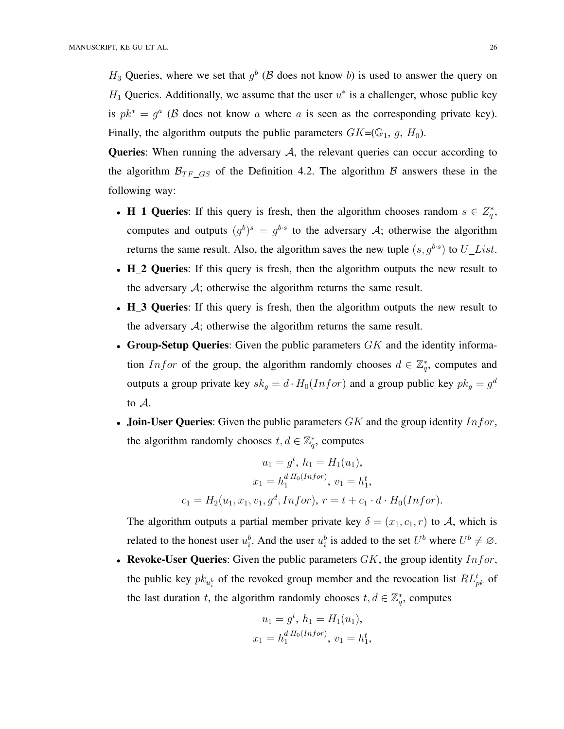$H_3$ Queries, where we set that $g^b$ ($\mathcal{B}$ does not know $b$) is used to answer the query on $H_1$ Queries. Additionally, we assume that the user $u^*$ is a challenger, whose public key is $pk^* = g^a$ ($\mathcal{B}$ does not know $a$ where $a$ is seen as the corresponding private key). Finally, the algorithm outputs the public parameters $GK$=($\mathbb{G}_1$, $g$, $H_0$).

**Queries**: When running the adversary $\mathcal{A}$, the relevant queries can occur according to the algorithm $\mathcal{B}_{TF\_GS}$ of the Definition 4.2. The algorithm $\mathcal{B}$ answers these in the following way:

- **H_1 Queries**: If this query is fresh, then the algorithm chooses random $s \in Z_q^*$, computes and outputs $(g^b)^s = g^{b \cdot s}$ to the adversary $\mathcal{A}$; otherwise the algorithm returns the same result. Also, the algorithm saves the new tuple $(s, g^{b \cdot s})$ to $U\_List$.
- **H_2 Queries**: If this query is fresh, then the algorithm outputs the new result to the adversary $\mathcal{A}$; otherwise the algorithm returns the same result.
- **H_3 Queries**: If this query is fresh, then the algorithm outputs the new result to the adversary $\mathcal{A}$; otherwise the algorithm returns the same result.
- **Group-Setup Queries**: Given the public parameters $GK$ and the identity information $Infor$ of the group, the algorithm randomly chooses $d \in \mathbb{Z}_q^*$, computes and outputs a group private key $sk_g = d \cdot H_0(Infor)$ and a group public key $pk_g = g^d$ to $\mathcal{A}$.
- **Join-User Queries**: Given the public parameters $GK$ and the group identity $Infor$, the algorithm randomly chooses $t, d \in \mathbb{Z}_q^*$, computes

$$u_1 = g^t,\ h_1 = H_1(u_1),$$
$$x_1 = h_1^{d \cdot H_0(Infor)},\ v_1 = h_1^t,$$
$$c_1 = H_2(u_1, x_1, v_1, g^d, Infor),\ r = t + c_1 \cdot d \cdot H_0(Infor).$$

  The algorithm outputs a partial member private key $\delta = (x_1, c_1, r)$ to $\mathcal{A}$, which is related to the honest user $u_i^b$. And the user $u_i^b$ is added to the set $U^b$ where $U^b \neq \varnothing$.
- **Revoke-User Queries**: Given the public parameters $GK$, the group identity $Infor$, the public key $pk_{u_i^b}$ of the revoked group member and the revocation list $RL_{pk}^t$ of the last duration $t$, the algorithm randomly chooses $t, d \in \mathbb{Z}_q^*$, computes

$$u_1 = g^t,\ h_1 = H_1(u_1),$$
$$x_1 = h_1^{d \cdot H_0(Infor)},\ v_1 = h_1^t,$$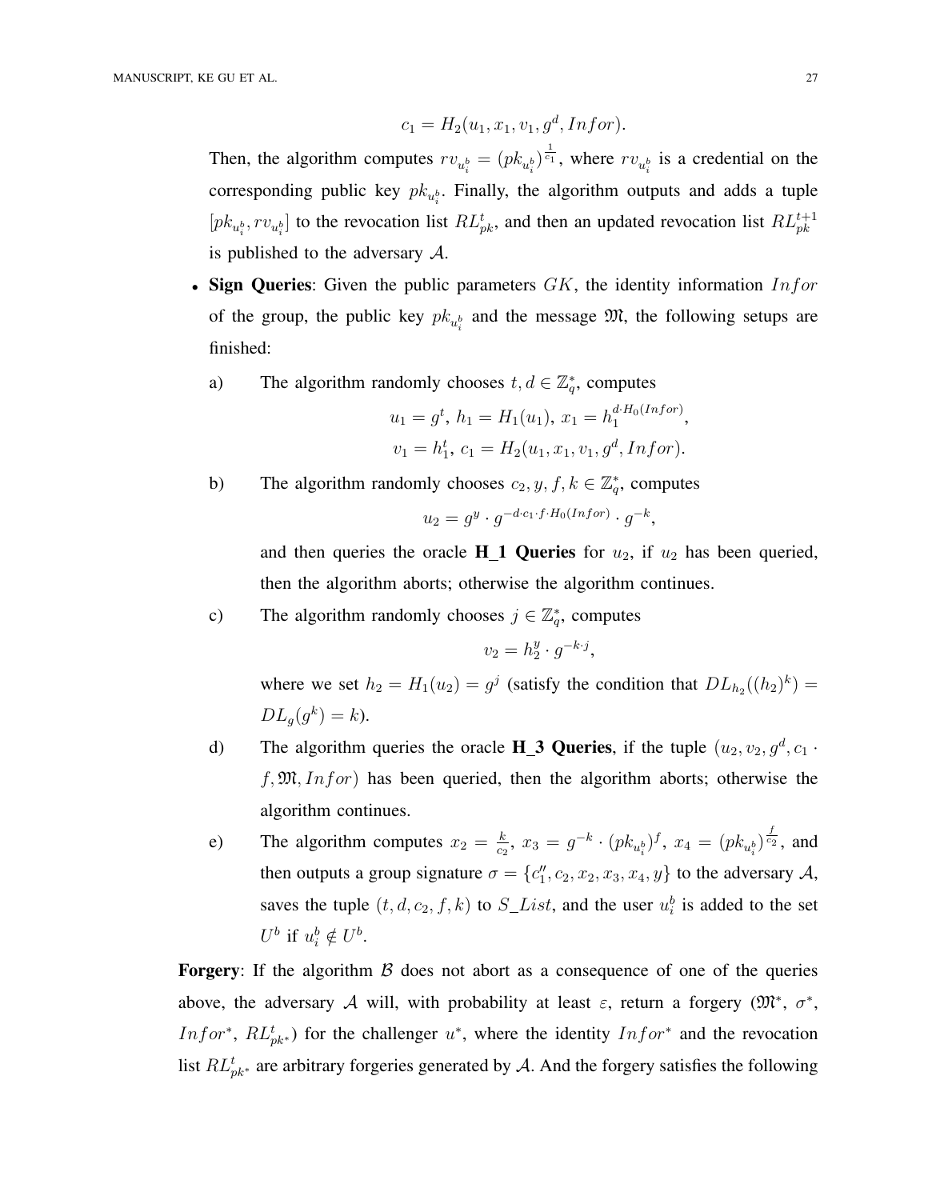$$c_1 = H_2(u_1, x_1, v_1, g^d, Infor).$$

Then, the algorithm computes $rv_{u_i^b} = (pk_{u_i^b})^{\frac{1}{c_1}}$, where $rv_{u_i^b}$ is a credential on the corresponding public key $pk_{u_i^b}$. Finally, the algorithm outputs and adds a tuple $[pk_{u_i^b}, rv_{u_i^b}]$ to the revocation list $RL_{pk}^t$, and then an updated revocation list $RL_{pk}^{t+1}$ is published to the adversary $\mathcal{A}$.

- **Sign Queries**: Given the public parameters $GK$, the identity information $Infor$ of the group, the public key $pk_{u_i^b}$ and the message $\mathfrak{M}$, the following setups are finished:

  a) The algorithm randomly chooses $t, d \in \mathbb{Z}_q^*$, computes
  $$u_1 = g^t,\ h_1 = H_1(u_1),\ x_1 = h_1^{d \cdot H_0(Infor)},$$
  $$v_1 = h_1^t,\ c_1 = H_2(u_1, x_1, v_1, g^d, Infor).$$

  b) The algorithm randomly chooses $c_2, y, f, k \in \mathbb{Z}_q^*$, computes
  $$u_2 = g^y \cdot g^{-d \cdot c_1 \cdot f \cdot H_0(Infor)} \cdot g^{-k},$$
  and then queries the oracle **H_1 Queries** for $u_2$, if $u_2$ has been queried, then the algorithm aborts; otherwise the algorithm continues.

  c) The algorithm randomly chooses $j \in \mathbb{Z}_q^*$, computes
  $$v_2 = h_2^y \cdot g^{-k \cdot j},$$
  where we set $h_2 = H_1(u_2) = g^j$ (satisfy the condition that $DL_{h_2}((h_2)^k) = DL_g(g^k) = k$).

  d) The algorithm queries the oracle **H_3 Queries**, if the tuple $(u_2, v_2, g^d, c_1 \cdot f, \mathfrak{M}, Infor)$ has been queried, then the algorithm aborts; otherwise the algorithm continues.

  e) The algorithm computes $x_2 = \frac{k}{c_2}$, $x_3 = g^{-k} \cdot (pk_{u_i^b})^f$, $x_4 = (pk_{u_i^b})^{\frac{f}{c_2}}$, and then outputs a group signature $\sigma = \{c_1'', c_2, x_2, x_3, x_4, y\}$ to the adversary $\mathcal{A}$, saves the tuple $(t, d, c_2, f, k)$ to $S\_List$, and the user $u_i^b$ is added to the set $U^b$ if $u_i^b \notin U^b$.

**Forgery**: If the algorithm $\mathcal{B}$ does not abort as a consequence of one of the queries above, the adversary $\mathcal{A}$ will, with probability at least $\varepsilon$, return a forgery ($\mathfrak{M}^*$, $\sigma^*$, $Infor^*$, $RL_{pk^*}^t$) for the challenger $u^*$, where the identity $Infor^*$ and the revocation list $RL_{pk^*}^t$ are arbitrary forgeries generated by $\mathcal{A}$. And the forgery satisfies the following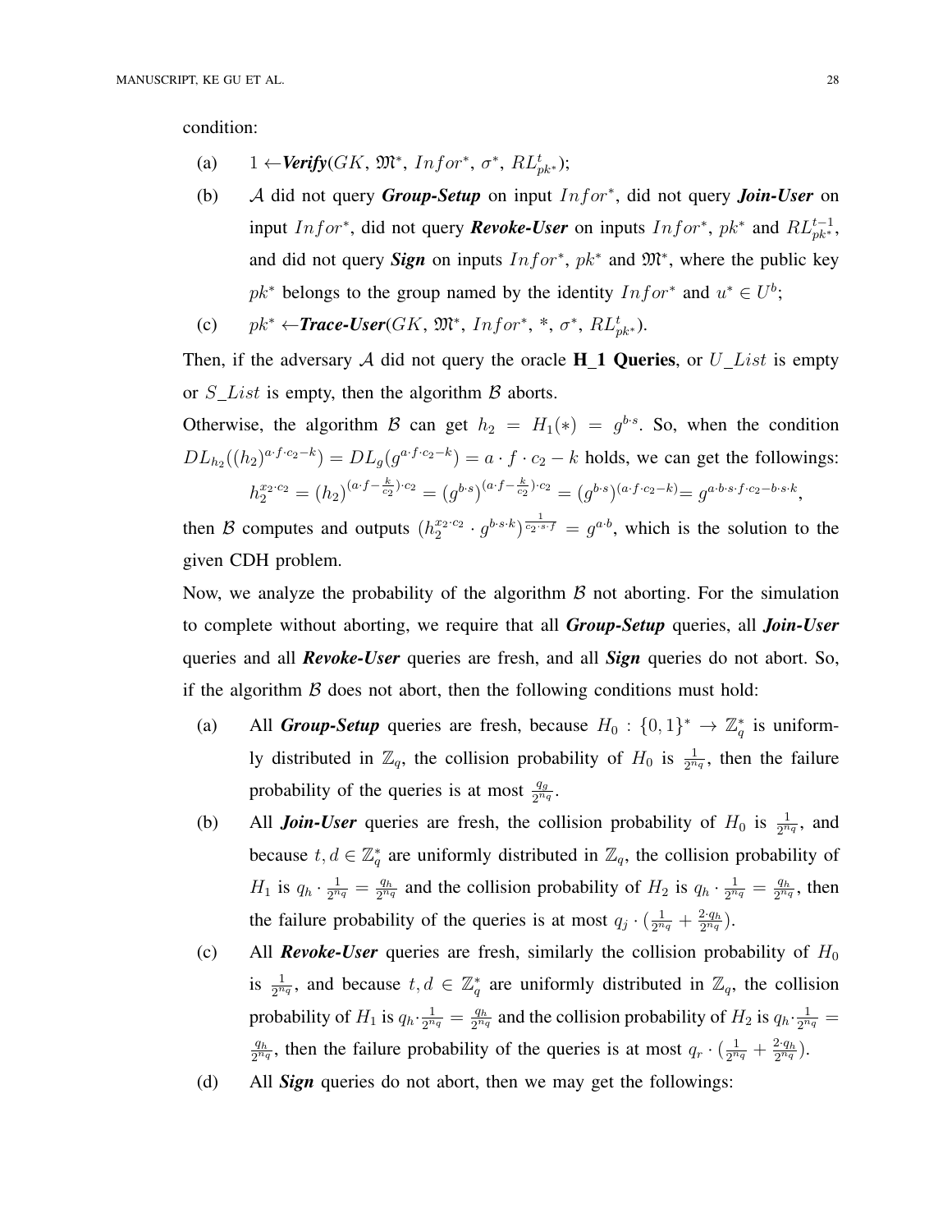condition:

(a) $1 \leftarrow$***Verify***($GK$, $\mathfrak{M}^*$, $Infor^*$, $\sigma^*$, $RL^t_{pk^*}$);

(b) $\mathcal{A}$ did not query ***Group-Setup*** on input $Infor^*$, did not query ***Join-User*** on input $Infor^*$, did not query ***Revoke-User*** on inputs $Infor^*$, $pk^*$ and $RL^{t-1}_{pk^*}$, and did not query ***Sign*** on inputs $Infor^*$, $pk^*$ and $\mathfrak{M}^*$, where the public key $pk^*$ belongs to the group named by the identity $Infor^*$ and $u^* \in U^b$;

(c) $pk^* \leftarrow$***Trace-User***($GK$, $\mathfrak{M}^*$, $Infor^*$, $*$, $\sigma^*$, $RL^t_{pk^*}$).

Then, if the adversary $\mathcal{A}$ did not query the oracle **H_1 Queries**, or $U\_List$ is empty or $S\_List$ is empty, then the algorithm $\mathcal{B}$ aborts.

Otherwise, the algorithm $\mathcal{B}$ can get $h_2 = H_1(*) = g^{b \cdot s}$. So, when the condition $DL_{h_2}((h_2)^{a \cdot f \cdot c_2 - k}) = DL_g(g^{a \cdot f \cdot c_2 - k}) = a \cdot f \cdot c_2 - k$ holds, we can get the followings:

$$h_2^{x_2 \cdot c_2} = (h_2)^{(a \cdot f - \frac{k}{c_2}) \cdot c_2} = (g^{b \cdot s})^{(a \cdot f - \frac{k}{c_2}) \cdot c_2} = (g^{b \cdot s})^{(a \cdot f \cdot c_2 - k)} = g^{a \cdot b \cdot s \cdot f \cdot c_2 - b \cdot s \cdot k},$$

then $\mathcal{B}$ computes and outputs $(h_2^{x_2 \cdot c_2} \cdot g^{b \cdot s \cdot k})^{\frac{1}{c_2 \cdot s \cdot f}} = g^{a \cdot b}$, which is the solution to the given CDH problem.

Now, we analyze the probability of the algorithm $\mathcal{B}$ not aborting. For the simulation to complete without aborting, we require that all ***Group-Setup*** queries, all ***Join-User*** queries and all ***Revoke-User*** queries are fresh, and all ***Sign*** queries do not abort. So, if the algorithm $\mathcal{B}$ does not abort, then the following conditions must hold:

(a) All ***Group-Setup*** queries are fresh, because $H_0 : \{0,1\}^* \rightarrow \mathbb{Z}_q^*$ is uniformly distributed in $\mathbb{Z}_q$, the collision probability of $H_0$ is $\frac{1}{2^{n_q}}$, then the failure probability of the queries is at most $\frac{q_g}{2^{n_q}}$.

(b) All ***Join-User*** queries are fresh, the collision probability of $H_0$ is $\frac{1}{2^{n_q}}$, and because $t, d \in \mathbb{Z}_q^*$ are uniformly distributed in $\mathbb{Z}_q$, the collision probability of $H_1$ is $q_h \cdot \frac{1}{2^{n_q}} = \frac{q_h}{2^{n_q}}$ and the collision probability of $H_2$ is $q_h \cdot \frac{1}{2^{n_q}} = \frac{q_h}{2^{n_q}}$, then the failure probability of the queries is at most $q_j \cdot (\frac{1}{2^{n_q}} + \frac{2 \cdot q_h}{2^{n_q}})$.

(c) All ***Revoke-User*** queries are fresh, similarly the collision probability of $H_0$ is $\frac{1}{2^{n_q}}$, and because $t, d \in \mathbb{Z}_q^*$ are uniformly distributed in $\mathbb{Z}_q$, the collision probability of $H_1$ is $q_h \cdot \frac{1}{2^{n_q}} = \frac{q_h}{2^{n_q}}$ and the collision probability of $H_2$ is $q_h \cdot \frac{1}{2^{n_q}} = \frac{q_h}{2^{n_q}}$, then the failure probability of the queries is at most $q_r \cdot (\frac{1}{2^{n_q}} + \frac{2 \cdot q_h}{2^{n_q}})$.

(d) All ***Sign*** queries do not abort, then we may get the followings: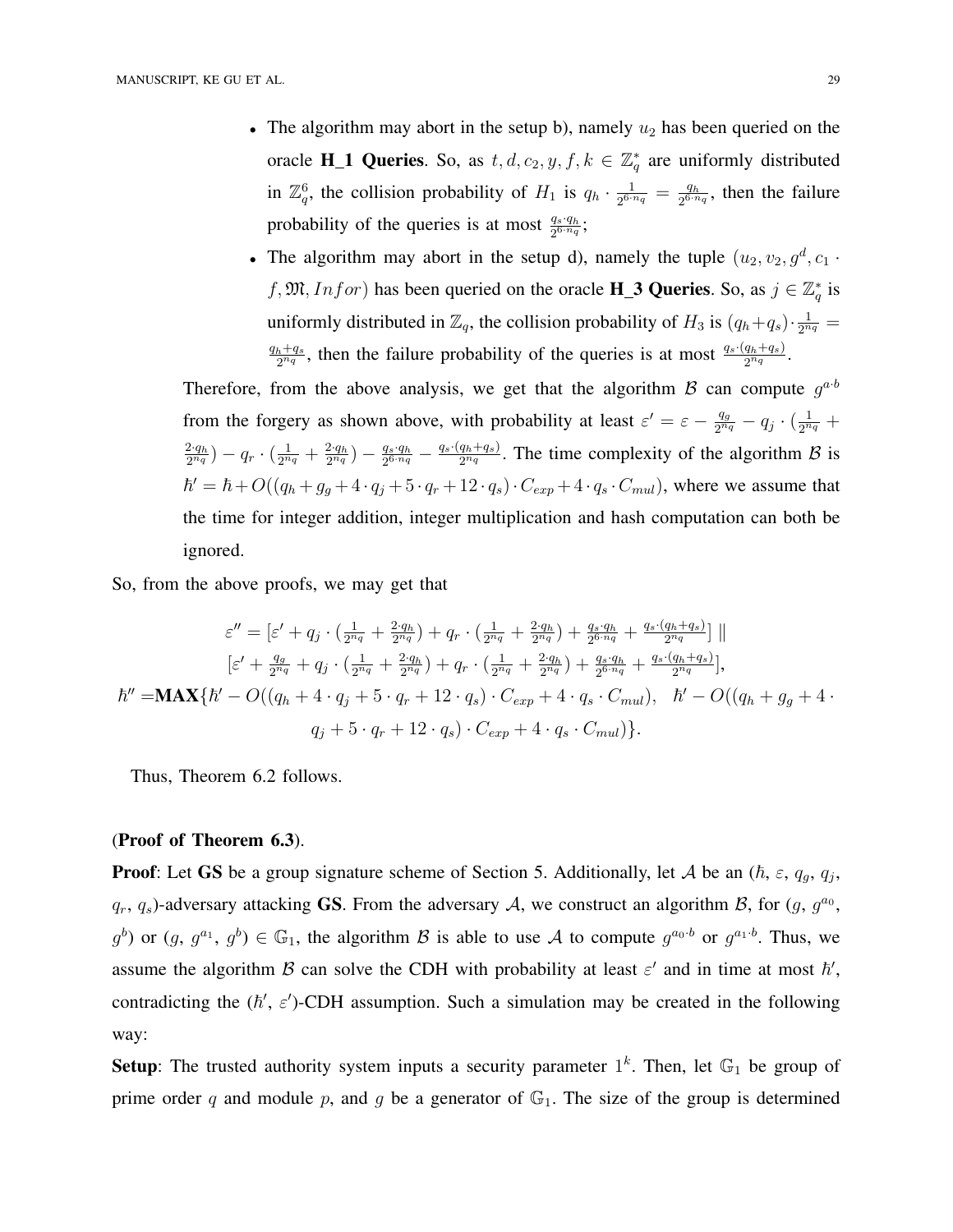- The algorithm may abort in the setup b), namely $u_2$ has been queried on the oracle **H_1 Queries**. So, as $t, d, c_2, y, f, k \in \mathbb{Z}_q^*$ are uniformly distributed in $\mathbb{Z}_q^6$, the collision probability of $H_1$ is $q_h \cdot \frac{1}{2^{6 \cdot n_q}} = \frac{q_h}{2^{6 \cdot n_q}}$, then the failure probability of the queries is at most $\frac{q_s \cdot q_h}{2^{6 \cdot n_q}}$;
- The algorithm may abort in the setup d), namely the tuple $(u_2, v_2, g^d, c_1 \cdot f, \mathfrak{M}, Infor)$ has been queried on the oracle **H_3 Queries**. So, as $j \in \mathbb{Z}_q^*$ is uniformly distributed in $\mathbb{Z}_q$, the collision probability of $H_3$ is $(q_h + q_s) \cdot \frac{1}{2^{n_q}} = \frac{q_h + q_s}{2^{n_q}}$, then the failure probability of the queries is at most $\frac{q_s \cdot (q_h + q_s)}{2^{n_q}}$.

Therefore, from the above analysis, we get that the algorithm $\mathcal{B}$ can compute $g^{a \cdot b}$ from the forgery as shown above, with probability at least $\varepsilon' = \varepsilon - \frac{q_g}{2^{n_q}} - q_j \cdot (\frac{1}{2^{n_q}} + \frac{2 \cdot q_h}{2^{n_q}}) - q_r \cdot (\frac{1}{2^{n_q}} + \frac{2 \cdot q_h}{2^{n_q}}) - \frac{q_s \cdot q_h}{2^{6 \cdot n_q}} - \frac{q_s \cdot (q_h + q_s)}{2^{n_q}}$. The time complexity of the algorithm $\mathcal{B}$ is $\hbar' = \hbar + O((q_h + g_g + 4 \cdot q_j + 5 \cdot q_r + 12 \cdot q_s) \cdot C_{exp} + 4 \cdot q_s \cdot C_{mul})$, where we assume that the time for integer addition, integer multiplication and hash computation can both be ignored.

So, from the above proofs, we may get that

$$
\begin{aligned}
\varepsilon'' = & [\varepsilon' + q_j \cdot (\tfrac{1}{2^{n_q}} + \tfrac{2 \cdot q_h}{2^{n_q}}) + q_r \cdot (\tfrac{1}{2^{n_q}} + \tfrac{2 \cdot q_h}{2^{n_q}}) + \tfrac{q_s \cdot q_h}{2^{6 \cdot n_q}} + \tfrac{q_s \cdot (q_h + q_s)}{2^{n_q}}] \parallel \\
& [\varepsilon' + \tfrac{q_g}{2^{n_q}} + q_j \cdot (\tfrac{1}{2^{n_q}} + \tfrac{2 \cdot q_h}{2^{n_q}}) + q_r \cdot (\tfrac{1}{2^{n_q}} + \tfrac{2 \cdot q_h}{2^{n_q}}) + \tfrac{q_s \cdot q_h}{2^{6 \cdot n_q}} + \tfrac{q_s \cdot (q_h + q_s)}{2^{n_q}}], \\
\hbar'' = & \textbf{MAX}\{\hbar' - O((q_h + 4 \cdot q_j + 5 \cdot q_r + 12 \cdot q_s) \cdot C_{exp} + 4 \cdot q_s \cdot C_{mul}), \quad \hbar' - O((q_h + g_g + 4 \cdot \\
& q_j + 5 \cdot q_r + 12 \cdot q_s) \cdot C_{exp} + 4 \cdot q_s \cdot C_{mul})\}.
\end{aligned}
$$

Thus, Theorem 6.2 follows.

(**Proof of Theorem 6.3**).

**Proof**: Let **GS** be a group signature scheme of Section 5. Additionally, let $\mathcal{A}$ be an ($\hbar$, $\varepsilon$, $q_g$, $q_j$, $q_r$, $q_s$)-adversary attacking **GS**. From the adversary $\mathcal{A}$, we construct an algorithm $\mathcal{B}$, for ($g$, $g^{a_0}$, $g^b$) or ($g$, $g^{a_1}$, $g^b$) $\in \mathbb{G}_1$, the algorithm $\mathcal{B}$ is able to use $\mathcal{A}$ to compute $g^{a_0 \cdot b}$ or $g^{a_1 \cdot b}$. Thus, we assume the algorithm $\mathcal{B}$ can solve the CDH with probability at least $\varepsilon'$ and in time at most $\hbar'$, contradicting the ($\hbar'$, $\varepsilon'$)-CDH assumption. Such a simulation may be created in the following way:

**Setup**: The trusted authority system inputs a security parameter $1^k$. Then, let $\mathbb{G}_1$ be group of prime order $q$ and module $p$, and $g$ be a generator of $\mathbb{G}_1$. The size of the group is determined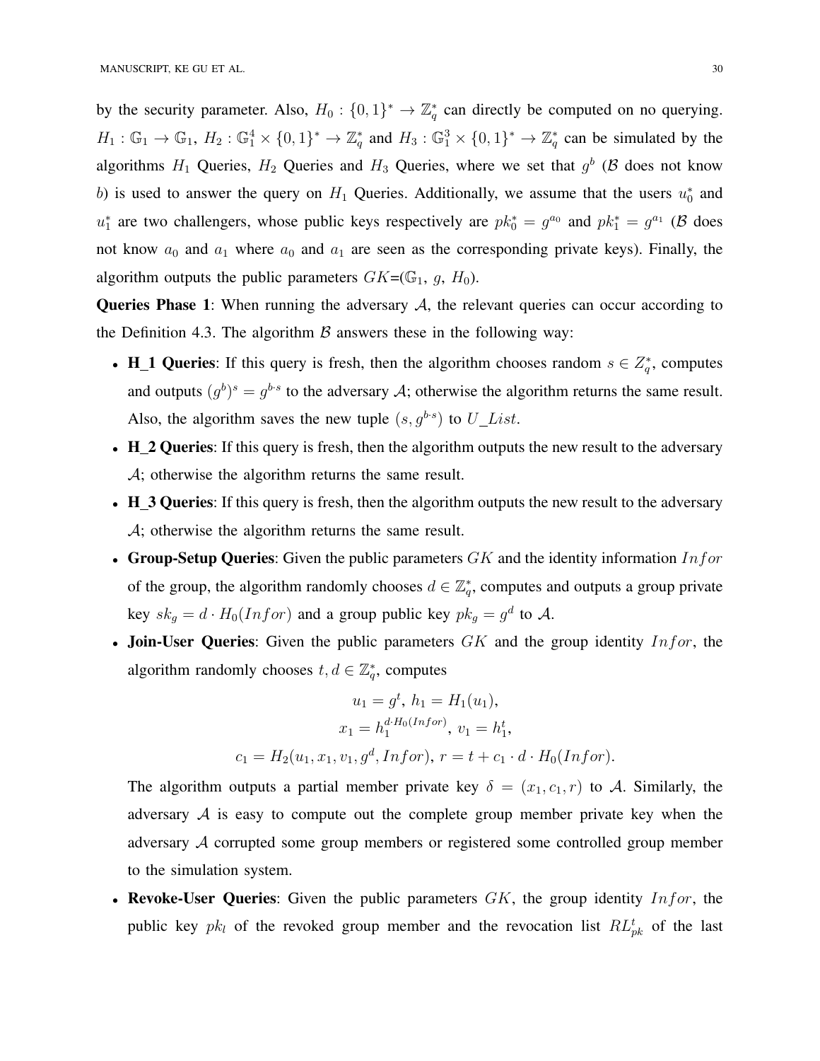by the security parameter. Also, $H_0 : \{0,1\}^* \rightarrow \mathbb{Z}_q^*$ can directly be computed on no querying. $H_1 : \mathbb{G}_1 \rightarrow \mathbb{G}_1$, $H_2 : \mathbb{G}_1^4 \times \{0,1\}^* \rightarrow \mathbb{Z}_q^*$ and $H_3 : \mathbb{G}_1^3 \times \{0,1\}^* \rightarrow \mathbb{Z}_q^*$ can be simulated by the algorithms $H_1$ Queries, $H_2$ Queries and $H_3$ Queries, where we set that $g^b$ ($\mathcal{B}$ does not know $b$) is used to answer the query on $H_1$ Queries. Additionally, we assume that the users $u_0^*$ and $u_1^*$ are two challengers, whose public keys respectively are $pk_0^* = g^{a_0}$ and $pk_1^* = g^{a_1}$ ($\mathcal{B}$ does not know $a_0$ and $a_1$ where $a_0$ and $a_1$ are seen as the corresponding private keys). Finally, the algorithm outputs the public parameters $GK$=($\mathbb{G}_1$, $g$, $H_0$).

**Queries Phase 1**: When running the adversary $\mathcal{A}$, the relevant queries can occur according to the Definition 4.3. The algorithm $\mathcal{B}$ answers these in the following way:

- **H_1 Queries**: If this query is fresh, then the algorithm chooses random $s \in Z_q^*$, computes and outputs $(g^b)^s = g^{b \cdot s}$ to the adversary $\mathcal{A}$; otherwise the algorithm returns the same result. Also, the algorithm saves the new tuple $(s, g^{b \cdot s})$ to $U\_List$.
- **H_2 Queries**: If this query is fresh, then the algorithm outputs the new result to the adversary $\mathcal{A}$; otherwise the algorithm returns the same result.
- **H_3 Queries**: If this query is fresh, then the algorithm outputs the new result to the adversary $\mathcal{A}$; otherwise the algorithm returns the same result.
- **Group-Setup Queries**: Given the public parameters $GK$ and the identity information $Infor$ of the group, the algorithm randomly chooses $d \in \mathbb{Z}_q^*$, computes and outputs a group private key $sk_g = d \cdot H_0(Infor)$ and a group public key $pk_g = g^d$ to $\mathcal{A}$.
- **Join-User Queries**: Given the public parameters $GK$ and the group identity $Infor$, the algorithm randomly chooses $t, d \in \mathbb{Z}_q^*$, computes

$$u_1 = g^t,\ h_1 = H_1(u_1),$$
$$x_1 = h_1^{d \cdot H_0(Infor)},\ v_1 = h_1^t,$$
$$c_1 = H_2(u_1, x_1, v_1, g^d, Infor),\ r = t + c_1 \cdot d \cdot H_0(Infor).$$

  The algorithm outputs a partial member private key $\delta = (x_1, c_1, r)$ to $\mathcal{A}$. Similarly, the adversary $\mathcal{A}$ is easy to compute out the complete group member private key when the adversary $\mathcal{A}$ corrupted some group members or registered some controlled group member to the simulation system.
- **Revoke-User Queries**: Given the public parameters $GK$, the group identity $Infor$, the public key $pk_l$ of the revoked group member and the revocation list $RL_{pk}^t$ of the last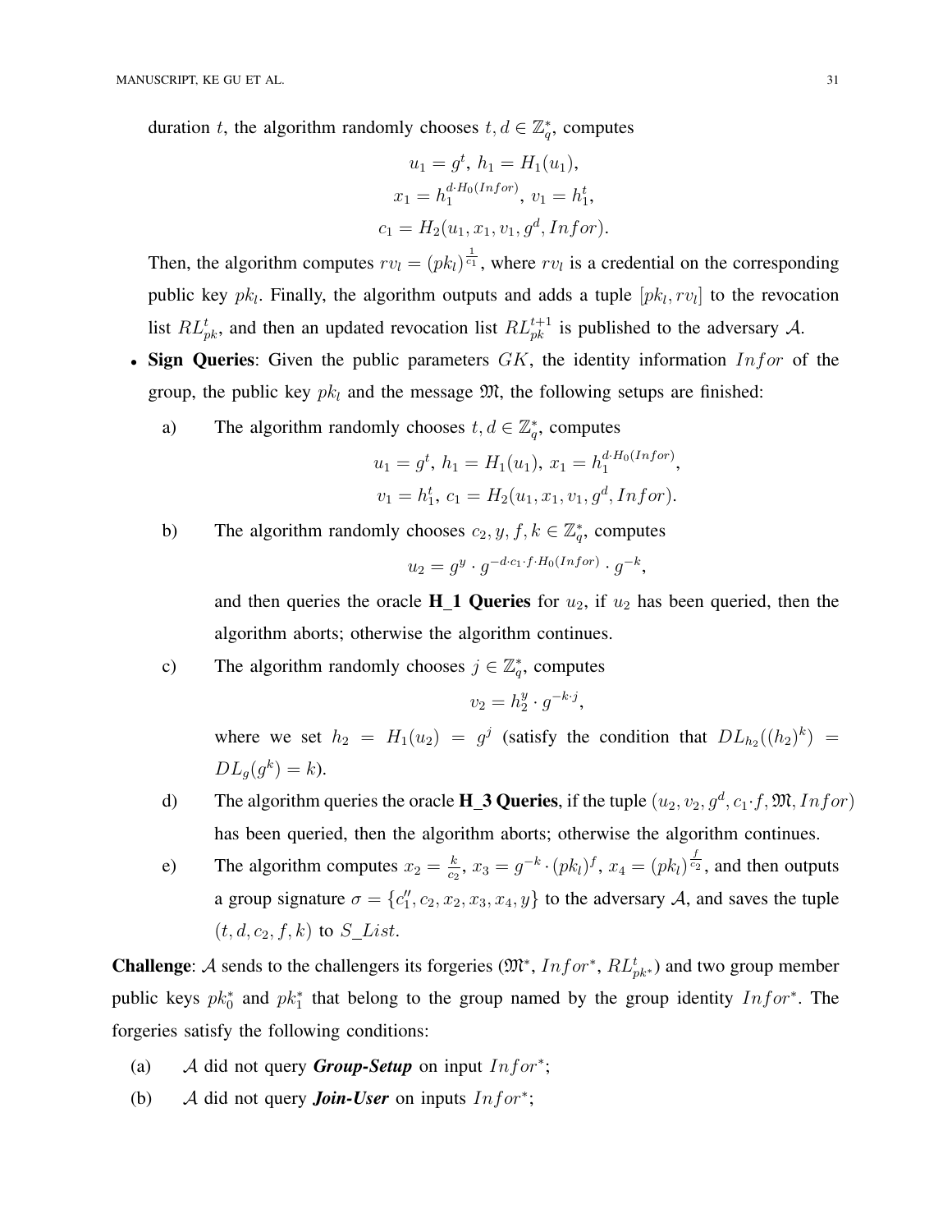duration $t$, the algorithm randomly chooses $t, d \in \mathbb{Z}_q^*$, computes

$$u_1 = g^t,\ h_1 = H_1(u_1),$$
$$x_1 = h_1^{d \cdot H_0(Infor)},\ v_1 = h_1^t,$$
$$c_1 = H_2(u_1, x_1, v_1, g^d, Infor).$$

Then, the algorithm computes $rv_l = (pk_l)^{\frac{1}{c_1}}$, where $rv_l$ is a credential on the corresponding public key $pk_l$. Finally, the algorithm outputs and adds a tuple $[pk_l, rv_l]$ to the revocation list $RL_{pk}^t$, and then an updated revocation list $RL_{pk}^{t+1}$ is published to the adversary $\mathcal{A}$.

- **Sign Queries**: Given the public parameters $GK$, the identity information $Infor$ of the group, the public key $pk_l$ and the message $\mathfrak{M}$, the following setups are finished:
  - a) The algorithm randomly chooses $t, d \in \mathbb{Z}_q^*$, computes
  $$u_1 = g^t,\ h_1 = H_1(u_1),\ x_1 = h_1^{d \cdot H_0(Infor)},$$
  $$v_1 = h_1^t,\ c_1 = H_2(u_1, x_1, v_1, g^d, Infor).$$
  - b) The algorithm randomly chooses $c_2, y, f, k \in \mathbb{Z}_q^*$, computes
  $$u_2 = g^y \cdot g^{-d \cdot c_1 \cdot f \cdot H_0(Infor)} \cdot g^{-k},$$
  and then queries the oracle **H_1 Queries** for $u_2$, if $u_2$ has been queried, then the algorithm aborts; otherwise the algorithm continues.
  - c) The algorithm randomly chooses $j \in \mathbb{Z}_q^*$, computes
  $$v_2 = h_2^y \cdot g^{-k \cdot j},$$
  where we set $h_2 = H_1(u_2) = g^j$ (satisfy the condition that $DL_{h_2}((h_2)^k) = DL_g(g^k) = k$).
  - d) The algorithm queries the oracle **H_3 Queries**, if the tuple $(u_2, v_2, g^d, c_1 \cdot f, \mathfrak{M}, Infor)$ has been queried, then the algorithm aborts; otherwise the algorithm continues.
  - e) The algorithm computes $x_2 = \frac{k}{c_2}$, $x_3 = g^{-k} \cdot (pk_l)^f$, $x_4 = (pk_l)^{\frac{f}{c_2}}$, and then outputs a group signature $\sigma = \{c_1'', c_2, x_2, x_3, x_4, y\}$ to the adversary $\mathcal{A}$, and saves the tuple $(t, d, c_2, f, k)$ to $S\_List$.

**Challenge**: $\mathcal{A}$ sends to the challengers its forgeries ($\mathfrak{M}^*$, $Infor^*$, $RL_{pk^*}^t$) and two group member public keys $pk_0^*$ and $pk_1^*$ that belong to the group named by the group identity $Infor^*$. The forgeries satisfy the following conditions:

(a) $\mathcal{A}$ did not query ***Group-Setup*** on input $Infor^*$;

(b) $\mathcal{A}$ did not query ***Join-User*** on inputs $Infor^*$;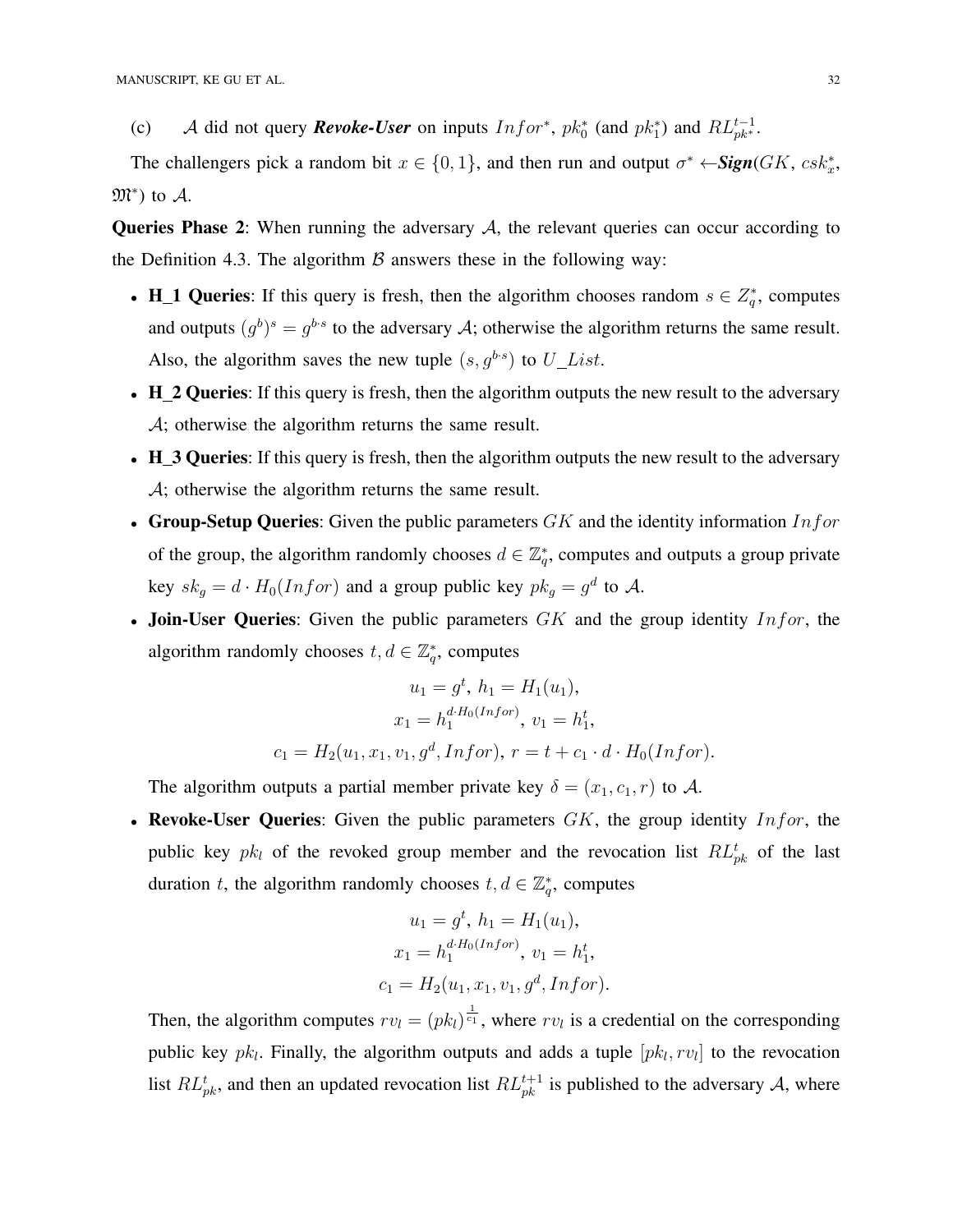(c) $\mathcal{A}$ did not query ***Revoke-User*** on inputs $Infor^*$, $pk_0^*$ (and $pk_1^*$) and $RL_{pk^*}^{t-1}$.

The challengers pick a random bit $x \in \{0,1\}$, and then run and output $\sigma^* \leftarrow$***Sign***($GK$, $csk_x^*$, $\mathfrak{M}^*$) to $\mathcal{A}$.

**Queries Phase 2**: When running the adversary $\mathcal{A}$, the relevant queries can occur according to the Definition 4.3. The algorithm $\mathcal{B}$ answers these in the following way:

- **H_1 Queries**: If this query is fresh, then the algorithm chooses random $s \in Z_q^*$, computes and outputs $(g^b)^s = g^{b \cdot s}$ to the adversary $\mathcal{A}$; otherwise the algorithm returns the same result. Also, the algorithm saves the new tuple $(s, g^{b \cdot s})$ to $U\_List$.
- **H_2 Queries**: If this query is fresh, then the algorithm outputs the new result to the adversary $\mathcal{A}$; otherwise the algorithm returns the same result.
- **H_3 Queries**: If this query is fresh, then the algorithm outputs the new result to the adversary $\mathcal{A}$; otherwise the algorithm returns the same result.
- **Group-Setup Queries**: Given the public parameters $GK$ and the identity information $Infor$ of the group, the algorithm randomly chooses $d \in \mathbb{Z}_q^*$, computes and outputs a group private key $sk_g = d \cdot H_0(Infor)$ and a group public key $pk_g = g^d$ to $\mathcal{A}$.
- **Join-User Queries**: Given the public parameters $GK$ and the group identity $Infor$, the algorithm randomly chooses $t, d \in \mathbb{Z}_q^*$, computes

$$u_1 = g^t,\ h_1 = H_1(u_1),$$
$$x_1 = h_1^{d \cdot H_0(Infor)},\ v_1 = h_1^t,$$
$$c_1 = H_2(u_1, x_1, v_1, g^d, Infor),\ r = t + c_1 \cdot d \cdot H_0(Infor).$$

  The algorithm outputs a partial member private key $\delta = (x_1, c_1, r)$ to $\mathcal{A}$.
- **Revoke-User Queries**: Given the public parameters $GK$, the group identity $Infor$, the public key $pk_l$ of the revoked group member and the revocation list $RL_{pk}^t$ of the last duration $t$, the algorithm randomly chooses $t, d \in \mathbb{Z}_q^*$, computes

$$u_1 = g^t,\ h_1 = H_1(u_1),$$
$$x_1 = h_1^{d \cdot H_0(Infor)},\ v_1 = h_1^t,$$
$$c_1 = H_2(u_1, x_1, v_1, g^d, Infor).$$

  Then, the algorithm computes $rv_l = (pk_l)^{\frac{1}{c_1}}$, where $rv_l$ is a credential on the corresponding public key $pk_l$. Finally, the algorithm outputs and adds a tuple $[pk_l, rv_l]$ to the revocation list $RL_{pk}^t$, and then an updated revocation list $RL_{pk}^{t+1}$ is published to the adversary $\mathcal{A}$, where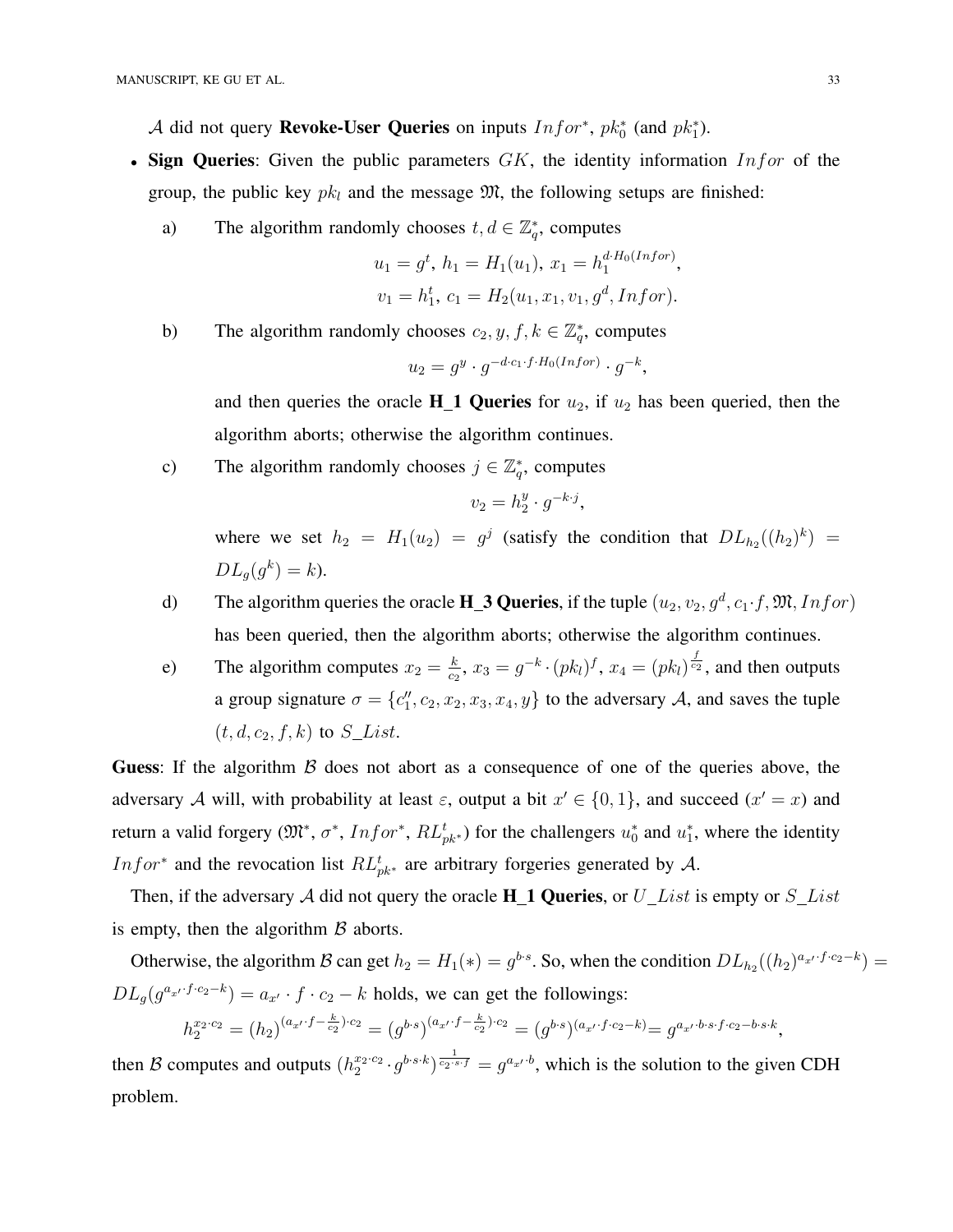$\mathcal{A}$ did not query **Revoke-User Queries** on inputs $Infor^*$, $pk_0^*$ (and $pk_1^*$).

- **Sign Queries**: Given the public parameters $GK$, the identity information $Infor$ of the group, the public key $pk_l$ and the message $\mathfrak{M}$, the following setups are finished:
  - a) The algorithm randomly chooses $t, d \in \mathbb{Z}_q^*$, computes
  $$u_1 = g^t,\ h_1 = H_1(u_1),\ x_1 = h_1^{d \cdot H_0(Infor)},$$
  $$v_1 = h_1^t,\ c_1 = H_2(u_1, x_1, v_1, g^d, Infor).$$
  - b) The algorithm randomly chooses $c_2, y, f, k \in \mathbb{Z}_q^*$, computes
  $$u_2 = g^y \cdot g^{-d \cdot c_1 \cdot f \cdot H_0(Infor)} \cdot g^{-k},$$
  and then queries the oracle **H_1 Queries** for $u_2$, if $u_2$ has been queried, then the algorithm aborts; otherwise the algorithm continues.
  - c) The algorithm randomly chooses $j \in \mathbb{Z}_q^*$, computes
  $$v_2 = h_2^y \cdot g^{-k \cdot j},$$
  where we set $h_2 = H_1(u_2) = g^j$ (satisfy the condition that $DL_{h_2}((h_2)^k) = DL_g(g^k) = k$).
  - d) The algorithm queries the oracle **H_3 Queries**, if the tuple $(u_2, v_2, g^d, c_1 \cdot f, \mathfrak{M}, Infor)$ has been queried, then the algorithm aborts; otherwise the algorithm continues.
  - e) The algorithm computes $x_2 = \frac{k}{c_2}$, $x_3 = g^{-k} \cdot (pk_l)^f$, $x_4 = (pk_l)^{\frac{f}{c_2}}$, and then outputs a group signature $\sigma = \{c_1'', c_2, x_2, x_3, x_4, y\}$ to the adversary $\mathcal{A}$, and saves the tuple $(t, d, c_2, f, k)$ to $S\_List$.

**Guess**: If the algorithm $\mathcal{B}$ does not abort as a consequence of one of the queries above, the adversary $\mathcal{A}$ will, with probability at least $\varepsilon$, output a bit $x' \in \{0, 1\}$, and succeed ($x' = x$) and return a valid forgery ($\mathfrak{M}^*$, $\sigma^*$, $Infor^*$, $RL_{pk^*}^t$) for the challengers $u_0^*$ and $u_1^*$, where the identity $Infor^*$ and the revocation list $RL_{pk^*}^t$ are arbitrary forgeries generated by $\mathcal{A}$.

Then, if the adversary $\mathcal{A}$ did not query the oracle **H_1 Queries**, or $U\_List$ is empty or $S\_List$ is empty, then the algorithm $\mathcal{B}$ aborts.

Otherwise, the algorithm $\mathcal{B}$ can get $h_2 = H_1(*) = g^{b \cdot s}$. So, when the condition $DL_{h_2}((h_2)^{a_{x'} \cdot f \cdot c_2 - k}) = DL_g(g^{a_{x'} \cdot f \cdot c_2 - k}) = a_{x'} \cdot f \cdot c_2 - k$ holds, we can get the followings:

$$h_2^{x_2 \cdot c_2} = (h_2)^{(a_{x'} \cdot f - \frac{k}{c_2}) \cdot c_2} = (g^{b \cdot s})^{(a_{x'} \cdot f - \frac{k}{c_2}) \cdot c_2} = (g^{b \cdot s})^{(a_{x'} \cdot f \cdot c_2 - k)} = g^{a_{x'} \cdot b \cdot s \cdot f \cdot c_2 - b \cdot s \cdot k},$$

then $\mathcal{B}$ computes and outputs $(h_2^{x_2 \cdot c_2} \cdot g^{b \cdot s \cdot k})^{\frac{1}{c_2 \cdot s \cdot f}} = g^{a_{x'} \cdot b}$, which is the solution to the given CDH problem.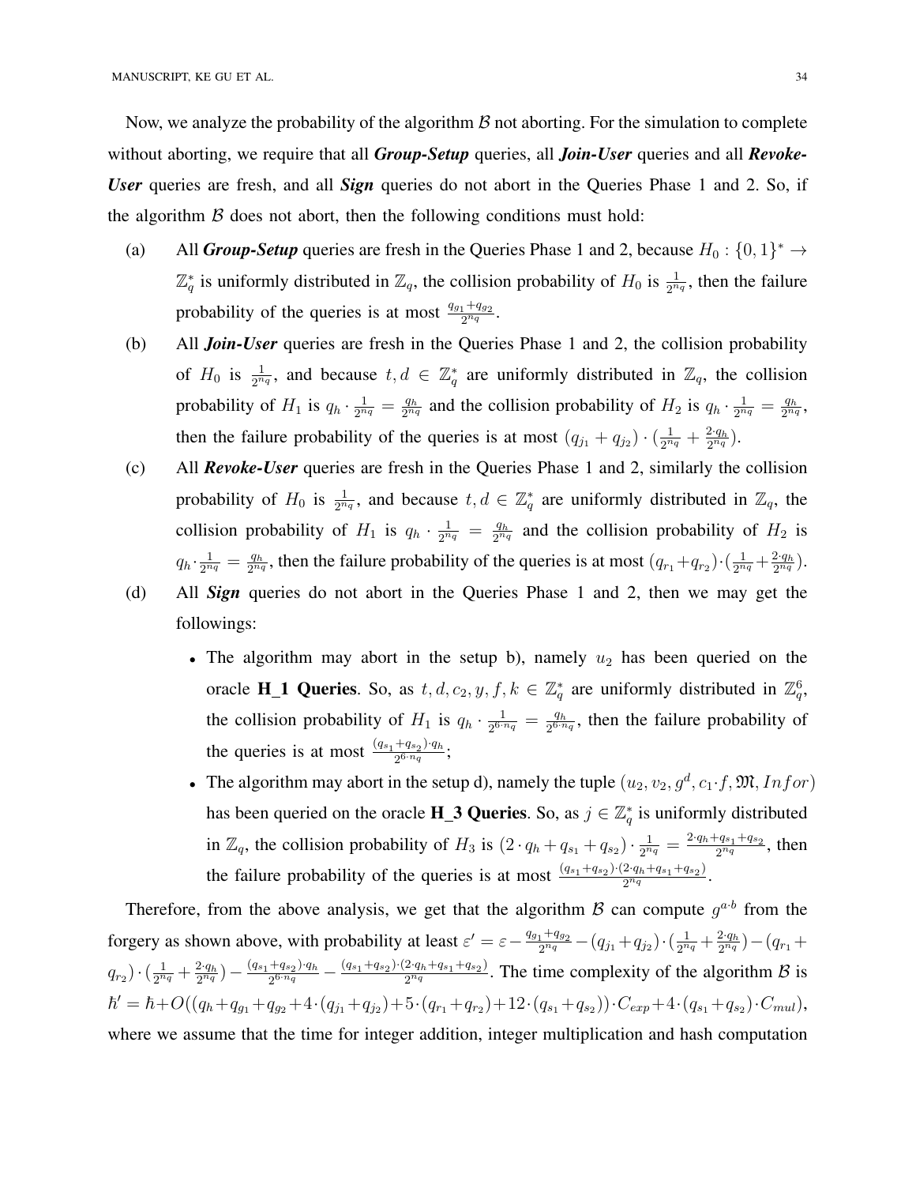Now, we analyze the probability of the algorithm $\mathcal{B}$ not aborting. For the simulation to complete without aborting, we require that all ***Group-Setup*** queries, all ***Join-User*** queries and all ***Revoke-User*** queries are fresh, and all ***Sign*** queries do not abort in the Queries Phase 1 and 2. So, if the algorithm $\mathcal{B}$ does not abort, then the following conditions must hold:

(a) All ***Group-Setup*** queries are fresh in the Queries Phase 1 and 2, because $H_0 : \{0,1\}^* \rightarrow \mathbb{Z}_q^*$ is uniformly distributed in $\mathbb{Z}_q$, the collision probability of $H_0$ is $\frac{1}{2^{n_q}}$, then the failure probability of the queries is at most $\frac{q_{g_1}+q_{g_2}}{2^{n_q}}$.

(b) All ***Join-User*** queries are fresh in the Queries Phase 1 and 2, the collision probability of $H_0$ is $\frac{1}{2^{n_q}}$, and because $t, d \in \mathbb{Z}_q^*$ are uniformly distributed in $\mathbb{Z}_q$, the collision probability of $H_1$ is $q_h \cdot \frac{1}{2^{n_q}} = \frac{q_h}{2^{n_q}}$ and the collision probability of $H_2$ is $q_h \cdot \frac{1}{2^{n_q}} = \frac{q_h}{2^{n_q}}$, then the failure probability of the queries is at most $(q_{j_1}+q_{j_2}) \cdot (\frac{1}{2^{n_q}} + \frac{2 \cdot q_h}{2^{n_q}})$.

(c) All ***Revoke-User*** queries are fresh in the Queries Phase 1 and 2, similarly the collision probability of $H_0$ is $\frac{1}{2^{n_q}}$, and because $t, d \in \mathbb{Z}_q^*$ are uniformly distributed in $\mathbb{Z}_q$, the collision probability of $H_1$ is $q_h \cdot \frac{1}{2^{n_q}} = \frac{q_h}{2^{n_q}}$ and the collision probability of $H_2$ is $q_h \cdot \frac{1}{2^{n_q}} = \frac{q_h}{2^{n_q}}$, then the failure probability of the queries is at most $(q_{r_1}+q_{r_2}) \cdot (\frac{1}{2^{n_q}} + \frac{2 \cdot q_h}{2^{n_q}})$.

(d) All ***Sign*** queries do not abort in the Queries Phase 1 and 2, then we may get the followings:

- The algorithm may abort in the setup b), namely $u_2$ has been queried on the oracle **H_1 Queries**. So, as $t, d, c_2, y, f, k \in \mathbb{Z}_q^*$ are uniformly distributed in $\mathbb{Z}_q^6$, the collision probability of $H_1$ is $q_h \cdot \frac{1}{2^{6 \cdot n_q}} = \frac{q_h}{2^{6 \cdot n_q}}$, then the failure probability of the queries is at most $\frac{(q_{s_1}+q_{s_2}) \cdot q_h}{2^{6 \cdot n_q}}$;
- The algorithm may abort in the setup d), namely the tuple $(u_2, v_2, g^d, c_1 \cdot f, \mathfrak{M}, Infor)$ has been queried on the oracle **H_3 Queries**. So, as $j \in \mathbb{Z}_q^*$ is uniformly distributed in $\mathbb{Z}_q$, the collision probability of $H_3$ is $(2 \cdot q_h + q_{s_1} + q_{s_2}) \cdot \frac{1}{2^{n_q}} = \frac{2 \cdot q_h + q_{s_1} + q_{s_2}}{2^{n_q}}$, then the failure probability of the queries is at most $\frac{(q_{s_1}+q_{s_2}) \cdot (2 \cdot q_h + q_{s_1} + q_{s_2})}{2^{n_q}}$.

Therefore, from the above analysis, we get that the algorithm $\mathcal{B}$ can compute $g^{a \cdot b}$ from the forgery as shown above, with probability at least $\varepsilon' = \varepsilon - \frac{q_{g_1}+q_{g_2}}{2^{n_q}} - (q_{j_1}+q_{j_2}) \cdot (\frac{1}{2^{n_q}} + \frac{2 \cdot q_h}{2^{n_q}}) - (q_{r_1}+q_{r_2}) \cdot (\frac{1}{2^{n_q}} + \frac{2 \cdot q_h}{2^{n_q}}) - \frac{(q_{s_1}+q_{s_2}) \cdot q_h}{2^{6 \cdot n_q}} - \frac{(q_{s_1}+q_{s_2}) \cdot (2 \cdot q_h + q_{s_1} + q_{s_2})}{2^{n_q}}$. The time complexity of the algorithm $\mathcal{B}$ is $\hbar' = \hbar + O((q_h + q_{g_1} + q_{g_2} + 4 \cdot (q_{j_1}+q_{j_2}) + 5 \cdot (q_{r_1}+q_{r_2}) + 12 \cdot (q_{s_1}+q_{s_2})) \cdot C_{exp} + 4 \cdot (q_{s_1}+q_{s_2}) \cdot C_{mul})$, where we assume that the time for integer addition, integer multiplication and hash computation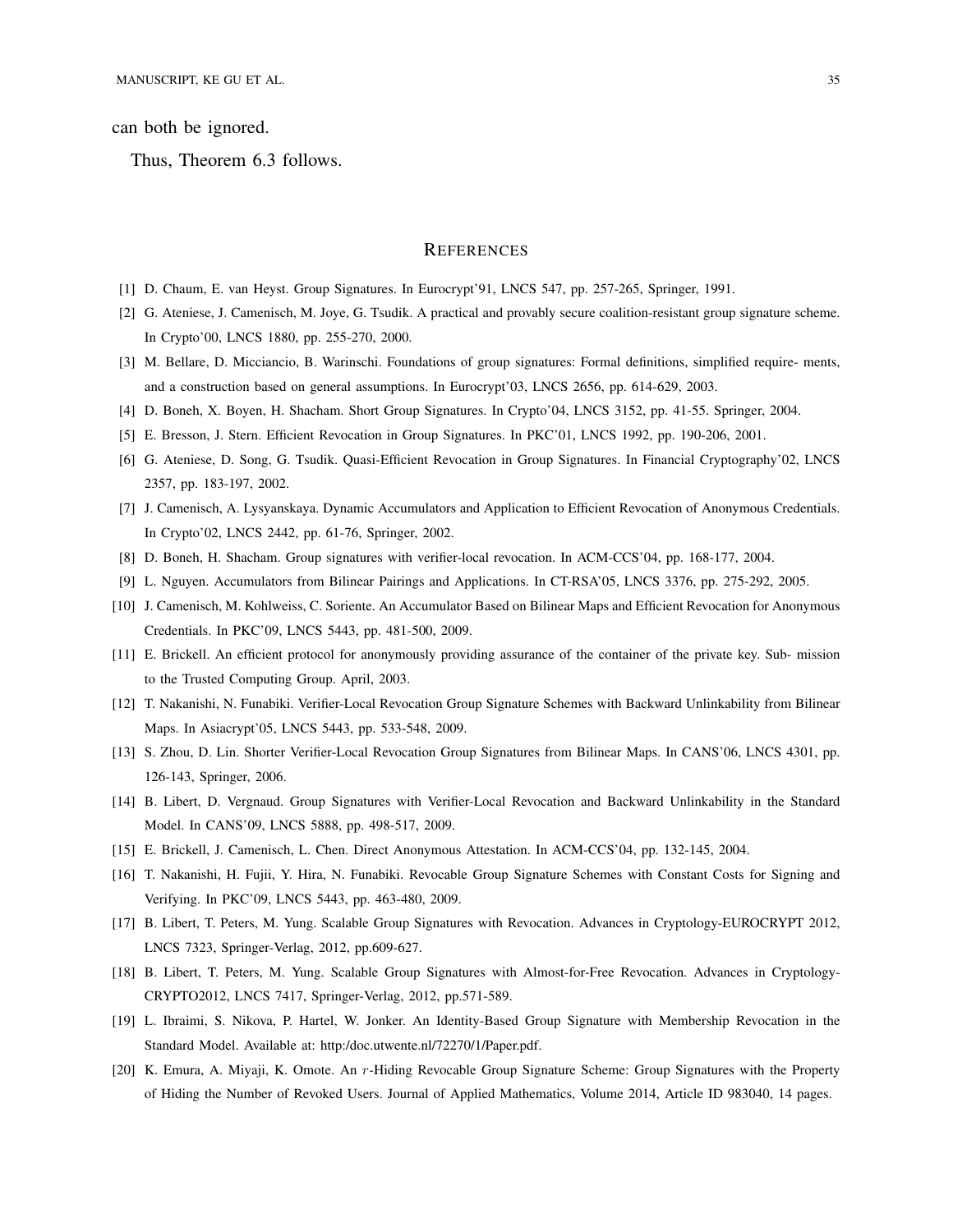can both be ignored.

Thus, Theorem 6.3 follows.

## References

[1] D. Chaum, E. van Heyst. Group Signatures. In Eurocrypt'91, LNCS 547, pp. 257-265, Springer, 1991.

[2] G. Ateniese, J. Camenisch, M. Joye, G. Tsudik. A practical and provably secure coalition-resistant group signature scheme. In Crypto'00, LNCS 1880, pp. 255-270, 2000.

[3] M. Bellare, D. Micciancio, B. Warinschi. Foundations of group signatures: Formal definitions, simplified require- ments, and a construction based on general assumptions. In Eurocrypt'03, LNCS 2656, pp. 614-629, 2003.

[4] D. Boneh, X. Boyen, H. Shacham. Short Group Signatures. In Crypto'04, LNCS 3152, pp. 41-55. Springer, 2004.

[5] E. Bresson, J. Stern. Efficient Revocation in Group Signatures. In PKC'01, LNCS 1992, pp. 190-206, 2001.

[6] G. Ateniese, D. Song, G. Tsudik. Quasi-Efficient Revocation in Group Signatures. In Financial Cryptography'02, LNCS 2357, pp. 183-197, 2002.

[7] J. Camenisch, A. Lysyanskaya. Dynamic Accumulators and Application to Efficient Revocation of Anonymous Credentials. In Crypto'02, LNCS 2442, pp. 61-76, Springer, 2002.

[8] D. Boneh, H. Shacham. Group signatures with verifier-local revocation. In ACM-CCS'04, pp. 168-177, 2004.

[9] L. Nguyen. Accumulators from Bilinear Pairings and Applications. In CT-RSA'05, LNCS 3376, pp. 275-292, 2005.

[10] J. Camenisch, M. Kohlweiss, C. Soriente. An Accumulator Based on Bilinear Maps and Efficient Revocation for Anonymous Credentials. In PKC'09, LNCS 5443, pp. 481-500, 2009.

[11] E. Brickell. An efficient protocol for anonymously providing assurance of the container of the private key. Sub- mission to the Trusted Computing Group. April, 2003.

[12] T. Nakanishi, N. Funabiki. Verifier-Local Revocation Group Signature Schemes with Backward Unlinkability from Bilinear Maps. In Asiacrypt'05, LNCS 5443, pp. 533-548, 2009.

[13] S. Zhou, D. Lin. Shorter Verifier-Local Revocation Group Signatures from Bilinear Maps. In CANS'06, LNCS 4301, pp. 126-143, Springer, 2006.

[14] B. Libert, D. Vergnaud. Group Signatures with Verifier-Local Revocation and Backward Unlinkability in the Standard Model. In CANS'09, LNCS 5888, pp. 498-517, 2009.

[15] E. Brickell, J. Camenisch, L. Chen. Direct Anonymous Attestation. In ACM-CCS'04, pp. 132-145, 2004.

[16] T. Nakanishi, H. Fujii, Y. Hira, N. Funabiki. Revocable Group Signature Schemes with Constant Costs for Signing and Verifying. In PKC'09, LNCS 5443, pp. 463-480, 2009.

[17] B. Libert, T. Peters, M. Yung. Scalable Group Signatures with Revocation. Advances in Cryptology-EUROCRYPT 2012, LNCS 7323, Springer-Verlag, 2012, pp.609-627.

[18] B. Libert, T. Peters, M. Yung. Scalable Group Signatures with Almost-for-Free Revocation. Advances in Cryptology-CRYPTO2012, LNCS 7417, Springer-Verlag, 2012, pp.571-589.

[19] L. Ibraimi, S. Nikova, P. Hartel, W. Jonker. An Identity-Based Group Signature with Membership Revocation in the Standard Model. Available at: http:/doc.utwente.nl/72270/1/Paper.pdf.

[20] K. Emura, A. Miyaji, K. Omote. An $r$-Hiding Revocable Group Signature Scheme: Group Signatures with the Property of Hiding the Number of Revoked Users. Journal of Applied Mathematics, Volume 2014, Article ID 983040, 14 pages.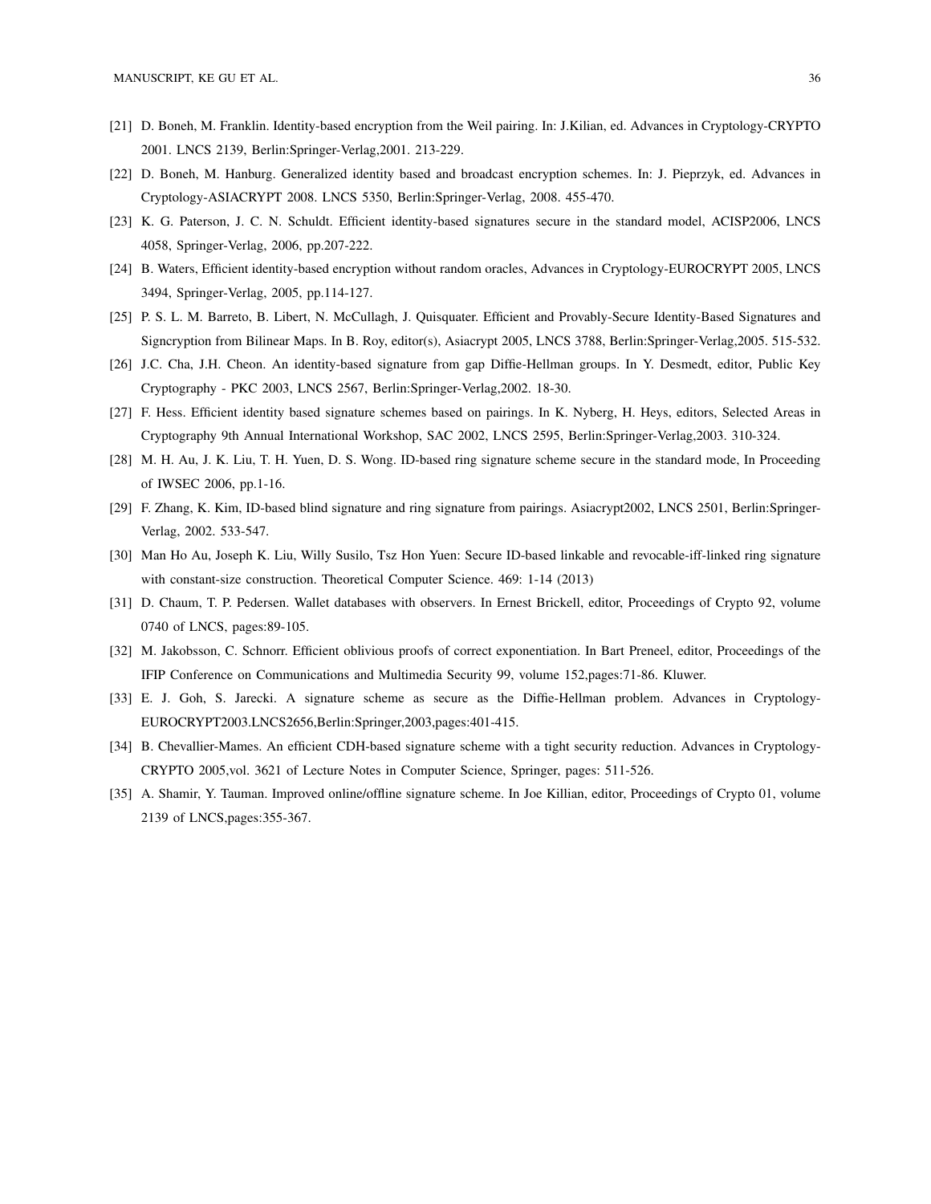[21] D. Boneh, M. Franklin. Identity-based encryption from the Weil pairing. In: J.Kilian, ed. Advances in Cryptology-CRYPTO 2001. LNCS 2139, Berlin:Springer-Verlag,2001. 213-229.

[22] D. Boneh, M. Hanburg. Generalized identity based and broadcast encryption schemes. In: J. Pieprzyk, ed. Advances in Cryptology-ASIACRYPT 2008. LNCS 5350, Berlin:Springer-Verlag, 2008. 455-470.

[23] K. G. Paterson, J. C. N. Schuldt. Efficient identity-based signatures secure in the standard model, ACISP2006, LNCS 4058, Springer-Verlag, 2006, pp.207-222.

[24] B. Waters, Efficient identity-based encryption without random oracles, Advances in Cryptology-EUROCRYPT 2005, LNCS 3494, Springer-Verlag, 2005, pp.114-127.

[25] P. S. L. M. Barreto, B. Libert, N. McCullagh, J. Quisquater. Efficient and Provably-Secure Identity-Based Signatures and Signcryption from Bilinear Maps. In B. Roy, editor(s), Asiacrypt 2005, LNCS 3788, Berlin:Springer-Verlag,2005. 515-532.

[26] J.C. Cha, J.H. Cheon. An identity-based signature from gap Diffie-Hellman groups. In Y. Desmedt, editor, Public Key Cryptography - PKC 2003, LNCS 2567, Berlin:Springer-Verlag,2002. 18-30.

[27] F. Hess. Efficient identity based signature schemes based on pairings. In K. Nyberg, H. Heys, editors, Selected Areas in Cryptography 9th Annual International Workshop, SAC 2002, LNCS 2595, Berlin:Springer-Verlag,2003. 310-324.

[28] M. H. Au, J. K. Liu, T. H. Yuen, D. S. Wong. ID-based ring signature scheme secure in the standard mode, In Proceeding of IWSEC 2006, pp.1-16.

[29] F. Zhang, K. Kim, ID-based blind signature and ring signature from pairings. Asiacrypt2002, LNCS 2501, Berlin:Springer-Verlag, 2002. 533-547.

[30] Man Ho Au, Joseph K. Liu, Willy Susilo, Tsz Hon Yuen: Secure ID-based linkable and revocable-iff-linked ring signature with constant-size construction. Theoretical Computer Science. 469: 1-14 (2013)

[31] D. Chaum, T. P. Pedersen. Wallet databases with observers. In Ernest Brickell, editor, Proceedings of Crypto 92, volume 0740 of LNCS, pages:89-105.

[32] M. Jakobsson, C. Schnorr. Efficient oblivious proofs of correct exponentiation. In Bart Preneel, editor, Proceedings of the IFIP Conference on Communications and Multimedia Security 99, volume 152,pages:71-86. Kluwer.

[33] E. J. Goh, S. Jarecki. A signature scheme as secure as the Diffie-Hellman problem. Advances in Cryptology-EUROCRYPT2003.LNCS2656,Berlin:Springer,2003,pages:401-415.

[34] B. Chevallier-Mames. An efficient CDH-based signature scheme with a tight security reduction. Advances in Cryptology-CRYPTO 2005,vol. 3621 of Lecture Notes in Computer Science, Springer, pages: 511-526.

[35] A. Shamir, Y. Tauman. Improved online/offline signature scheme. In Joe Killian, editor, Proceedings of Crypto 01, volume 2139 of LNCS,pages:355-367.